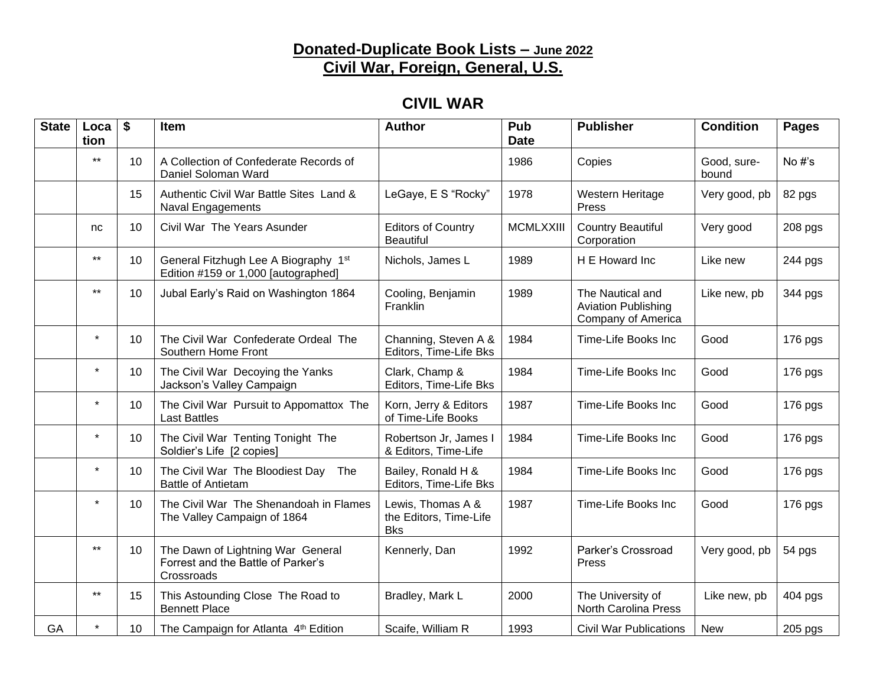# Donated-Duplicate Book Lists – June 2022
# Civil War, Foreign, General, U.S.

## CIVIL WAR

| State | Location | $ | Item | Author | Pub Date | Publisher | Condition | Pages |
|---|---|---|---|---|---|---|---|---|
| | ** | 10 | A Collection of Confederate Records of Daniel Soloman Ward | | 1986 | Copies | Good, sure-bound | No #'s |
| | | 15 | Authentic Civil War Battle Sites Land & Naval Engagements | LeGaye, E S "Rocky" | 1978 | Western Heritage Press | Very good, pb | 82 pgs |
| | nc | 10 | Civil War The Years Asunder | Editors of Country Beautiful | MCMLXXIII | Country Beautiful Corporation | Very good | 208 pgs |
| | ** | 10 | General Fitzhugh Lee A Biography 1st Edition #159 or 1,000 [autographed] | Nichols, James L | 1989 | H E Howard Inc | Like new | 244 pgs |
| | ** | 10 | Jubal Early's Raid on Washington 1864 | Cooling, Benjamin Franklin | 1989 | The Nautical and Aviation Publishing Company of America | Like new, pb | 344 pgs |
| | * | 10 | The Civil War Confederate Ordeal The Southern Home Front | Channing, Steven A & Editors, Time-Life Bks | 1984 | Time-Life Books Inc | Good | 176 pgs |
| | * | 10 | The Civil War Decoying the Yanks Jackson's Valley Campaign | Clark, Champ & Editors, Time-Life Bks | 1984 | Time-Life Books Inc | Good | 176 pgs |
| | * | 10 | The Civil War Pursuit to Appomattox The Last Battles | Korn, Jerry & Editors of Time-Life Books | 1987 | Time-Life Books Inc | Good | 176 pgs |
| | * | 10 | The Civil War Tenting Tonight The Soldier's Life [2 copies] | Robertson Jr, James I & Editors, Time-Life | 1984 | Time-Life Books Inc | Good | 176 pgs |
| | * | 10 | The Civil War The Bloodiest Day The Battle of Antietam | Bailey, Ronald H & Editors, Time-Life Bks | 1984 | Time-Life Books Inc | Good | 176 pgs |
| | * | 10 | The Civil War The Shenandoah in Flames The Valley Campaign of 1864 | Lewis, Thomas A & the Editors, Time-Life Bks | 1987 | Time-Life Books Inc | Good | 176 pgs |
| | ** | 10 | The Dawn of Lightning War General Forrest and the Battle of Parker's Crossroads | Kennerly, Dan | 1992 | Parker's Crossroad Press | Very good, pb | 54 pgs |
| | ** | 15 | This Astounding Close The Road to Bennett Place | Bradley, Mark L | 2000 | The University of North Carolina Press | Like new, pb | 404 pgs |
| GA | * | 10 | The Campaign for Atlanta 4th Edition | Scaife, William R | 1993 | Civil War Publications | New | 205 pgs |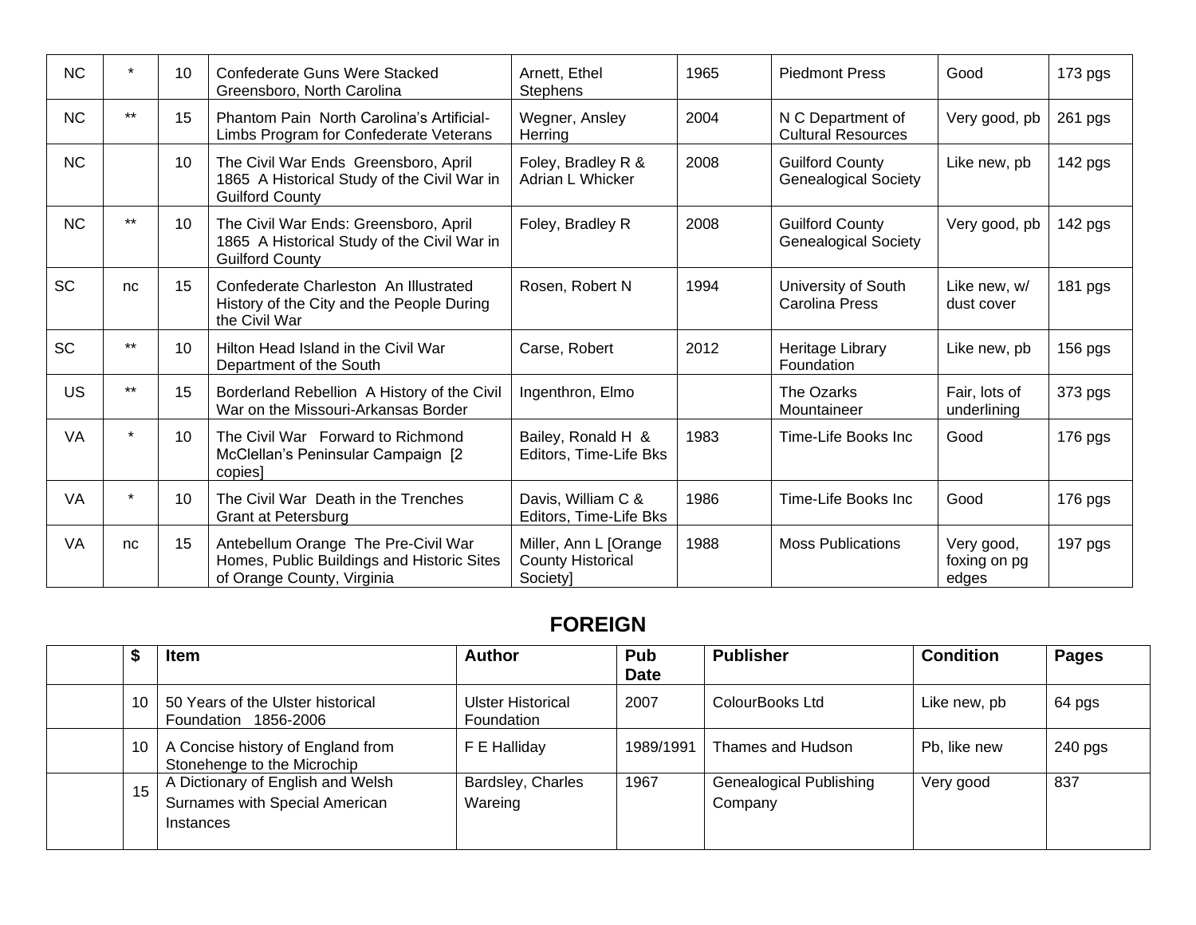| | | | | | | | | |
|---|---|---|---|---|---|---|---|---|
| NC | * | 10 | Confederate Guns Were Stacked Greensboro, North Carolina | Arnett, Ethel Stephens | 1965 | Piedmont Press | Good | 173 pgs |
| NC | ** | 15 | Phantom Pain North Carolina's Artificial-Limbs Program for Confederate Veterans | Wegner, Ansley Herring | 2004 | N C Department of Cultural Resources | Very good, pb | 261 pgs |
| NC | | 10 | The Civil War Ends Greensboro, April 1865 A Historical Study of the Civil War in Guilford County | Foley, Bradley R & Adrian L Whicker | 2008 | Guilford County Genealogical Society | Like new, pb | 142 pgs |
| NC | ** | 10 | The Civil War Ends: Greensboro, April 1865 A Historical Study of the Civil War in Guilford County | Foley, Bradley R | 2008 | Guilford County Genealogical Society | Very good, pb | 142 pgs |
| SC | nc | 15 | Confederate Charleston An Illustrated History of the City and the People During the Civil War | Rosen, Robert N | 1994 | University of South Carolina Press | Like new, w/ dust cover | 181 pgs |
| SC | ** | 10 | Hilton Head Island in the Civil War Department of the South | Carse, Robert | 2012 | Heritage Library Foundation | Like new, pb | 156 pgs |
| US | ** | 15 | Borderland Rebellion A History of the Civil War on the Missouri-Arkansas Border | Ingenthron, Elmo | | The Ozarks Mountaineer | Fair, lots of underlining | 373 pgs |
| VA | * | 10 | The Civil War Forward to Richmond McClellan's Peninsular Campaign [2 copies] | Bailey, Ronald H & Editors, Time-Life Bks | 1983 | Time-Life Books Inc | Good | 176 pgs |
| VA | * | 10 | The Civil War Death in the Trenches Grant at Petersburg | Davis, William C & Editors, Time-Life Bks | 1986 | Time-Life Books Inc | Good | 176 pgs |
| VA | nc | 15 | Antebellum Orange The Pre-Civil War Homes, Public Buildings and Historic Sites of Orange County, Virginia | Miller, Ann L [Orange County Historical Society] | 1988 | Moss Publications | Very good, foxing on pg edges | 197 pgs |

## FOREIGN

| | $ | Item | Author | Pub Date | Publisher | Condition | Pages |
|---|---|---|---|---|---|---|---|
| | 10 | 50 Years of the Ulster historical Foundation 1856-2006 | Ulster Historical Foundation | 2007 | ColourBooks Ltd | Like new, pb | 64 pgs |
| | 10 | A Concise history of England from Stonehenge to the Microchip | F E Halliday | 1989/1991 | Thames and Hudson | Pb, like new | 240 pgs |
| | 15 | A Dictionary of English and Welsh Surnames with Special American Instances | Bardsley, Charles Wareing | 1967 | Genealogical Publishing Company | Very good | 837 |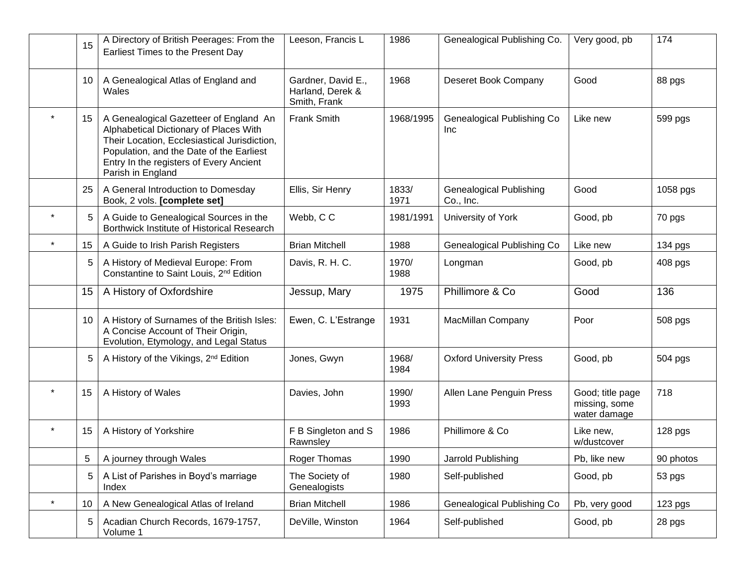| | | | | | | | |
|---|---|---|---|---|---|---|---|
| | 15 | A Directory of British Peerages: From the Earliest Times to the Present Day | Leeson, Francis L | 1986 | Genealogical Publishing Co. | Very good, pb | 174 |
| | 10 | A Genealogical Atlas of England and Wales | Gardner, David E., Harland, Derek & Smith, Frank | 1968 | Deseret Book Company | Good | 88 pgs |
| * | 15 | A Genealogical Gazetteer of England An Alphabetical Dictionary of Places With Their Location, Ecclesiastical Jurisdiction, Population, and the Date of the Earliest Entry In the registers of Every Ancient Parish in England | Frank Smith | 1968/1995 | Genealogical Publishing Co Inc | Like new | 599 pgs |
| | 25 | A General Introduction to Domesday Book, 2 vols. **[complete set]** | Ellis, Sir Henry | 1833/ 1971 | Genealogical Publishing Co., Inc. | Good | 1058 pgs |
| * | 5 | A Guide to Genealogical Sources in the Borthwick Institute of Historical Research | Webb, C C | 1981/1991 | University of York | Good, pb | 70 pgs |
| * | 15 | A Guide to Irish Parish Registers | Brian Mitchell | 1988 | Genealogical Publishing Co | Like new | 134 pgs |
| | 5 | A History of Medieval Europe: From Constantine to Saint Louis, 2nd Edition | Davis, R. H. C. | 1970/ 1988 | Longman | Good, pb | 408 pgs |
| | 15 | A History of Oxfordshire | Jessup, Mary | 1975 | Phillimore & Co | Good | 136 |
| | 10 | A History of Surnames of the British Isles: A Concise Account of Their Origin, Evolution, Etymology, and Legal Status | Ewen, C. L'Estrange | 1931 | MacMillan Company | Poor | 508 pgs |
| | 5 | A History of the Vikings, 2nd Edition | Jones, Gwyn | 1968/ 1984 | Oxford University Press | Good, pb | 504 pgs |
| * | 15 | A History of Wales | Davies, John | 1990/ 1993 | Allen Lane Penguin Press | Good; title page missing, some water damage | 718 |
| * | 15 | A History of Yorkshire | F B Singleton and S Rawnsley | 1986 | Phillimore & Co | Like new, w/dustcover | 128 pgs |
| | 5 | A journey through Wales | Roger Thomas | 1990 | Jarrold Publishing | Pb, like new | 90 photos |
| | 5 | A List of Parishes in Boyd's marriage Index | The Society of Genealogists | 1980 | Self-published | Good, pb | 53 pgs |
| * | 10 | A New Genealogical Atlas of Ireland | Brian Mitchell | 1986 | Genealogical Publishing Co | Pb, very good | 123 pgs |
| | 5 | Acadian Church Records, 1679-1757, Volume 1 | DeVille, Winston | 1964 | Self-published | Good, pb | 28 pgs |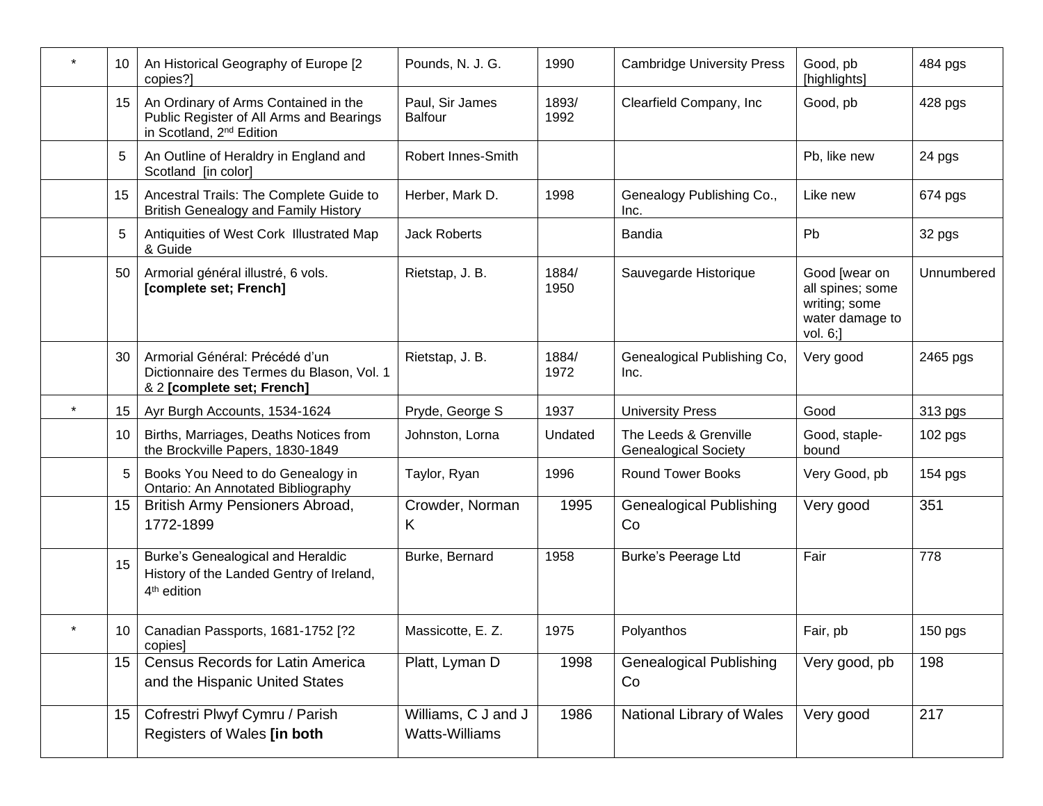| | | | | | | | |
|---|---|---|---|---|---|---|---|
| * | 10 | An Historical Geography of Europe [2 copies?] | Pounds, N. J. G. | 1990 | Cambridge University Press | Good, pb [highlights] | 484 pgs |
| | 15 | An Ordinary of Arms Contained in the Public Register of All Arms and Bearings in Scotland, 2nd Edition | Paul, Sir James Balfour | 1893/ 1992 | Clearfield Company, Inc | Good, pb | 428 pgs |
| | 5 | An Outline of Heraldry in England and Scotland [in color] | Robert Innes-Smith | | | Pb, like new | 24 pgs |
| | 15 | Ancestral Trails: The Complete Guide to British Genealogy and Family History | Herber, Mark D. | 1998 | Genealogy Publishing Co., Inc. | Like new | 674 pgs |
| | 5 | Antiquities of West Cork Illustrated Map & Guide | Jack Roberts | | Bandia | Pb | 32 pgs |
| | 50 | Armorial général illustré, 6 vols. **[complete set; French]** | Rietstap, J. B. | 1884/ 1950 | Sauvegarde Historique | Good [wear on all spines; some writing; some water damage to vol. 6;] | Unnumbered |
| | 30 | Armorial Général: Précédé d'un Dictionnaire des Termes du Blason, Vol. 1 & 2 **[complete set; French]** | Rietstap, J. B. | 1884/ 1972 | Genealogical Publishing Co, Inc. | Very good | 2465 pgs |
| * | 15 | Ayr Burgh Accounts, 1534-1624 | Pryde, George S | 1937 | University Press | Good | 313 pgs |
| | 10 | Births, Marriages, Deaths Notices from the Brockville Papers, 1830-1849 | Johnston, Lorna | Undated | The Leeds & Grenville Genealogical Society | Good, staple-bound | 102 pgs |
| | 5 | Books You Need to do Genealogy in Ontario: An Annotated Bibliography | Taylor, Ryan | 1996 | Round Tower Books | Very Good, pb | 154 pgs |
| | 15 | British Army Pensioners Abroad, 1772-1899 | Crowder, Norman K | 1995 | Genealogical Publishing Co | Very good | 351 |
| | 15 | Burke's Genealogical and Heraldic History of the Landed Gentry of Ireland, 4th edition | Burke, Bernard | 1958 | Burke's Peerage Ltd | Fair | 778 |
| * | 10 | Canadian Passports, 1681-1752 [?2 copies] | Massicotte, E. Z. | 1975 | Polyanthos | Fair, pb | 150 pgs |
| | 15 | Census Records for Latin America and the Hispanic United States | Platt, Lyman D | 1998 | Genealogical Publishing Co | Very good, pb | 198 |
| | 15 | Cofrestri Plwyf Cymru / Parish Registers of Wales **[in both** | Williams, C J and J Watts-Williams | 1986 | National Library of Wales | Very good | 217 |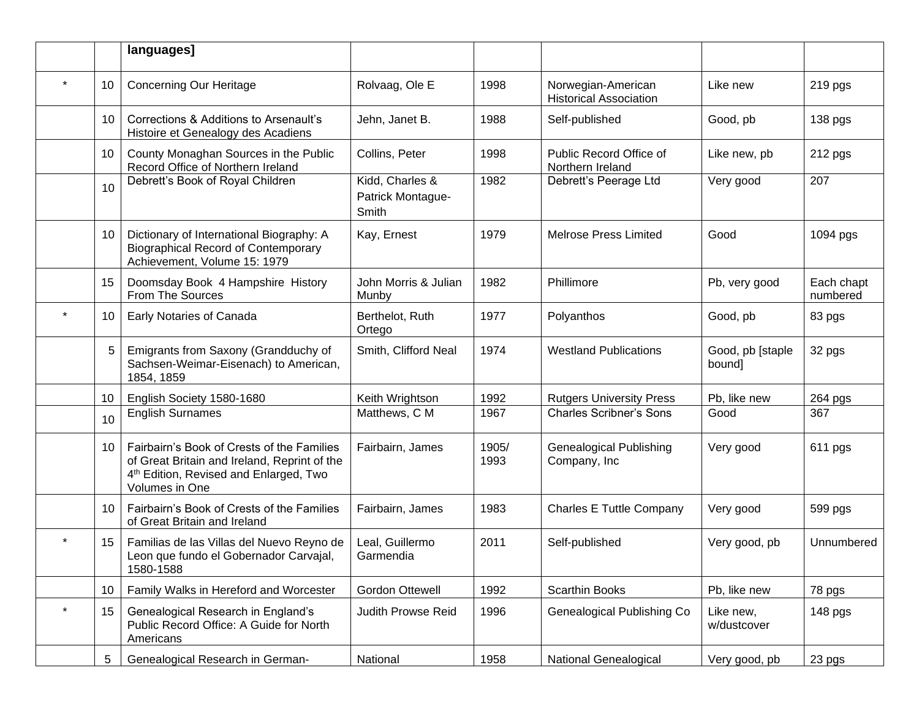| | | languages] | | | | | |
|---|---|---|---|---|---|---|---|
| * | 10 | Concerning Our Heritage | Rolvaag, Ole E | 1998 | Norwegian-American Historical Association | Like new | 219 pgs |
| | 10 | Corrections & Additions to Arsenault's Histoire et Genealogy des Acadiens | Jehn, Janet B. | 1988 | Self-published | Good, pb | 138 pgs |
| | 10 | County Monaghan Sources in the Public Record Office of Northern Ireland | Collins, Peter | 1998 | Public Record Office of Northern Ireland | Like new, pb | 212 pgs |
| | 10 | Debrett's Book of Royal Children | Kidd, Charles & Patrick Montague-Smith | 1982 | Debrett's Peerage Ltd | Very good | 207 |
| | 10 | Dictionary of International Biography: A Biographical Record of Contemporary Achievement, Volume 15: 1979 | Kay, Ernest | 1979 | Melrose Press Limited | Good | 1094 pgs |
| | 15 | Doomsday Book 4 Hampshire History From The Sources | John Morris & Julian Munby | 1982 | Phillimore | Pb, very good | Each chapt numbered |
| * | 10 | Early Notaries of Canada | Berthelot, Ruth Ortego | 1977 | Polyanthos | Good, pb | 83 pgs |
| | 5 | Emigrants from Saxony (Grandduchy of Sachsen-Weimar-Eisenach) to American, 1854, 1859 | Smith, Clifford Neal | 1974 | Westland Publications | Good, pb [staple bound] | 32 pgs |
| | 10 | English Society 1580-1680 | Keith Wrightson | 1992 | Rutgers University Press | Pb, like new | 264 pgs |
| | 10 | English Surnames | Matthews, C M | 1967 | Charles Scribner's Sons | Good | 367 |
| | 10 | Fairbairn's Book of Crests of the Families of Great Britain and Ireland, Reprint of the 4th Edition, Revised and Enlarged, Two Volumes in One | Fairbairn, James | 1905/ 1993 | Genealogical Publishing Company, Inc | Very good | 611 pgs |
| | 10 | Fairbairn's Book of Crests of the Families of Great Britain and Ireland | Fairbairn, James | 1983 | Charles E Tuttle Company | Very good | 599 pgs |
| * | 15 | Familias de las Villas del Nuevo Reyno de Leon que fundo el Gobernador Carvajal, 1580-1588 | Leal, Guillermo Garmendia | 2011 | Self-published | Very good, pb | Unnumbered |
| | 10 | Family Walks in Hereford and Worcester | Gordon Ottewell | 1992 | Scarthin Books | Pb, like new | 78 pgs |
| * | 15 | Genealogical Research in England's Public Record Office: A Guide for North Americans | Judith Prowse Reid | 1996 | Genealogical Publishing Co | Like new, w/dustcover | 148 pgs |
| | 5 | Genealogical Research in German- | National | 1958 | National Genealogical | Very good, pb | 23 pgs |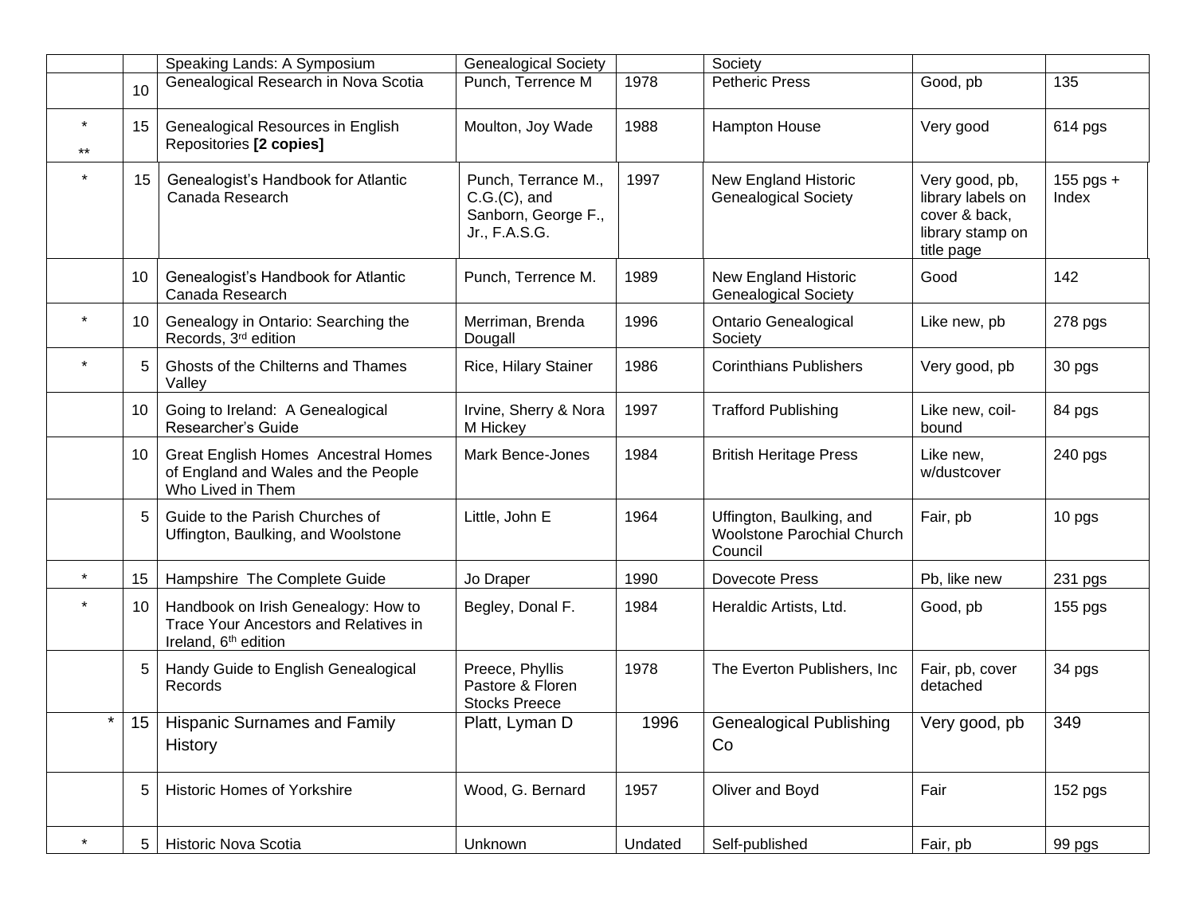|  |  | Speaking Lands: A Symposium | Genealogical Society |  | Society |  |  |
|---|---|---|---|---|---|---|---|
|  | 10 | Genealogical Research in Nova Scotia | Punch, Terrence M | 1978 | Petheric Press | Good, pb | 135 |
| * ** | 15 | Genealogical Resources in English Repositories **[2 copies]** | Moulton, Joy Wade | 1988 | Hampton House | Very good | 614 pgs |
| * | 15 | Genealogist's Handbook for Atlantic Canada Research | Punch, Terrance M., C.G.(C), and Sanborn, George F., Jr., F.A.S.G. | 1997 | New England Historic Genealogical Society | Very good, pb, library labels on cover & back, library stamp on title page | 155 pgs + Index |
|  | 10 | Genealogist's Handbook for Atlantic Canada Research | Punch, Terrence M. | 1989 | New England Historic Genealogical Society | Good | 142 |
| * | 10 | Genealogy in Ontario: Searching the Records, 3rd edition | Merriman, Brenda Dougall | 1996 | Ontario Genealogical Society | Like new, pb | 278 pgs |
| * | 5 | Ghosts of the Chilterns and Thames Valley | Rice, Hilary Stainer | 1986 | Corinthians Publishers | Very good, pb | 30 pgs |
|  | 10 | Going to Ireland: A Genealogical Researcher's Guide | Irvine, Sherry & Nora M Hickey | 1997 | Trafford Publishing | Like new, coil-bound | 84 pgs |
|  | 10 | Great English Homes Ancestral Homes of England and Wales and the People Who Lived in Them | Mark Bence-Jones | 1984 | British Heritage Press | Like new, w/dustcover | 240 pgs |
|  | 5 | Guide to the Parish Churches of Uffington, Baulking, and Woolstone | Little, John E | 1964 | Uffington, Baulking, and Woolstone Parochial Church Council | Fair, pb | 10 pgs |
| * | 15 | Hampshire The Complete Guide | Jo Draper | 1990 | Dovecote Press | Pb, like new | 231 pgs |
| * | 10 | Handbook on Irish Genealogy: How to Trace Your Ancestors and Relatives in Ireland, 6th edition | Begley, Donal F. | 1984 | Heraldic Artists, Ltd. | Good, pb | 155 pgs |
|  | 5 | Handy Guide to English Genealogical Records | Preece, Phyllis Pastore & Floren Stocks Preece | 1978 | The Everton Publishers, Inc | Fair, pb, cover detached | 34 pgs |
| * | 15 | Hispanic Surnames and Family History | Platt, Lyman D | 1996 | Genealogical Publishing Co | Very good, pb | 349 |
|  | 5 | Historic Homes of Yorkshire | Wood, G. Bernard | 1957 | Oliver and Boyd | Fair | 152 pgs |
| * | 5 | Historic Nova Scotia | Unknown | Undated | Self-published | Fair, pb | 99 pgs |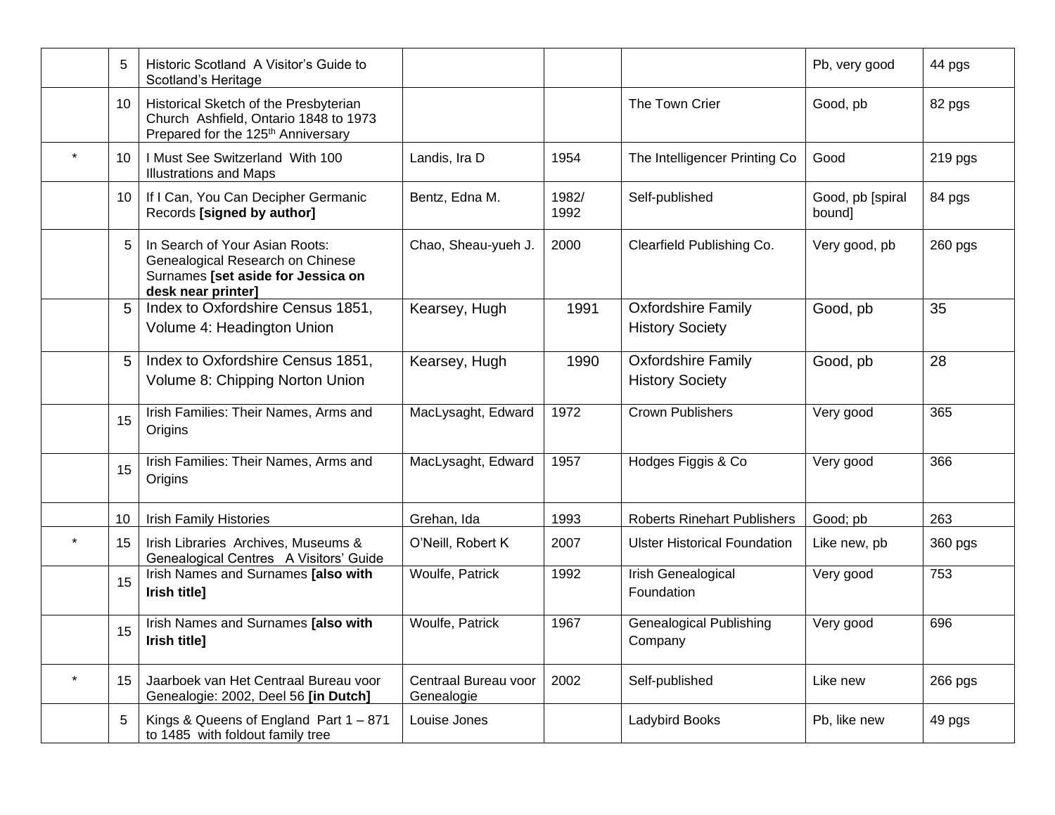|  |  |  |  |  |  |  |  |
|---|---|---|---|---|---|---|---|
|  | 5 | Historic Scotland  A Visitor's Guide to Scotland's Heritage |  |  |  | Pb, very good | 44 pgs |
|  | 10 | Historical Sketch of the Presbyterian Church  Ashfield, Ontario 1848 to 1973 Prepared for the 125th Anniversary |  |  | The Town Crier | Good, pb | 82 pgs |
| * | 10 | I Must See Switzerland  With 100 Illustrations and Maps | Landis, Ira D | 1954 | The Intelligencer Printing Co | Good | 219 pgs |
|  | 10 | If I Can, You Can Decipher Germanic Records **[signed by author]** | Bentz, Edna M. | 1982/ 1992 | Self-published | Good, pb [spiral bound] | 84 pgs |
|  | 5 | In Search of Your Asian Roots: Genealogical Research on Chinese Surnames **[set aside for Jessica on desk near printer]** | Chao, Sheau-yueh J. | 2000 | Clearfield Publishing Co. | Very good, pb | 260 pgs |
|  | 5 | Index to Oxfordshire Census 1851, Volume 4: Headington Union | Kearsey, Hugh | 1991 | Oxfordshire Family History Society | Good, pb | 35 |
|  | 5 | Index to Oxfordshire Census 1851, Volume 8: Chipping Norton Union | Kearsey, Hugh | 1990 | Oxfordshire Family History Society | Good, pb | 28 |
|  | 15 | Irish Families: Their Names, Arms and Origins | MacLysaght, Edward | 1972 | Crown Publishers | Very good | 365 |
|  | 15 | Irish Families: Their Names, Arms and Origins | MacLysaght, Edward | 1957 | Hodges Figgis & Co | Very good | 366 |
|  | 10 | Irish Family Histories | Grehan, Ida | 1993 | Roberts Rinehart Publishers | Good; pb | 263 |
| * | 15 | Irish Libraries  Archives, Museums & Genealogical Centres   A Visitors' Guide | O'Neill, Robert K | 2007 | Ulster Historical Foundation | Like new, pb | 360 pgs |
|  | 15 | Irish Names and Surnames **[also with Irish title]** | Woulfe, Patrick | 1992 | Irish Genealogical Foundation | Very good | 753 |
|  | 15 | Irish Names and Surnames **[also with Irish title]** | Woulfe, Patrick | 1967 | Genealogical Publishing Company | Very good | 696 |
| * | 15 | Jaarboek van Het Centraal Bureau voor Genealogie: 2002, Deel 56 **[in Dutch]** | Centraal Bureau voor Genealogie | 2002 | Self-published | Like new | 266 pgs |
|  | 5 | Kings & Queens of England  Part 1 – 871 to 1485  with foldout family tree | Louise Jones |  | Ladybird Books | Pb, like new | 49 pgs |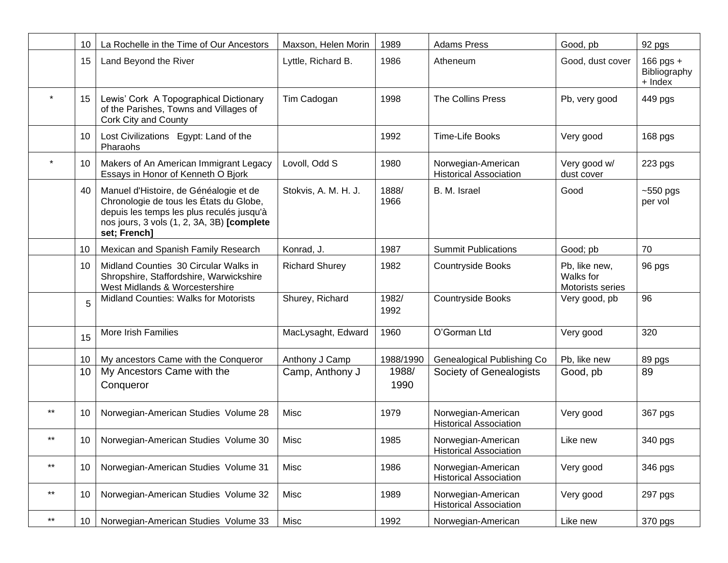| | | | | | | | |
|---|---|---|---|---|---|---|---|
| | 10 | La Rochelle in the Time of Our Ancestors | Maxson, Helen Morin | 1989 | Adams Press | Good, pb | 92 pgs |
| | 15 | Land Beyond the River | Lyttle, Richard B. | 1986 | Atheneum | Good, dust cover | 166 pgs + Bibliography + Index |
| * | 15 | Lewis' Cork A Topographical Dictionary of the Parishes, Towns and Villages of Cork City and County | Tim Cadogan | 1998 | The Collins Press | Pb, very good | 449 pgs |
| | 10 | Lost Civilizations Egypt: Land of the Pharaohs | | 1992 | Time-Life Books | Very good | 168 pgs |
| * | 10 | Makers of An American Immigrant Legacy Essays in Honor of Kenneth O Bjork | Lovoll, Odd S | 1980 | Norwegian-American Historical Association | Very good w/ dust cover | 223 pgs |
| | 40 | Manuel d'Histoire, de Généalogie et de Chronologie de tous les États du Globe, depuis les temps les plus reculés jusqu'à nos jours, 3 vols (1, 2, 3A, 3B) **[complete set; French]** | Stokvis, A. M. H. J. | 1888/ 1966 | B. M. Israel | Good | ~550 pgs per vol |
| | 10 | Mexican and Spanish Family Research | Konrad, J. | 1987 | Summit Publications | Good; pb | 70 |
| | 10 | Midland Counties 30 Circular Walks in Shropshire, Staffordshire, Warwickshire West Midlands & Worcestershire | Richard Shurey | 1982 | Countryside Books | Pb, like new, Walks for Motorists series | 96 pgs |
| | 5 | Midland Counties: Walks for Motorists | Shurey, Richard | 1982/ 1992 | Countryside Books | Very good, pb | 96 |
| | 15 | More Irish Families | MacLysaght, Edward | 1960 | O'Gorman Ltd | Very good | 320 |
| | 10 | My ancestors Came with the Conqueror | Anthony J Camp | 1988/1990 | Genealogical Publishing Co | Pb, like new | 89 pgs |
| | 10 | My Ancestors Came with the Conqueror | Camp, Anthony J | 1988/ 1990 | Society of Genealogists | Good, pb | 89 |
| ** | 10 | Norwegian-American Studies Volume 28 | Misc | 1979 | Norwegian-American Historical Association | Very good | 367 pgs |
| ** | 10 | Norwegian-American Studies Volume 30 | Misc | 1985 | Norwegian-American Historical Association | Like new | 340 pgs |
| ** | 10 | Norwegian-American Studies Volume 31 | Misc | 1986 | Norwegian-American Historical Association | Very good | 346 pgs |
| ** | 10 | Norwegian-American Studies Volume 32 | Misc | 1989 | Norwegian-American Historical Association | Very good | 297 pgs |
| ** | 10 | Norwegian-American Studies Volume 33 | Misc | 1992 | Norwegian-American | Like new | 370 pgs |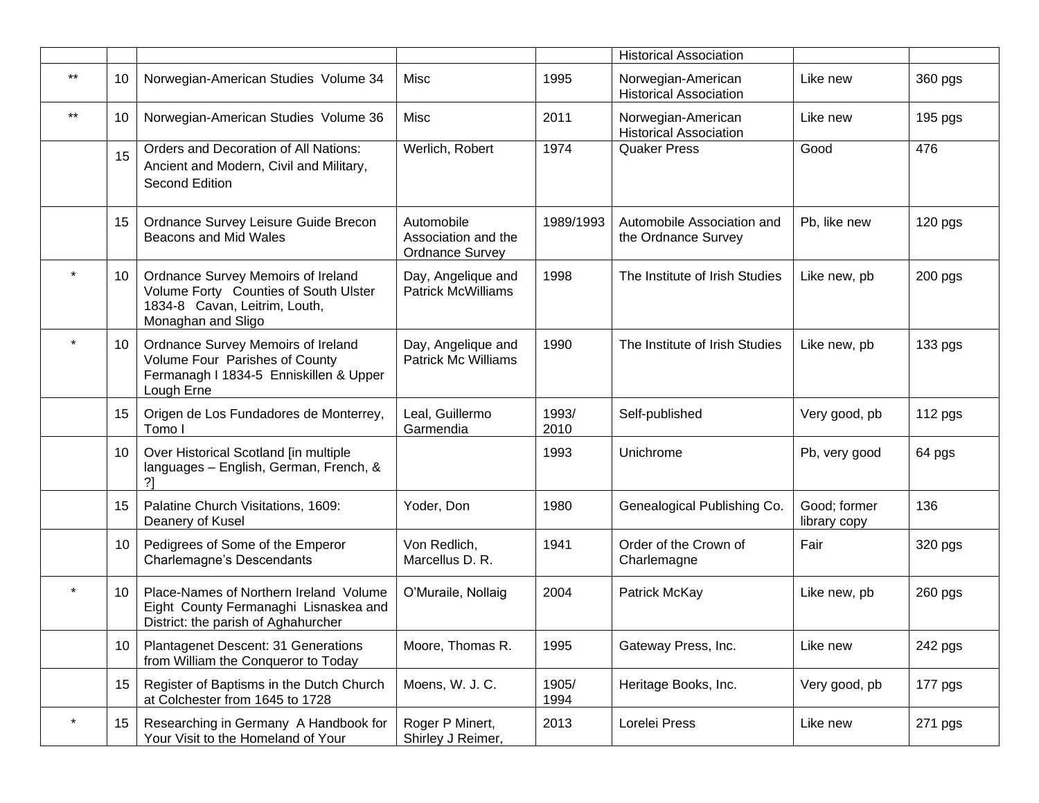|  |  |  |  |  | Historical Association |  |  |
|---|---|---|---|---|---|---|---|
| ** | 10 | Norwegian-American Studies  Volume 34 | Misc | 1995 | Norwegian-American Historical Association | Like new | 360 pgs |
| ** | 10 | Norwegian-American Studies  Volume 36 | Misc | 2011 | Norwegian-American Historical Association | Like new | 195 pgs |
|  | 15 | Orders and Decoration of All Nations: Ancient and Modern, Civil and Military, Second Edition | Werlich, Robert | 1974 | Quaker Press | Good | 476 |
|  | 15 | Ordnance Survey Leisure Guide Brecon Beacons and Mid Wales | Automobile Association and the Ordnance Survey | 1989/1993 | Automobile Association and the Ordnance Survey | Pb, like new | 120 pgs |
| * | 10 | Ordnance Survey Memoirs of Ireland Volume Forty   Counties of South Ulster 1834-8   Cavan, Leitrim, Louth, Monaghan and Sligo | Day, Angelique and Patrick McWilliams | 1998 | The Institute of Irish Studies | Like new, pb | 200 pgs |
| * | 10 | Ordnance Survey Memoirs of Ireland Volume Four  Parishes of County Fermanagh I 1834-5  Enniskillen & Upper Lough Erne | Day, Angelique and Patrick Mc Williams | 1990 | The Institute of Irish Studies | Like new, pb | 133 pgs |
|  | 15 | Origen de Los Fundadores de Monterrey, Tomo I | Leal, Guillermo Garmendia | 1993/ 2010 | Self-published | Very good, pb | 112 pgs |
|  | 10 | Over Historical Scotland [in multiple languages – English, German, French, & ?] |  | 1993 | Unichrome | Pb, very good | 64 pgs |
|  | 15 | Palatine Church Visitations, 1609: Deanery of Kusel | Yoder, Don | 1980 | Genealogical Publishing Co. | Good; former library copy | 136 |
|  | 10 | Pedigrees of Some of the Emperor Charlemagne's Descendants | Von Redlich, Marcellus D. R. | 1941 | Order of the Crown of Charlemagne | Fair | 320 pgs |
| * | 10 | Place-Names of Northern Ireland  Volume Eight  County Fermanaghi  Lisnaskea and District: the parish of Aghahurcher | O'Muraile, Nollaig | 2004 | Patrick McKay | Like new, pb | 260 pgs |
|  | 10 | Plantagenet Descent: 31 Generations from William the Conqueror to Today | Moore, Thomas R. | 1995 | Gateway Press, Inc. | Like new | 242 pgs |
|  | 15 | Register of Baptisms in the Dutch Church at Colchester from 1645 to 1728 | Moens, W. J. C. | 1905/ 1994 | Heritage Books, Inc. | Very good, pb | 177 pgs |
| * | 15 | Researching in Germany  A Handbook for Your Visit to the Homeland of Your | Roger P Minert, Shirley J Reimer, | 2013 | Lorelei Press | Like new | 271 pgs |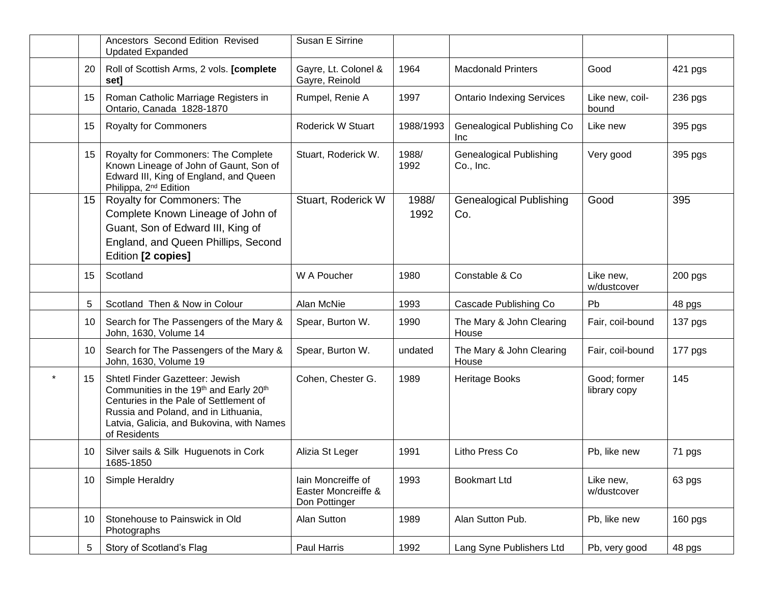| | | | | | | | |
|---|---|---|---|---|---|---|---|
| | | Ancestors Second Edition Revised Updated Expanded | Susan E Sirrine | | | | |
| | 20 | Roll of Scottish Arms, 2 vols. **[complete set]** | Gayre, Lt. Colonel & Gayre, Reinold | 1964 | Macdonald Printers | Good | 421 pgs |
| | 15 | Roman Catholic Marriage Registers in Ontario, Canada 1828-1870 | Rumpel, Renie A | 1997 | Ontario Indexing Services | Like new, coil-bound | 236 pgs |
| | 15 | Royalty for Commoners | Roderick W Stuart | 1988/1993 | Genealogical Publishing Co Inc | Like new | 395 pgs |
| | 15 | Royalty for Commoners: The Complete Known Lineage of John of Gaunt, Son of Edward III, King of England, and Queen Philippa, 2nd Edition | Stuart, Roderick W. | 1988/ 1992 | Genealogical Publishing Co., Inc. | Very good | 395 pgs |
| | 15 | Royalty for Commoners: The Complete Known Lineage of John of Guant, Son of Edward III, King of England, and Queen Phillips, Second Edition **[2 copies]** | Stuart, Roderick W | 1988/ 1992 | Genealogical Publishing Co. | Good | 395 |
| | 15 | Scotland | W A Poucher | 1980 | Constable & Co | Like new, w/dustcover | 200 pgs |
| | 5 | Scotland Then & Now in Colour | Alan McNie | 1993 | Cascade Publishing Co | Pb | 48 pgs |
| | 10 | Search for The Passengers of the Mary & John, 1630, Volume 14 | Spear, Burton W. | 1990 | The Mary & John Clearing House | Fair, coil-bound | 137 pgs |
| | 10 | Search for The Passengers of the Mary & John, 1630, Volume 19 | Spear, Burton W. | undated | The Mary & John Clearing House | Fair, coil-bound | 177 pgs |
| * | 15 | Shtetl Finder Gazetteer: Jewish Communities in the 19th and Early 20th Centuries in the Pale of Settlement of Russia and Poland, and in Lithuania, Latvia, Galicia, and Bukovina, with Names of Residents | Cohen, Chester G. | 1989 | Heritage Books | Good; former library copy | 145 |
| | 10 | Silver sails & Silk Huguenots in Cork 1685-1850 | Alizia St Leger | 1991 | Litho Press Co | Pb, like new | 71 pgs |
| | 10 | Simple Heraldry | Iain Moncreiffe of Easter Moncreiffe & Don Pottinger | 1993 | Bookmart Ltd | Like new, w/dustcover | 63 pgs |
| | 10 | Stonehouse to Painswick in Old Photographs | Alan Sutton | 1989 | Alan Sutton Pub. | Pb, like new | 160 pgs |
| | 5 | Story of Scotland's Flag | Paul Harris | 1992 | Lang Syne Publishers Ltd | Pb, very good | 48 pgs |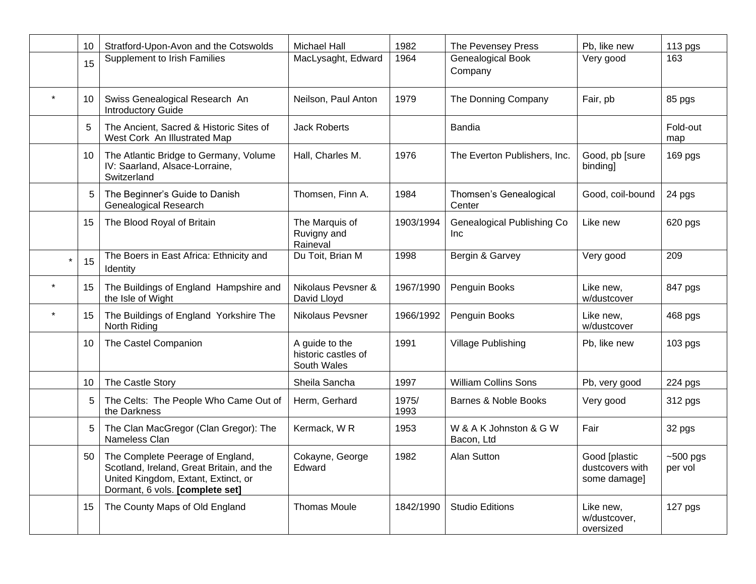|  |  |  |  |  |  |  |  |
|---|---|---|---|---|---|---|---|
|  | 10 | Stratford-Upon-Avon and the Cotswolds | Michael Hall | 1982 | The Pevensey Press | Pb, like new | 113 pgs |
|  | 15 | Supplement to Irish Families | MacLysaght, Edward | 1964 | Genealogical Book Company | Very good | 163 |
| * | 10 | Swiss Genealogical Research An Introductory Guide | Neilson, Paul Anton | 1979 | The Donning Company | Fair, pb | 85 pgs |
|  | 5 | The Ancient, Sacred & Historic Sites of West Cork An Illustrated Map | Jack Roberts |  | Bandia |  | Fold-out map |
|  | 10 | The Atlantic Bridge to Germany, Volume IV: Saarland, Alsace-Lorraine, Switzerland | Hall, Charles M. | 1976 | The Everton Publishers, Inc. | Good, pb [sure binding] | 169 pgs |
|  | 5 | The Beginner's Guide to Danish Genealogical Research | Thomsen, Finn A. | 1984 | Thomsen's Genealogical Center | Good, coil-bound | 24 pgs |
|  | 15 | The Blood Royal of Britain | The Marquis of Ruvigny and Raineval | 1903/1994 | Genealogical Publishing Co Inc | Like new | 620 pgs |
| * | 15 | The Boers in East Africa: Ethnicity and Identity | Du Toit, Brian M | 1998 | Bergin & Garvey | Very good | 209 |
| * | 15 | The Buildings of England Hampshire and the Isle of Wight | Nikolaus Pevsner & David Lloyd | 1967/1990 | Penguin Books | Like new, w/dustcover | 847 pgs |
| * | 15 | The Buildings of England Yorkshire The North Riding | Nikolaus Pevsner | 1966/1992 | Penguin Books | Like new, w/dustcover | 468 pgs |
|  | 10 | The Castel Companion | A guide to the historic castles of South Wales | 1991 | Village Publishing | Pb, like new | 103 pgs |
|  | 10 | The Castle Story | Sheila Sancha | 1997 | William Collins Sons | Pb, very good | 224 pgs |
|  | 5 | The Celts: The People Who Came Out of the Darkness | Herm, Gerhard | 1975/ 1993 | Barnes & Noble Books | Very good | 312 pgs |
|  | 5 | The Clan MacGregor (Clan Gregor): The Nameless Clan | Kermack, W R | 1953 | W & A K Johnston & G W Bacon, Ltd | Fair | 32 pgs |
|  | 50 | The Complete Peerage of England, Scotland, Ireland, Great Britain, and the United Kingdom, Extant, Extinct, or Dormant, 6 vols. **[complete set]** | Cokayne, George Edward | 1982 | Alan Sutton | Good [plastic dustcovers with some damage] | ~500 pgs per vol |
|  | 15 | The County Maps of Old England | Thomas Moule | 1842/1990 | Studio Editions | Like new, w/dustcover, oversized | 127 pgs |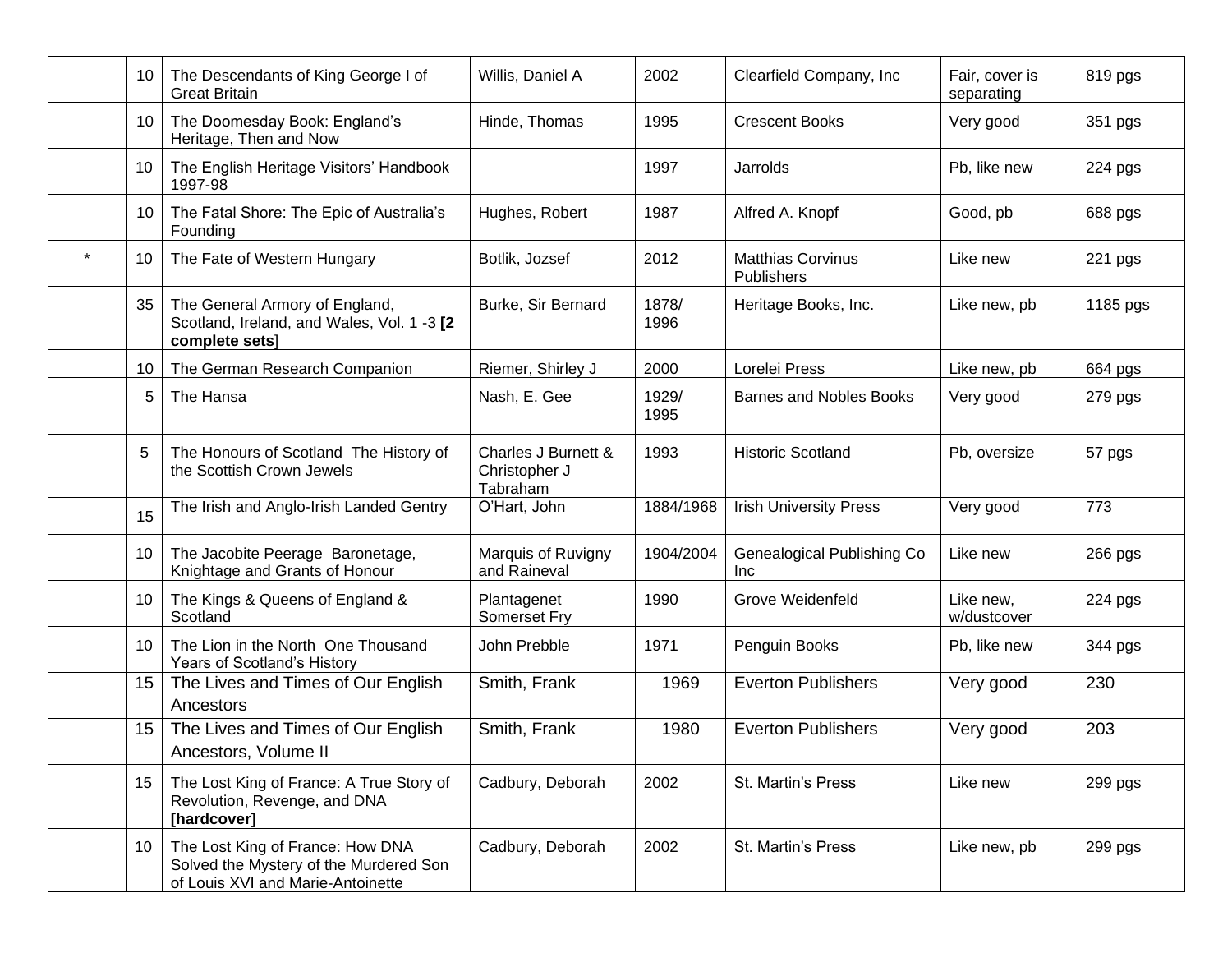| | | | | | | | |
|---|---|---|---|---|---|---|---|
| | 10 | The Descendants of King George I of Great Britain | Willis, Daniel A | 2002 | Clearfield Company, Inc | Fair, cover is separating | 819 pgs |
| | 10 | The Doomesday Book: England's Heritage, Then and Now | Hinde, Thomas | 1995 | Crescent Books | Very good | 351 pgs |
| | 10 | The English Heritage Visitors' Handbook 1997-98 | | 1997 | Jarrolds | Pb, like new | 224 pgs |
| | 10 | The Fatal Shore: The Epic of Australia's Founding | Hughes, Robert | 1987 | Alfred A. Knopf | Good, pb | 688 pgs |
| * | 10 | The Fate of Western Hungary | Botlik, Jozsef | 2012 | Matthias Corvinus Publishers | Like new | 221 pgs |
| | 35 | The General Armory of England, Scotland, Ireland, and Wales, Vol. 1 -3 **[2 complete sets**] | Burke, Sir Bernard | 1878/ 1996 | Heritage Books, Inc. | Like new, pb | 1185 pgs |
| | 10 | The German Research Companion | Riemer, Shirley J | 2000 | Lorelei Press | Like new, pb | 664 pgs |
| | 5 | The Hansa | Nash, E. Gee | 1929/ 1995 | Barnes and Nobles Books | Very good | 279 pgs |
| | 5 | The Honours of Scotland The History of the Scottish Crown Jewels | Charles J Burnett & Christopher J Tabraham | 1993 | Historic Scotland | Pb, oversize | 57 pgs |
| | 15 | The Irish and Anglo-Irish Landed Gentry | O'Hart, John | 1884/1968 | Irish University Press | Very good | 773 |
| | 10 | The Jacobite Peerage Baronetage, Knightage and Grants of Honour | Marquis of Ruvigny and Raineval | 1904/2004 | Genealogical Publishing Co Inc | Like new | 266 pgs |
| | 10 | The Kings & Queens of England & Scotland | Plantagenet Somerset Fry | 1990 | Grove Weidenfeld | Like new, w/dustcover | 224 pgs |
| | 10 | The Lion in the North One Thousand Years of Scotland's History | John Prebble | 1971 | Penguin Books | Pb, like new | 344 pgs |
| | 15 | The Lives and Times of Our English Ancestors | Smith, Frank | 1969 | Everton Publishers | Very good | 230 |
| | 15 | The Lives and Times of Our English Ancestors, Volume II | Smith, Frank | 1980 | Everton Publishers | Very good | 203 |
| | 15 | The Lost King of France: A True Story of Revolution, Revenge, and DNA **[hardcover]** | Cadbury, Deborah | 2002 | St. Martin's Press | Like new | 299 pgs |
| | 10 | The Lost King of France: How DNA Solved the Mystery of the Murdered Son of Louis XVI and Marie-Antoinette | Cadbury, Deborah | 2002 | St. Martin's Press | Like new, pb | 299 pgs |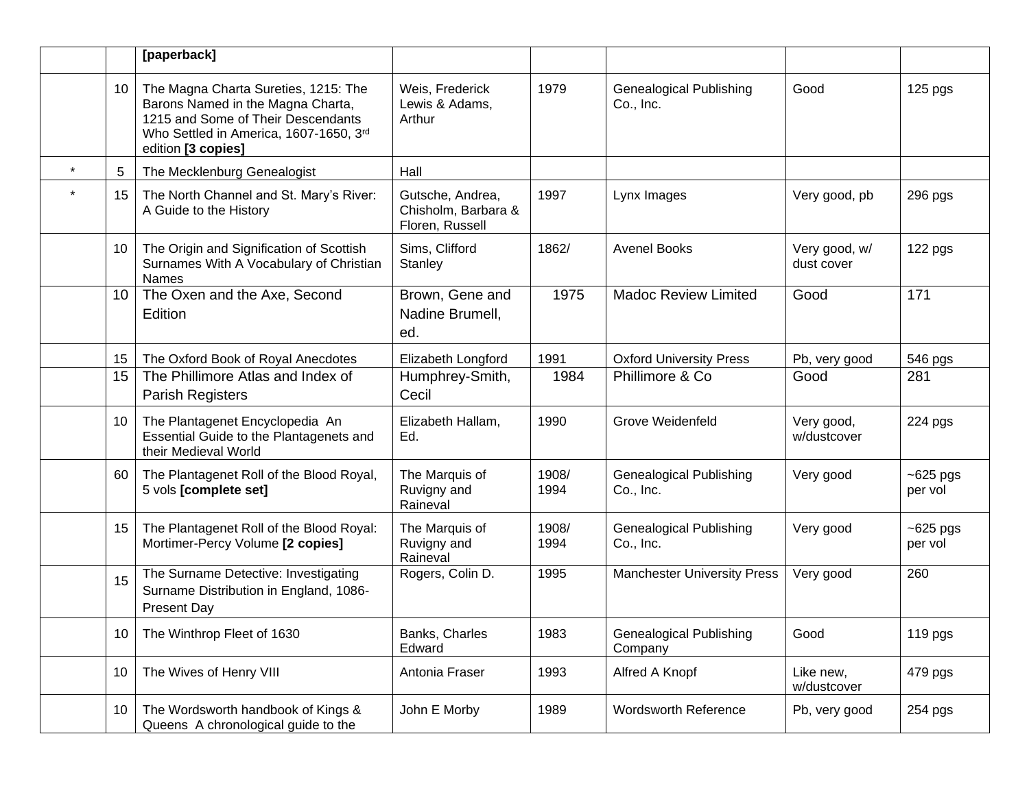| | | [paperback] | | | | | |
|---|---|---|---|---|---|---|---|
| | 10 | The Magna Charta Sureties, 1215: The Barons Named in the Magna Charta, 1215 and Some of Their Descendants Who Settled in America, 1607-1650, 3rd edition **[3 copies]** | Weis, Frederick Lewis & Adams, Arthur | 1979 | Genealogical Publishing Co., Inc. | Good | 125 pgs |
| * | 5 | The Mecklenburg Genealogist | Hall | | | | |
| * | 15 | The North Channel and St. Mary's River: A Guide to the History | Gutsche, Andrea, Chisholm, Barbara & Floren, Russell | 1997 | Lynx Images | Very good, pb | 296 pgs |
| | 10 | The Origin and Signification of Scottish Surnames With A Vocabulary of Christian Names | Sims, Clifford Stanley | 1862/ | Avenel Books | Very good, w/ dust cover | 122 pgs |
| | 10 | The Oxen and the Axe, Second Edition | Brown, Gene and Nadine Brumell, ed. | 1975 | Madoc Review Limited | Good | 171 |
| | 15 | The Oxford Book of Royal Anecdotes | Elizabeth Longford | 1991 | Oxford University Press | Pb, very good | 546 pgs |
| | 15 | The Phillimore Atlas and Index of Parish Registers | Humphrey-Smith, Cecil | 1984 | Phillimore & Co | Good | 281 |
| | 10 | The Plantagenet Encyclopedia An Essential Guide to the Plantagenets and their Medieval World | Elizabeth Hallam, Ed. | 1990 | Grove Weidenfeld | Very good, w/dustcover | 224 pgs |
| | 60 | The Plantagenet Roll of the Blood Royal, 5 vols **[complete set]** | The Marquis of Ruvigny and Raineval | 1908/ 1994 | Genealogical Publishing Co., Inc. | Very good | ~625 pgs per vol |
| | 15 | The Plantagenet Roll of the Blood Royal: Mortimer-Percy Volume **[2 copies]** | The Marquis of Ruvigny and Raineval | 1908/ 1994 | Genealogical Publishing Co., Inc. | Very good | ~625 pgs per vol |
| | 15 | The Surname Detective: Investigating Surname Distribution in England, 1086-Present Day | Rogers, Colin D. | 1995 | Manchester University Press | Very good | 260 |
| | 10 | The Winthrop Fleet of 1630 | Banks, Charles Edward | 1983 | Genealogical Publishing Company | Good | 119 pgs |
| | 10 | The Wives of Henry VIII | Antonia Fraser | 1993 | Alfred A Knopf | Like new, w/dustcover | 479 pgs |
| | 10 | The Wordsworth handbook of Kings & Queens A chronological guide to the | John E Morby | 1989 | Wordsworth Reference | Pb, very good | 254 pgs |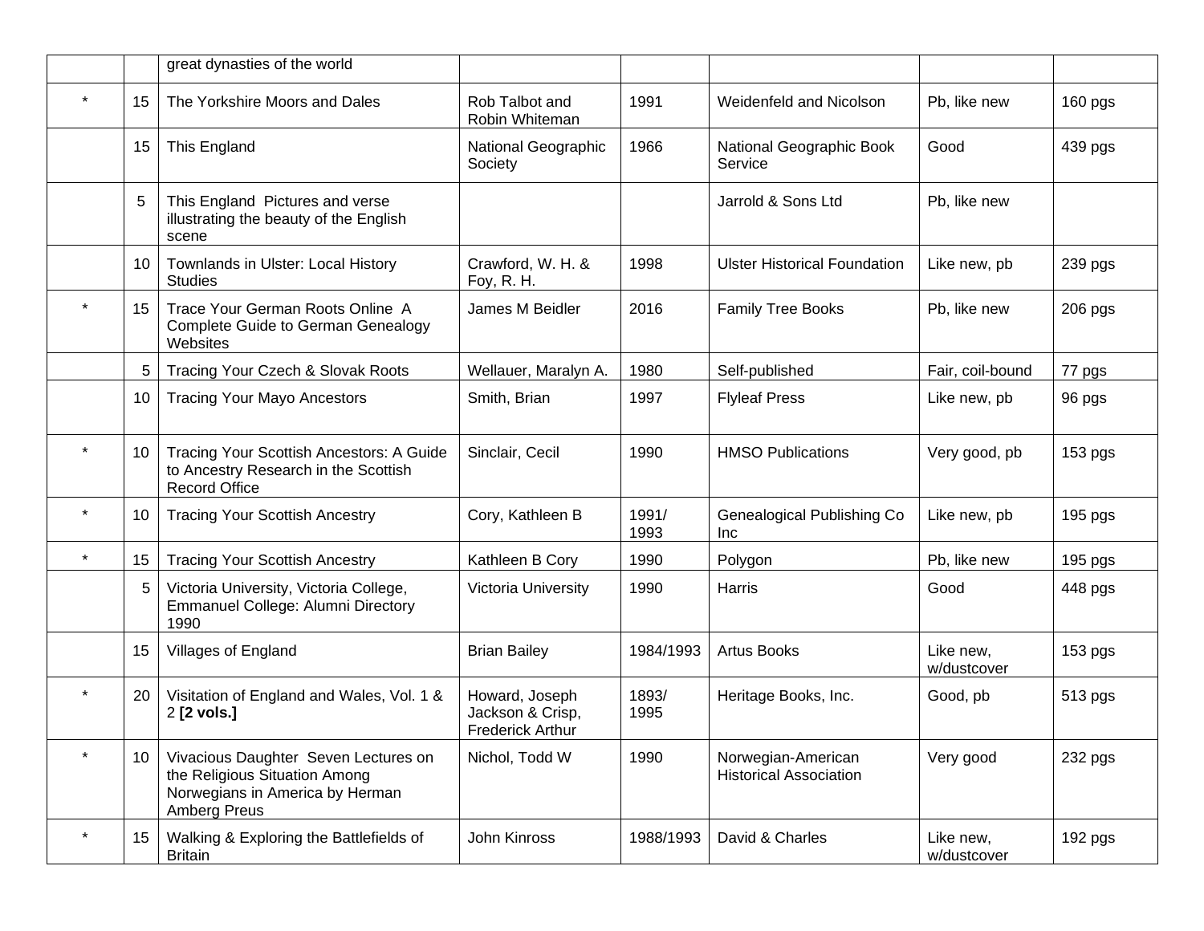|  |  |  |  |  |  |  |  |
|---|---|---|---|---|---|---|---|
|  |  | great dynasties of the world |  |  |  |  |  |
| * | 15 | The Yorkshire Moors and Dales | Rob Talbot and Robin Whiteman | 1991 | Weidenfeld and Nicolson | Pb, like new | 160 pgs |
|  | 15 | This England | National Geographic Society | 1966 | National Geographic Book Service | Good | 439 pgs |
|  | 5 | This England  Pictures and verse illustrating the beauty of the English scene |  |  | Jarrold & Sons Ltd | Pb, like new |  |
|  | 10 | Townlands in Ulster: Local History Studies | Crawford, W. H. & Foy, R. H. | 1998 | Ulster Historical Foundation | Like new, pb | 239 pgs |
| * | 15 | Trace Your German Roots Online  A Complete Guide to German Genealogy Websites | James M Beidler | 2016 | Family Tree Books | Pb, like new | 206 pgs |
|  | 5 | Tracing Your Czech & Slovak Roots | Wellauer, Maralyn A. | 1980 | Self-published | Fair, coil-bound | 77 pgs |
|  | 10 | Tracing Your Mayo Ancestors | Smith, Brian | 1997 | Flyleaf Press | Like new, pb | 96 pgs |
| * | 10 | Tracing Your Scottish Ancestors: A Guide to Ancestry Research in the Scottish Record Office | Sinclair, Cecil | 1990 | HMSO Publications | Very good, pb | 153 pgs |
| * | 10 | Tracing Your Scottish Ancestry | Cory, Kathleen B | 1991/ 1993 | Genealogical Publishing Co Inc | Like new, pb | 195 pgs |
| * | 15 | Tracing Your Scottish Ancestry | Kathleen B Cory | 1990 | Polygon | Pb, like new | 195 pgs |
|  | 5 | Victoria University, Victoria College, Emmanuel College: Alumni Directory 1990 | Victoria University | 1990 | Harris | Good | 448 pgs |
|  | 15 | Villages of England | Brian Bailey | 1984/1993 | Artus Books | Like new, w/dustcover | 153 pgs |
| * | 20 | Visitation of England and Wales, Vol. 1 & 2 **[2 vols.]** | Howard, Joseph Jackson & Crisp, Frederick Arthur | 1893/ 1995 | Heritage Books, Inc. | Good, pb | 513 pgs |
| * | 10 | Vivacious Daughter  Seven Lectures on the Religious Situation Among Norwegians in America by Herman Amberg Preus | Nichol, Todd W | 1990 | Norwegian-American Historical Association | Very good | 232 pgs |
| * | 15 | Walking & Exploring the Battlefields of Britain | John Kinross | 1988/1993 | David & Charles | Like new, w/dustcover | 192 pgs |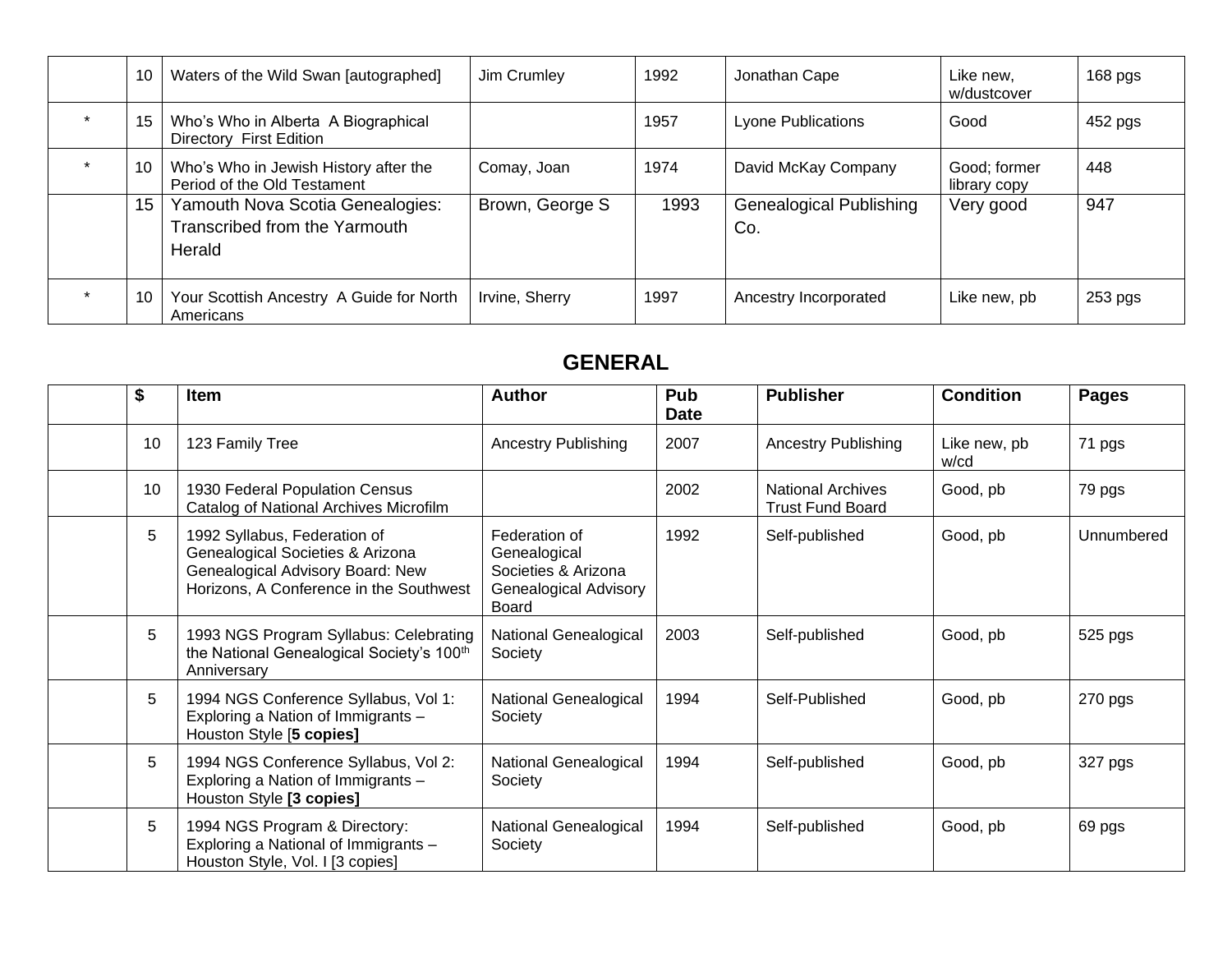|  |  |  |  |  |  |  |  |
|---|---|---|---|---|---|---|---|
|  | 10 | Waters of the Wild Swan [autographed] | Jim Crumley | 1992 | Jonathan Cape | Like new, w/dustcover | 168 pgs |
| * | 15 | Who's Who in Alberta  A Biographical Directory  First Edition |  | 1957 | Lyone Publications | Good | 452 pgs |
| * | 10 | Who's Who in Jewish History after the Period of the Old Testament | Comay, Joan | 1974 | David McKay Company | Good; former library copy | 448 |
|  | 15 | Yamouth Nova Scotia Genealogies: Transcribed from the Yarmouth Herald | Brown, George S | 1993 | Genealogical Publishing Co. | Very good | 947 |
| * | 10 | Your Scottish Ancestry  A Guide for North Americans | Irvine, Sherry | 1997 | Ancestry Incorporated | Like new, pb | 253 pgs |

## GENERAL

|  | $ | Item | Author | Pub Date | Publisher | Condition | Pages |
|---|---|---|---|---|---|---|---|
|  | 10 | 123 Family Tree | Ancestry Publishing | 2007 | Ancestry Publishing | Like new, pb w/cd | 71 pgs |
|  | 10 | 1930 Federal Population Census Catalog of National Archives Microfilm |  | 2002 | National Archives Trust Fund Board | Good, pb | 79 pgs |
|  | 5 | 1992 Syllabus, Federation of Genealogical Societies & Arizona Genealogical Advisory Board: New Horizons, A Conference in the Southwest | Federation of Genealogical Societies & Arizona Genealogical Advisory Board | 1992 | Self-published | Good, pb | Unnumbered |
|  | 5 | 1993 NGS Program Syllabus: Celebrating the National Genealogical Society's 100th Anniversary | National Genealogical Society | 2003 | Self-published | Good, pb | 525 pgs |
|  | 5 | 1994 NGS Conference Syllabus, Vol 1: Exploring a Nation of Immigrants – Houston Style [**5 copies]** | National Genealogical Society | 1994 | Self-Published | Good, pb | 270 pgs |
|  | 5 | 1994 NGS Conference Syllabus, Vol 2: Exploring a Nation of Immigrants – Houston Style **[3 copies]** | National Genealogical Society | 1994 | Self-published | Good, pb | 327 pgs |
|  | 5 | 1994 NGS Program & Directory: Exploring a National of Immigrants – Houston Style, Vol. I [3 copies] | National Genealogical Society | 1994 | Self-published | Good, pb | 69 pgs |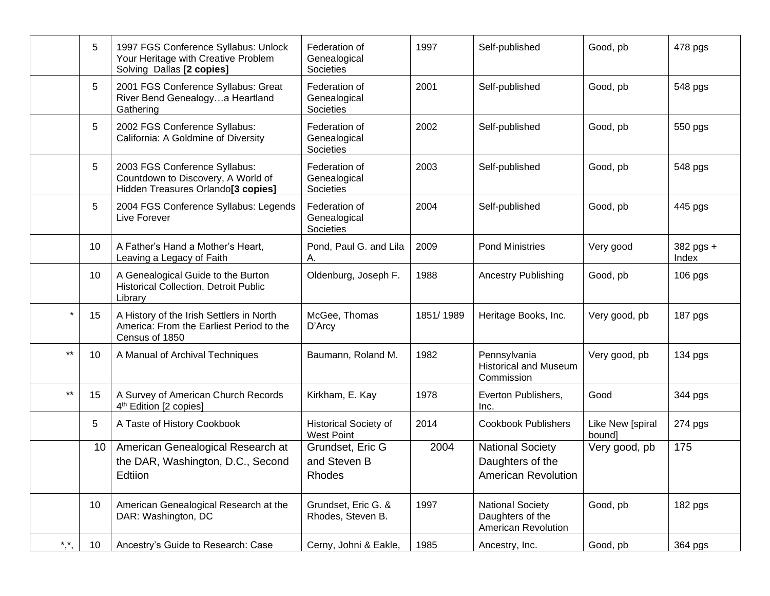|  |  |  |  |  |  |  |  |
|---|---|---|---|---|---|---|---|
|  | 5 | 1997 FGS Conference Syllabus: Unlock Your Heritage with Creative Problem Solving  Dallas **[2 copies]** | Federation of Genealogical Societies | 1997 | Self-published | Good, pb | 478 pgs |
|  | 5 | 2001 FGS Conference Syllabus: Great River Bend Genealogy…a Heartland Gathering | Federation of Genealogical Societies | 2001 | Self-published | Good, pb | 548 pgs |
|  | 5 | 2002 FGS Conference Syllabus: California: A Goldmine of Diversity | Federation of Genealogical Societies | 2002 | Self-published | Good, pb | 550 pgs |
|  | 5 | 2003 FGS Conference Syllabus: Countdown to Discovery, A World of Hidden Treasures Orlando**[3 copies]** | Federation of Genealogical Societies | 2003 | Self-published | Good, pb | 548 pgs |
|  | 5 | 2004 FGS Conference Syllabus: Legends Live Forever | Federation of Genealogical Societies | 2004 | Self-published | Good, pb | 445 pgs |
|  | 10 | A Father's Hand a Mother's Heart, Leaving a Legacy of Faith | Pond, Paul G. and Lila A. | 2009 | Pond Ministries | Very good | 382 pgs + Index |
|  | 10 | A Genealogical Guide to the Burton Historical Collection, Detroit Public Library | Oldenburg, Joseph F. | 1988 | Ancestry Publishing | Good, pb | 106 pgs |
| * | 15 | A History of the Irish Settlers in North America: From the Earliest Period to the Census of 1850 | McGee, Thomas D'Arcy | 1851/ 1989 | Heritage Books, Inc. | Very good, pb | 187 pgs |
| ** | 10 | A Manual of Archival Techniques | Baumann, Roland M. | 1982 | Pennsylvania Historical and Museum Commission | Very good, pb | 134 pgs |
| ** | 15 | A Survey of American Church Records 4th Edition [2 copies] | Kirkham, E. Kay | 1978 | Everton Publishers, Inc. | Good | 344 pgs |
|  | 5 | A Taste of History Cookbook | Historical Society of West Point | 2014 | Cookbook Publishers | Like New [spiral bound] | 274 pgs |
|  | 10 | American Genealogical Research at the DAR, Washington, D.C., Second Edtiion | Grundset, Eric G and Steven B Rhodes | 2004 | National Society Daughters of the American Revolution | Very good, pb | 175 |
|  | 10 | American Genealogical Research at the DAR: Washington, DC | Grundset, Eric G. & Rhodes, Steven B. | 1997 | National Society Daughters of the American Revolution | Good, pb | 182 pgs |
| *,*, | 10 | Ancestry's Guide to Research: Case | Cerny, Johni & Eakle, | 1985 | Ancestry, Inc. | Good, pb | 364 pgs |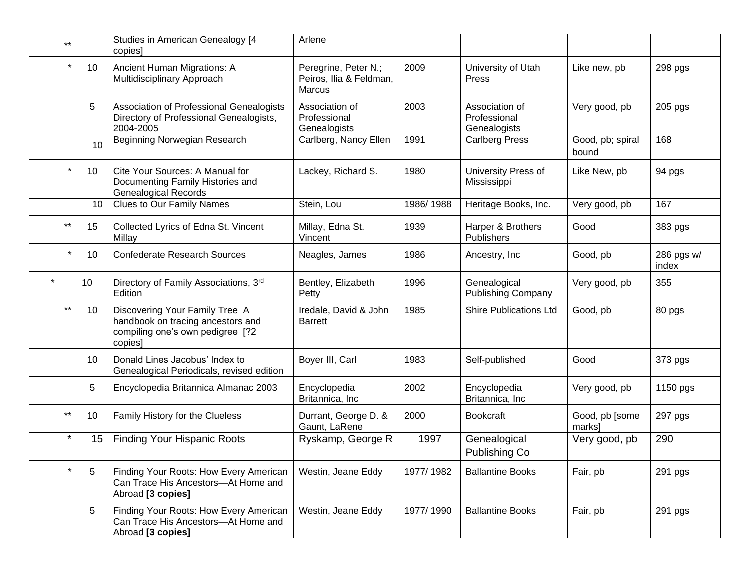| | | | | | | | |
|---|---|---|---|---|---|---|---|
| ** | | Studies in American Genealogy [4 copies] | Arlene | | | | |
| * | 10 | Ancient Human Migrations: A Multidisciplinary Approach | Peregrine, Peter N.; Peiros, Ilia & Feldman, Marcus | 2009 | University of Utah Press | Like new, pb | 298 pgs |
| | 5 | Association of Professional Genealogists Directory of Professional Genealogists, 2004-2005 | Association of Professional Genealogists | 2003 | Association of Professional Genealogists | Very good, pb | 205 pgs |
| | 10 | Beginning Norwegian Research | Carlberg, Nancy Ellen | 1991 | Carlberg Press | Good, pb; spiral bound | 168 |
| * | 10 | Cite Your Sources: A Manual for Documenting Family Histories and Genealogical Records | Lackey, Richard S. | 1980 | University Press of Mississippi | Like New, pb | 94 pgs |
| | 10 | Clues to Our Family Names | Stein, Lou | 1986/ 1988 | Heritage Books, Inc. | Very good, pb | 167 |
| ** | 15 | Collected Lyrics of Edna St. Vincent Millay | Millay, Edna St. Vincent | 1939 | Harper & Brothers Publishers | Good | 383 pgs |
| * | 10 | Confederate Research Sources | Neagles, James | 1986 | Ancestry, Inc | Good, pb | 286 pgs w/ index |
| * | 10 | Directory of Family Associations, 3rd Edition | Bentley, Elizabeth Petty | 1996 | Genealogical Publishing Company | Very good, pb | 355 |
| ** | 10 | Discovering Your Family Tree A handbook on tracing ancestors and compiling one's own pedigree [?2 copies] | Iredale, David & John Barrett | 1985 | Shire Publications Ltd | Good, pb | 80 pgs |
| | 10 | Donald Lines Jacobus' Index to Genealogical Periodicals, revised edition | Boyer III, Carl | 1983 | Self-published | Good | 373 pgs |
| | 5 | Encyclopedia Britannica Almanac 2003 | Encyclopedia Britannica, Inc | 2002 | Encyclopedia Britannica, Inc | Very good, pb | 1150 pgs |
| ** | 10 | Family History for the Clueless | Durrant, George D. & Gaunt, LaRene | 2000 | Bookcraft | Good, pb [some marks] | 297 pgs |
| * | 15 | Finding Your Hispanic Roots | Ryskamp, George R | 1997 | Genealogical Publishing Co | Very good, pb | 290 |
| * | 5 | Finding Your Roots: How Every American Can Trace His Ancestors—At Home and Abroad **[3 copies]** | Westin, Jeane Eddy | 1977/ 1982 | Ballantine Books | Fair, pb | 291 pgs |
| | 5 | Finding Your Roots: How Every American Can Trace His Ancestors—At Home and Abroad **[3 copies]** | Westin, Jeane Eddy | 1977/ 1990 | Ballantine Books | Fair, pb | 291 pgs |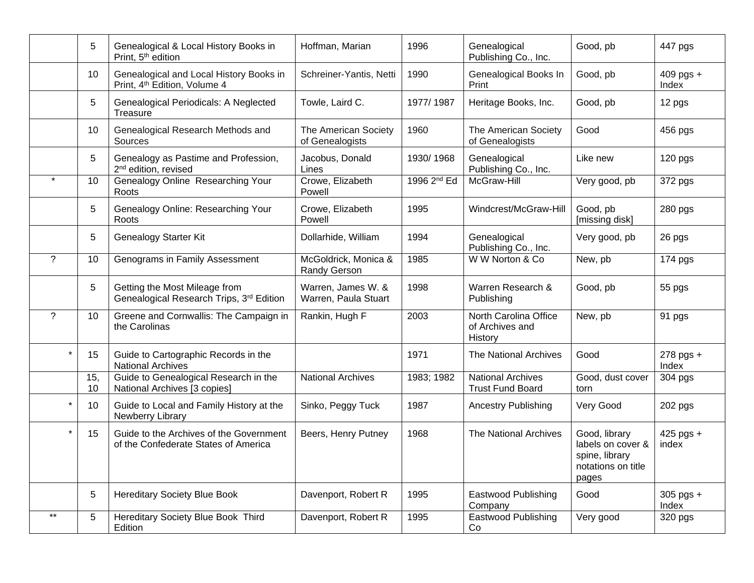| | | | | | | | |
|---|---|---|---|---|---|---|---|
| | 5 | Genealogical & Local History Books in Print, 5th edition | Hoffman, Marian | 1996 | Genealogical Publishing Co., Inc. | Good, pb | 447 pgs |
| | 10 | Genealogical and Local History Books in Print, 4th Edition, Volume 4 | Schreiner-Yantis, Netti | 1990 | Genealogical Books In Print | Good, pb | 409 pgs + Index |
| | 5 | Genealogical Periodicals: A Neglected Treasure | Towle, Laird C. | 1977/ 1987 | Heritage Books, Inc. | Good, pb | 12 pgs |
| | 10 | Genealogical Research Methods and Sources | The American Society of Genealogists | 1960 | The American Society of Genealogists | Good | 456 pgs |
| | 5 | Genealogy as Pastime and Profession, 2nd edition, revised | Jacobus, Donald Lines | 1930/ 1968 | Genealogical Publishing Co., Inc. | Like new | 120 pgs |
| * | 10 | Genealogy Online Researching Your Roots | Crowe, Elizabeth Powell | 1996 2nd Ed | McGraw-Hill | Very good, pb | 372 pgs |
| | 5 | Genealogy Online: Researching Your Roots | Crowe, Elizabeth Powell | 1995 | Windcrest/McGraw-Hill | Good, pb [missing disk] | 280 pgs |
| | 5 | Genealogy Starter Kit | Dollarhide, William | 1994 | Genealogical Publishing Co., Inc. | Very good, pb | 26 pgs |
| ? | 10 | Genograms in Family Assessment | McGoldrick, Monica & Randy Gerson | 1985 | W W Norton & Co | New, pb | 174 pgs |
| | 5 | Getting the Most Mileage from Genealogical Research Trips, 3rd Edition | Warren, James W. & Warren, Paula Stuart | 1998 | Warren Research & Publishing | Good, pb | 55 pgs |
| ? | 10 | Greene and Cornwallis: The Campaign in the Carolinas | Rankin, Hugh F | 2003 | North Carolina Office of Archives and History | New, pb | 91 pgs |
| * | 15 | Guide to Cartographic Records in the National Archives | | 1971 | The National Archives | Good | 278 pgs + Index |
| | 15, 10 | Guide to Genealogical Research in the National Archives [3 copies] | National Archives | 1983; 1982 | National Archives Trust Fund Board | Good, dust cover torn | 304 pgs |
| * | 10 | Guide to Local and Family History at the Newberry Library | Sinko, Peggy Tuck | 1987 | Ancestry Publishing | Very Good | 202 pgs |
| * | 15 | Guide to the Archives of the Government of the Confederate States of America | Beers, Henry Putney | 1968 | The National Archives | Good, library labels on cover & spine, library notations on title pages | 425 pgs + index |
| | 5 | Hereditary Society Blue Book | Davenport, Robert R | 1995 | Eastwood Publishing Company | Good | 305 pgs + Index |
| ** | 5 | Hereditary Society Blue Book Third Edition | Davenport, Robert R | 1995 | Eastwood Publishing Co | Very good | 320 pgs |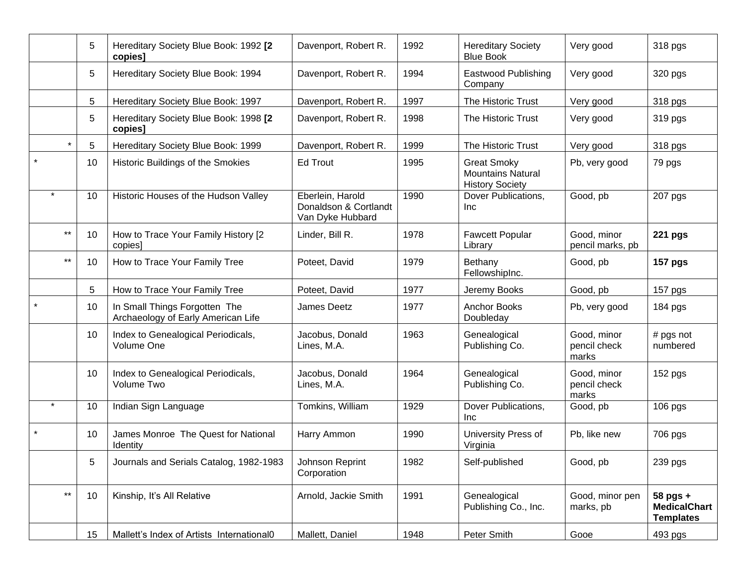| | | | | | | | |
|---|---|---|---|---|---|---|---|
| | 5 | Hereditary Society Blue Book: 1992 **[2 copies]** | Davenport, Robert R. | 1992 | Hereditary Society Blue Book | Very good | 318 pgs |
| | 5 | Hereditary Society Blue Book: 1994 | Davenport, Robert R. | 1994 | Eastwood Publishing Company | Very good | 320 pgs |
| | 5 | Hereditary Society Blue Book: 1997 | Davenport, Robert R. | 1997 | The Historic Trust | Very good | 318 pgs |
| | 5 | Hereditary Society Blue Book: 1998 **[2 copies]** | Davenport, Robert R. | 1998 | The Historic Trust | Very good | 319 pgs |
| * | 5 | Hereditary Society Blue Book: 1999 | Davenport, Robert R. | 1999 | The Historic Trust | Very good | 318 pgs |
| * | 10 | Historic Buildings of the Smokies | Ed Trout | 1995 | Great Smoky Mountains Natural History Society | Pb, very good | 79 pgs |
| * | 10 | Historic Houses of the Hudson Valley | Eberlein, Harold Donaldson & Cortlandt Van Dyke Hubbard | 1990 | Dover Publications, Inc | Good, pb | 207 pgs |
| ** | 10 | How to Trace Your Family History [2 copies] | Linder, Bill R. | 1978 | Fawcett Popular Library | Good, minor pencil marks, pb | **221 pgs** |
| ** | 10 | How to Trace Your Family Tree | Poteet, David | 1979 | Bethany FellowshipInc. | Good, pb | **157 pgs** |
| | 5 | How to Trace Your Family Tree | Poteet, David | 1977 | Jeremy Books | Good, pb | 157 pgs |
| * | 10 | In Small Things Forgotten The Archaeology of Early American Life | James Deetz | 1977 | Anchor Books Doubleday | Pb, very good | 184 pgs |
| | 10 | Index to Genealogical Periodicals, Volume One | Jacobus, Donald Lines, M.A. | 1963 | Genealogical Publishing Co. | Good, minor pencil check marks | # pgs not numbered |
| | 10 | Index to Genealogical Periodicals, Volume Two | Jacobus, Donald Lines, M.A. | 1964 | Genealogical Publishing Co. | Good, minor pencil check marks | 152 pgs |
| * | 10 | Indian Sign Language | Tomkins, William | 1929 | Dover Publications, Inc | Good, pb | 106 pgs |
| * | 10 | James Monroe The Quest for National Identity | Harry Ammon | 1990 | University Press of Virginia | Pb, like new | 706 pgs |
| | 5 | Journals and Serials Catalog, 1982-1983 | Johnson Reprint Corporation | 1982 | Self-published | Good, pb | 239 pgs |
| ** | 10 | Kinship, It's All Relative | Arnold, Jackie Smith | 1991 | Genealogical Publishing Co., Inc. | Good, minor pen marks, pb | **58 pgs + MedicalChart Templates** |
| | 15 | Mallett's Index of Artists International0 | Mallett, Daniel | 1948 | Peter Smith | Gooe | 493 pgs |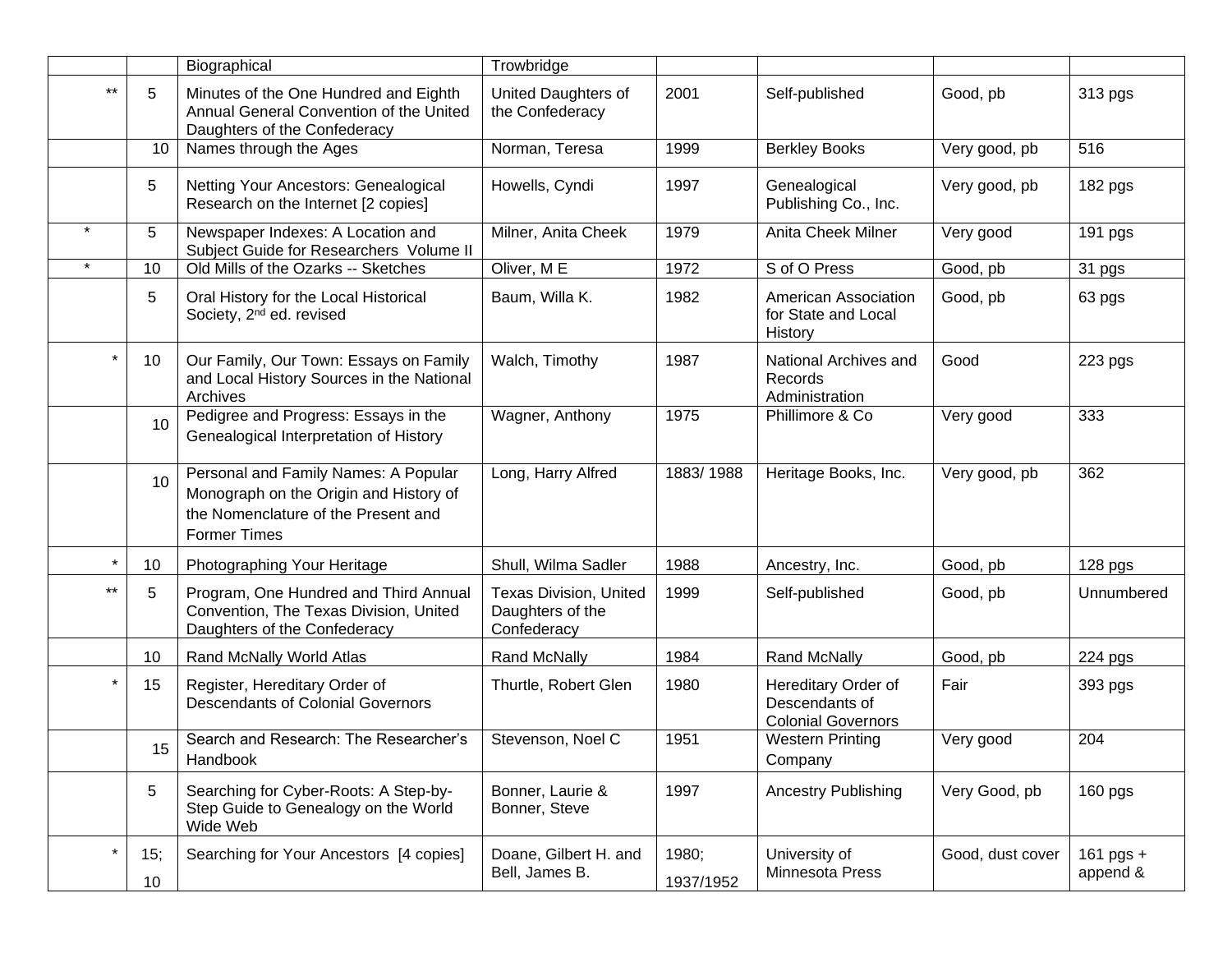| | | | | | | | |
|---|---|---|---|---|---|---|---|
| | | Biographical | Trowbridge | | | | |
| ** | 5 | Minutes of the One Hundred and Eighth Annual General Convention of the United Daughters of the Confederacy | United Daughters of the Confederacy | 2001 | Self-published | Good, pb | 313 pgs |
| | 10 | Names through the Ages | Norman, Teresa | 1999 | Berkley Books | Very good, pb | 516 |
| | 5 | Netting Your Ancestors: Genealogical Research on the Internet [2 copies] | Howells, Cyndi | 1997 | Genealogical Publishing Co., Inc. | Very good, pb | 182 pgs |
| * | 5 | Newspaper Indexes: A Location and Subject Guide for Researchers Volume II | Milner, Anita Cheek | 1979 | Anita Cheek Milner | Very good | 191 pgs |
| * | 10 | Old Mills of the Ozarks -- Sketches | Oliver, M E | 1972 | S of O Press | Good, pb | 31 pgs |
| | 5 | Oral History for the Local Historical Society, 2nd ed. revised | Baum, Willa K. | 1982 | American Association for State and Local History | Good, pb | 63 pgs |
| * | 10 | Our Family, Our Town: Essays on Family and Local History Sources in the National Archives | Walch, Timothy | 1987 | National Archives and Records Administration | Good | 223 pgs |
| | 10 | Pedigree and Progress: Essays in the Genealogical Interpretation of History | Wagner, Anthony | 1975 | Phillimore & Co | Very good | 333 |
| | 10 | Personal and Family Names: A Popular Monograph on the Origin and History of the Nomenclature of the Present and Former Times | Long, Harry Alfred | 1883/ 1988 | Heritage Books, Inc. | Very good, pb | 362 |
| * | 10 | Photographing Your Heritage | Shull, Wilma Sadler | 1988 | Ancestry, Inc. | Good, pb | 128 pgs |
| ** | 5 | Program, One Hundred and Third Annual Convention, The Texas Division, United Daughters of the Confederacy | Texas Division, United Daughters of the Confederacy | 1999 | Self-published | Good, pb | Unnumbered |
| | 10 | Rand McNally World Atlas | Rand McNally | 1984 | Rand McNally | Good, pb | 224 pgs |
| * | 15 | Register, Hereditary Order of Descendants of Colonial Governors | Thurtle, Robert Glen | 1980 | Hereditary Order of Descendants of Colonial Governors | Fair | 393 pgs |
| | 15 | Search and Research: The Researcher's Handbook | Stevenson, Noel C | 1951 | Western Printing Company | Very good | 204 |
| | 5 | Searching for Cyber-Roots: A Step-by-Step Guide to Genealogy on the World Wide Web | Bonner, Laurie & Bonner, Steve | 1997 | Ancestry Publishing | Very Good, pb | 160 pgs |
| * | 15; 10 | Searching for Your Ancestors [4 copies] | Doane, Gilbert H. and Bell, James B. | 1980; 1937/1952 | University of Minnesota Press | Good, dust cover | 161 pgs + append & |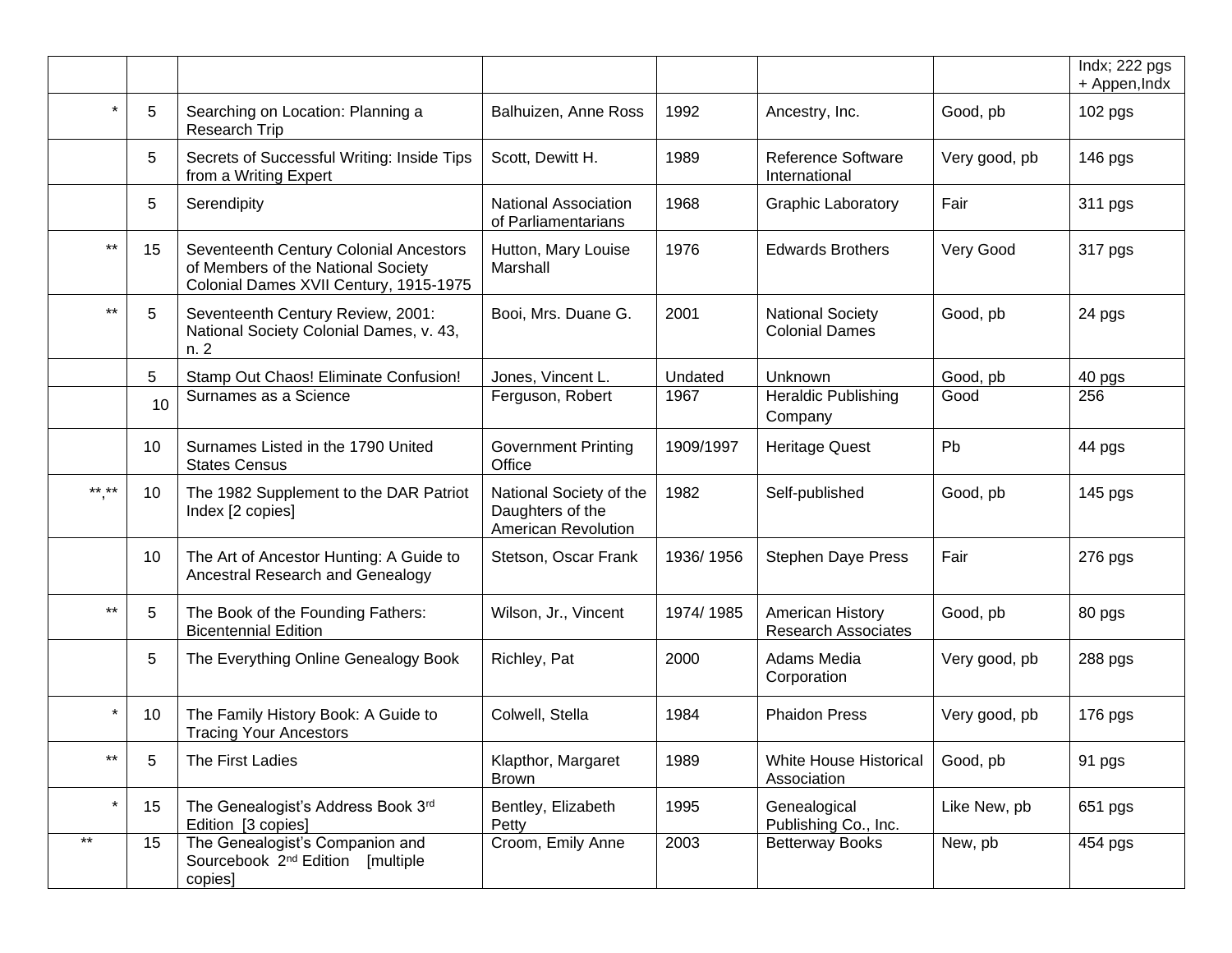| | | | | | | | |
|---|---|---|---|---|---|---|---|
| | | | | | | | Indx; 222 pgs + Appen,Indx |
| * | 5 | Searching on Location: Planning a Research Trip | Balhuizen, Anne Ross | 1992 | Ancestry, Inc. | Good, pb | 102 pgs |
| | 5 | Secrets of Successful Writing: Inside Tips from a Writing Expert | Scott, Dewitt H. | 1989 | Reference Software International | Very good, pb | 146 pgs |
| | 5 | Serendipity | National Association of Parliamentarians | 1968 | Graphic Laboratory | Fair | 311 pgs |
| ** | 15 | Seventeenth Century Colonial Ancestors of Members of the National Society Colonial Dames XVII Century, 1915-1975 | Hutton, Mary Louise Marshall | 1976 | Edwards Brothers | Very Good | 317 pgs |
| ** | 5 | Seventeenth Century Review, 2001: National Society Colonial Dames, v. 43, n. 2 | Booi, Mrs. Duane G. | 2001 | National Society Colonial Dames | Good, pb | 24 pgs |
| | 5 | Stamp Out Chaos! Eliminate Confusion! | Jones, Vincent L. | Undated | Unknown | Good, pb | 40 pgs |
| | 10 | Surnames as a Science | Ferguson, Robert | 1967 | Heraldic Publishing Company | Good | 256 |
| | 10 | Surnames Listed in the 1790 United States Census | Government Printing Office | 1909/1997 | Heritage Quest | Pb | 44 pgs |
| **,** | 10 | The 1982 Supplement to the DAR Patriot Index [2 copies] | National Society of the Daughters of the American Revolution | 1982 | Self-published | Good, pb | 145 pgs |
| | 10 | The Art of Ancestor Hunting: A Guide to Ancestral Research and Genealogy | Stetson, Oscar Frank | 1936/ 1956 | Stephen Daye Press | Fair | 276 pgs |
| ** | 5 | The Book of the Founding Fathers: Bicentennial Edition | Wilson, Jr., Vincent | 1974/ 1985 | American History Research Associates | Good, pb | 80 pgs |
| | 5 | The Everything Online Genealogy Book | Richley, Pat | 2000 | Adams Media Corporation | Very good, pb | 288 pgs |
| * | 10 | The Family History Book: A Guide to Tracing Your Ancestors | Colwell, Stella | 1984 | Phaidon Press | Very good, pb | 176 pgs |
| ** | 5 | The First Ladies | Klapthor, Margaret Brown | 1989 | White House Historical Association | Good, pb | 91 pgs |
| * | 15 | The Genealogist's Address Book 3rd Edition [3 copies] | Bentley, Elizabeth Petty | 1995 | Genealogical Publishing Co., Inc. | Like New, pb | 651 pgs |
| ** | 15 | The Genealogist's Companion and Sourcebook 2nd Edition [multiple copies] | Croom, Emily Anne | 2003 | Betterway Books | New, pb | 454 pgs |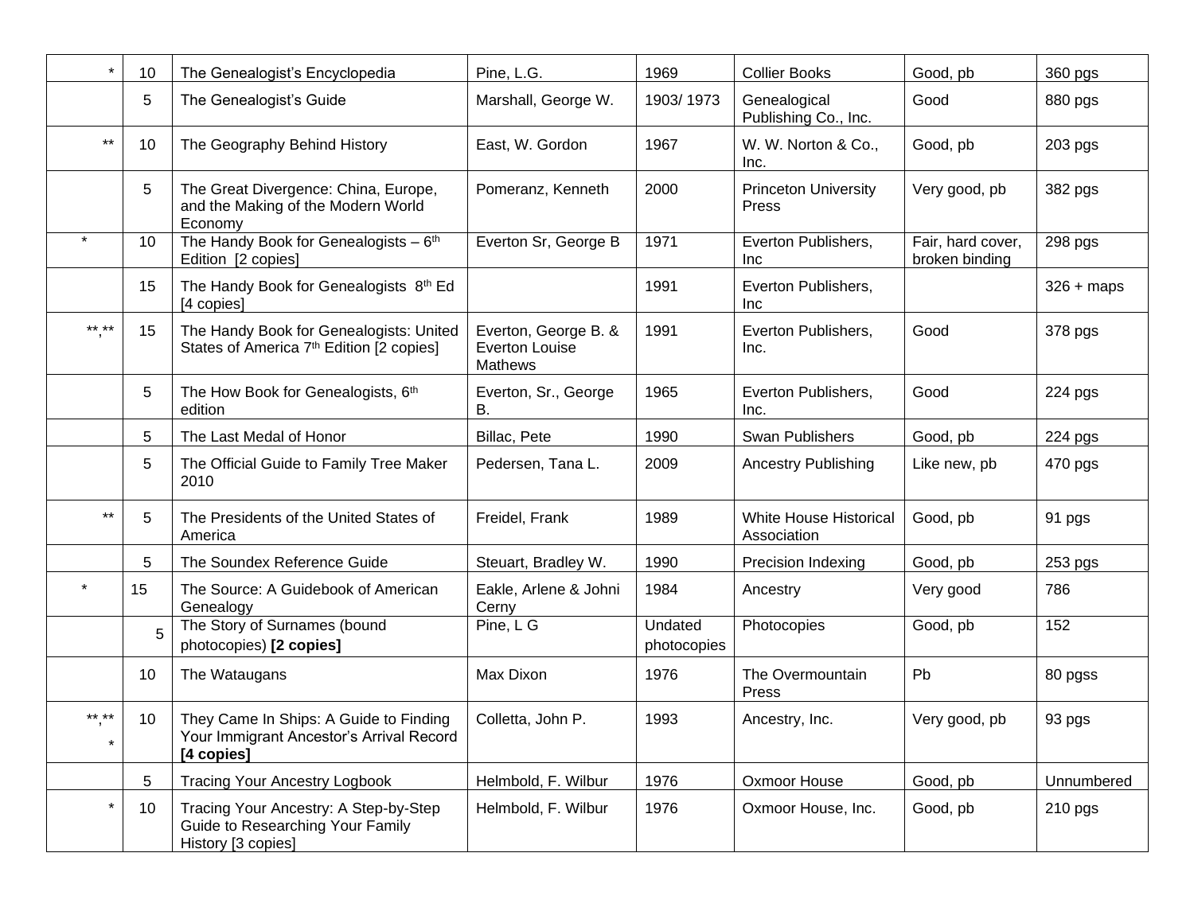| * | 10 | The Genealogist's Encyclopedia | Pine, L.G. | 1969 | Collier Books | Good, pb | 360 pgs |
|---|---|---|---|---|---|---|---|
| | 5 | The Genealogist's Guide | Marshall, George W. | 1903/ 1973 | Genealogical Publishing Co., Inc. | Good | 880 pgs |
| ** | 10 | The Geography Behind History | East, W. Gordon | 1967 | W. W. Norton & Co., Inc. | Good, pb | 203 pgs |
| | 5 | The Great Divergence: China, Europe, and the Making of the Modern World Economy | Pomeranz, Kenneth | 2000 | Princeton University Press | Very good, pb | 382 pgs |
| * | 10 | The Handy Book for Genealogists – 6th Edition [2 copies] | Everton Sr, George B | 1971 | Everton Publishers, Inc | Fair, hard cover, broken binding | 298 pgs |
| | 15 | The Handy Book for Genealogists 8th Ed [4 copies] | | 1991 | Everton Publishers, Inc | | 326 + maps |
| **,** | 15 | The Handy Book for Genealogists: United States of America 7th Edition [2 copies] | Everton, George B. & Everton Louise Mathews | 1991 | Everton Publishers, Inc. | Good | 378 pgs |
| | 5 | The How Book for Genealogists, 6th edition | Everton, Sr., George B. | 1965 | Everton Publishers, Inc. | Good | 224 pgs |
| | 5 | The Last Medal of Honor | Billac, Pete | 1990 | Swan Publishers | Good, pb | 224 pgs |
| | 5 | The Official Guide to Family Tree Maker 2010 | Pedersen, Tana L. | 2009 | Ancestry Publishing | Like new, pb | 470 pgs |
| ** | 5 | The Presidents of the United States of America | Freidel, Frank | 1989 | White House Historical Association | Good, pb | 91 pgs |
| | 5 | The Soundex Reference Guide | Steuart, Bradley W. | 1990 | Precision Indexing | Good, pb | 253 pgs |
| * | 15 | The Source: A Guidebook of American Genealogy | Eakle, Arlene & Johni Cerny | 1984 | Ancestry | Very good | 786 |
| | 5 | The Story of Surnames (bound photocopies) **[2 copies]** | Pine, L G | Undated photocopies | Photocopies | Good, pb | 152 |
| | 10 | The Wataugans | Max Dixon | 1976 | The Overmountain Press | Pb | 80 pgss |
| **,** * | 10 | They Came In Ships: A Guide to Finding Your Immigrant Ancestor's Arrival Record **[4 copies]** | Colletta, John P. | 1993 | Ancestry, Inc. | Very good, pb | 93 pgs |
| | 5 | Tracing Your Ancestry Logbook | Helmbold, F. Wilbur | 1976 | Oxmoor House | Good, pb | Unnumbered |
| * | 10 | Tracing Your Ancestry: A Step-by-Step Guide to Researching Your Family History [3 copies] | Helmbold, F. Wilbur | 1976 | Oxmoor House, Inc. | Good, pb | 210 pgs |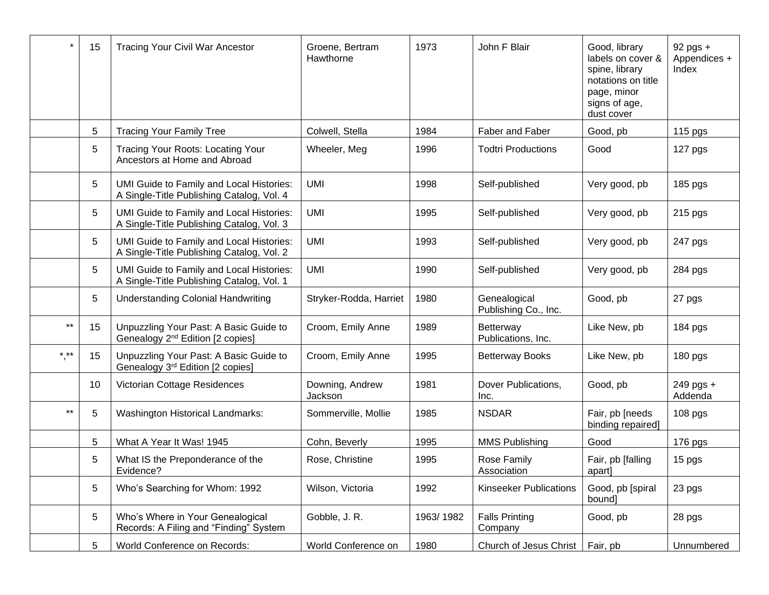| | | | | | | | |
|---|---|---|---|---|---|---|---|
| * | 15 | Tracing Your Civil War Ancestor | Groene, Bertram Hawthorne | 1973 | John F Blair | Good, library labels on cover & spine, library notations on title page, minor signs of age, dust cover | 92 pgs + Appendices + Index |
| | 5 | Tracing Your Family Tree | Colwell, Stella | 1984 | Faber and Faber | Good, pb | 115 pgs |
| | 5 | Tracing Your Roots: Locating Your Ancestors at Home and Abroad | Wheeler, Meg | 1996 | Todtri Productions | Good | 127 pgs |
| | 5 | UMI Guide to Family and Local Histories: A Single-Title Publishing Catalog, Vol. 4 | UMI | 1998 | Self-published | Very good, pb | 185 pgs |
| | 5 | UMI Guide to Family and Local Histories: A Single-Title Publishing Catalog, Vol. 3 | UMI | 1995 | Self-published | Very good, pb | 215 pgs |
| | 5 | UMI Guide to Family and Local Histories: A Single-Title Publishing Catalog, Vol. 2 | UMI | 1993 | Self-published | Very good, pb | 247 pgs |
| | 5 | UMI Guide to Family and Local Histories: A Single-Title Publishing Catalog, Vol. 1 | UMI | 1990 | Self-published | Very good, pb | 284 pgs |
| | 5 | Understanding Colonial Handwriting | Stryker-Rodda, Harriet | 1980 | Genealogical Publishing Co., Inc. | Good, pb | 27 pgs |
| ** | 15 | Unpuzzling Your Past: A Basic Guide to Genealogy 2nd Edition [2 copies] | Croom, Emily Anne | 1989 | Betterway Publications, Inc. | Like New, pb | 184 pgs |
| *,** | 15 | Unpuzzling Your Past: A Basic Guide to Genealogy 3rd Edition [2 copies] | Croom, Emily Anne | 1995 | Betterway Books | Like New, pb | 180 pgs |
| | 10 | Victorian Cottage Residences | Downing, Andrew Jackson | 1981 | Dover Publications, Inc. | Good, pb | 249 pgs + Addenda |
| ** | 5 | Washington Historical Landmarks: | Sommerville, Mollie | 1985 | NSDAR | Fair, pb [needs binding repaired] | 108 pgs |
| | 5 | What A Year It Was! 1945 | Cohn, Beverly | 1995 | MMS Publishing | Good | 176 pgs |
| | 5 | What IS the Preponderance of the Evidence? | Rose, Christine | 1995 | Rose Family Association | Fair, pb [falling apart] | 15 pgs |
| | 5 | Who's Searching for Whom: 1992 | Wilson, Victoria | 1992 | Kinseeker Publications | Good, pb [spiral bound] | 23 pgs |
| | 5 | Who's Where in Your Genealogical Records: A Filing and "Finding" System | Gobble, J. R. | 1963/ 1982 | Falls Printing Company | Good, pb | 28 pgs |
| | 5 | World Conference on Records: | World Conference on | 1980 | Church of Jesus Christ | Fair, pb | Unnumbered |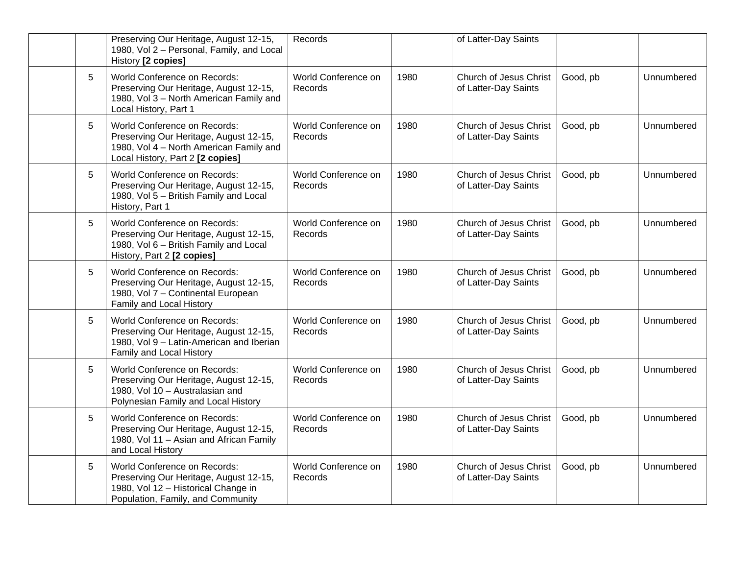| | | | | | | | |
|---|---|---|---|---|---|---|---|
| | | Preserving Our Heritage, August 12-15, 1980, Vol 2 – Personal, Family, and Local History **[2 copies]** | Records | | of Latter-Day Saints | | |
| | 5 | World Conference on Records: Preserving Our Heritage, August 12-15, 1980, Vol 3 – North American Family and Local History, Part 1 | World Conference on Records | 1980 | Church of Jesus Christ of Latter-Day Saints | Good, pb | Unnumbered |
| | 5 | World Conference on Records: Preserving Our Heritage, August 12-15, 1980, Vol 4 – North American Family and Local History, Part 2 **[2 copies]** | World Conference on Records | 1980 | Church of Jesus Christ of Latter-Day Saints | Good, pb | Unnumbered |
| | 5 | World Conference on Records: Preserving Our Heritage, August 12-15, 1980, Vol 5 – British Family and Local History, Part 1 | World Conference on Records | 1980 | Church of Jesus Christ of Latter-Day Saints | Good, pb | Unnumbered |
| | 5 | World Conference on Records: Preserving Our Heritage, August 12-15, 1980, Vol 6 – British Family and Local History, Part 2 **[2 copies]** | World Conference on Records | 1980 | Church of Jesus Christ of Latter-Day Saints | Good, pb | Unnumbered |
| | 5 | World Conference on Records: Preserving Our Heritage, August 12-15, 1980, Vol 7 – Continental European Family and Local History | World Conference on Records | 1980 | Church of Jesus Christ of Latter-Day Saints | Good, pb | Unnumbered |
| | 5 | World Conference on Records: Preserving Our Heritage, August 12-15, 1980, Vol 9 – Latin-American and Iberian Family and Local History | World Conference on Records | 1980 | Church of Jesus Christ of Latter-Day Saints | Good, pb | Unnumbered |
| | 5 | World Conference on Records: Preserving Our Heritage, August 12-15, 1980, Vol 10 – Australasian and Polynesian Family and Local History | World Conference on Records | 1980 | Church of Jesus Christ of Latter-Day Saints | Good, pb | Unnumbered |
| | 5 | World Conference on Records: Preserving Our Heritage, August 12-15, 1980, Vol 11 – Asian and African Family and Local History | World Conference on Records | 1980 | Church of Jesus Christ of Latter-Day Saints | Good, pb | Unnumbered |
| | 5 | World Conference on Records: Preserving Our Heritage, August 12-15, 1980, Vol 12 – Historical Change in Population, Family, and Community | World Conference on Records | 1980 | Church of Jesus Christ of Latter-Day Saints | Good, pb | Unnumbered |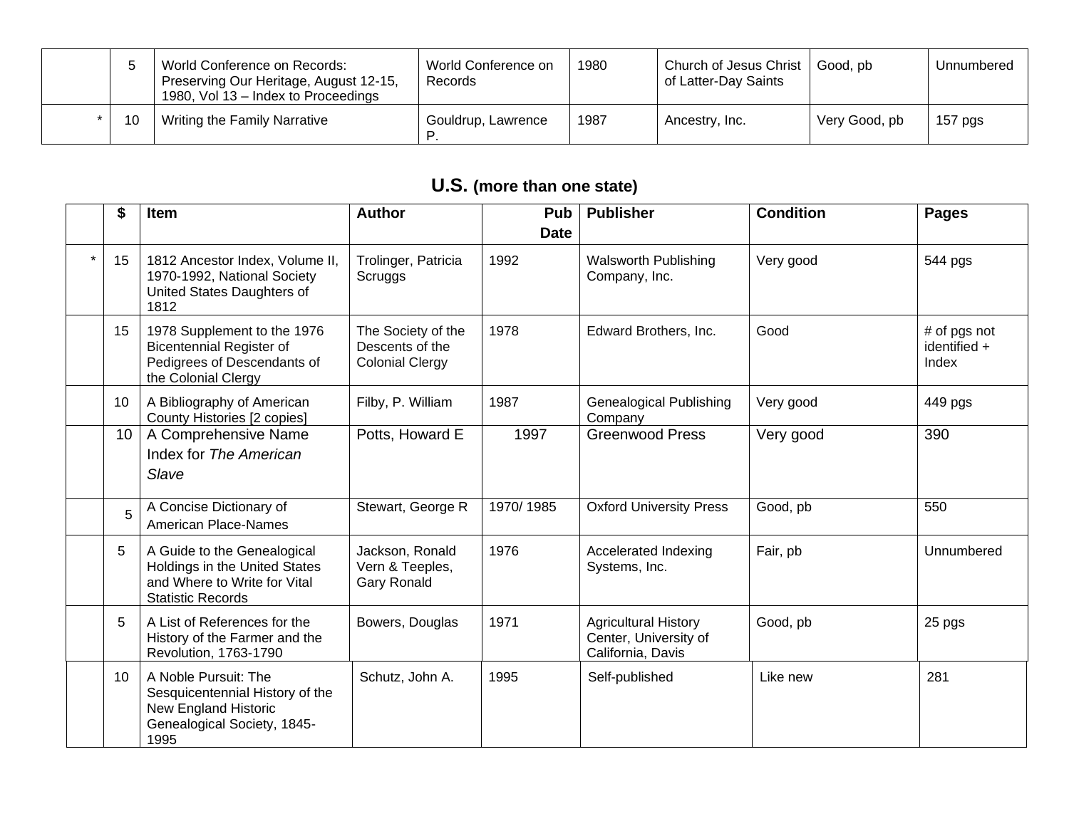| | | | | | | | |
|---|---|---|---|---|---|---|---|
| | 5 | World Conference on Records: Preserving Our Heritage, August 12-15, 1980, Vol 13 – Index to Proceedings | World Conference on Records | 1980 | Church of Jesus Christ of Latter-Day Saints | Good, pb | Unnumbered |
| * | 10 | Writing the Family Narrative | Gouldrup, Lawrence P. | 1987 | Ancestry, Inc. | Very Good, pb | 157 pgs |

## U.S. (more than one state)

| | $ | Item | Author | Pub Date | Publisher | Condition | Pages |
|---|---|---|---|---|---|---|---|
| * | 15 | 1812 Ancestor Index, Volume II, 1970-1992, National Society United States Daughters of 1812 | Trolinger, Patricia Scruggs | 1992 | Walsworth Publishing Company, Inc. | Very good | 544 pgs |
| | 15 | 1978 Supplement to the 1976 Bicentennial Register of Pedigrees of Descendants of the Colonial Clergy | The Society of the Descents of the Colonial Clergy | 1978 | Edward Brothers, Inc. | Good | # of pgs not identified + Index |
| | 10 | A Bibliography of American County Histories [2 copies] | Filby, P. William | 1987 | Genealogical Publishing Company | Very good | 449 pgs |
| | 10 | A Comprehensive Name Index for *The American Slave* | Potts, Howard E | 1997 | Greenwood Press | Very good | 390 |
| | 5 | A Concise Dictionary of American Place-Names | Stewart, George R | 1970/ 1985 | Oxford University Press | Good, pb | 550 |
| | 5 | A Guide to the Genealogical Holdings in the United States and Where to Write for Vital Statistic Records | Jackson, Ronald Vern & Teeples, Gary Ronald | 1976 | Accelerated Indexing Systems, Inc. | Fair, pb | Unnumbered |
| | 5 | A List of References for the History of the Farmer and the Revolution, 1763-1790 | Bowers, Douglas | 1971 | Agricultural History Center, University of California, Davis | Good, pb | 25 pgs |
| | 10 | A Noble Pursuit: The Sesquicentennial History of the New England Historic Genealogical Society, 1845-1995 | Schutz, John A. | 1995 | Self-published | Like new | 281 |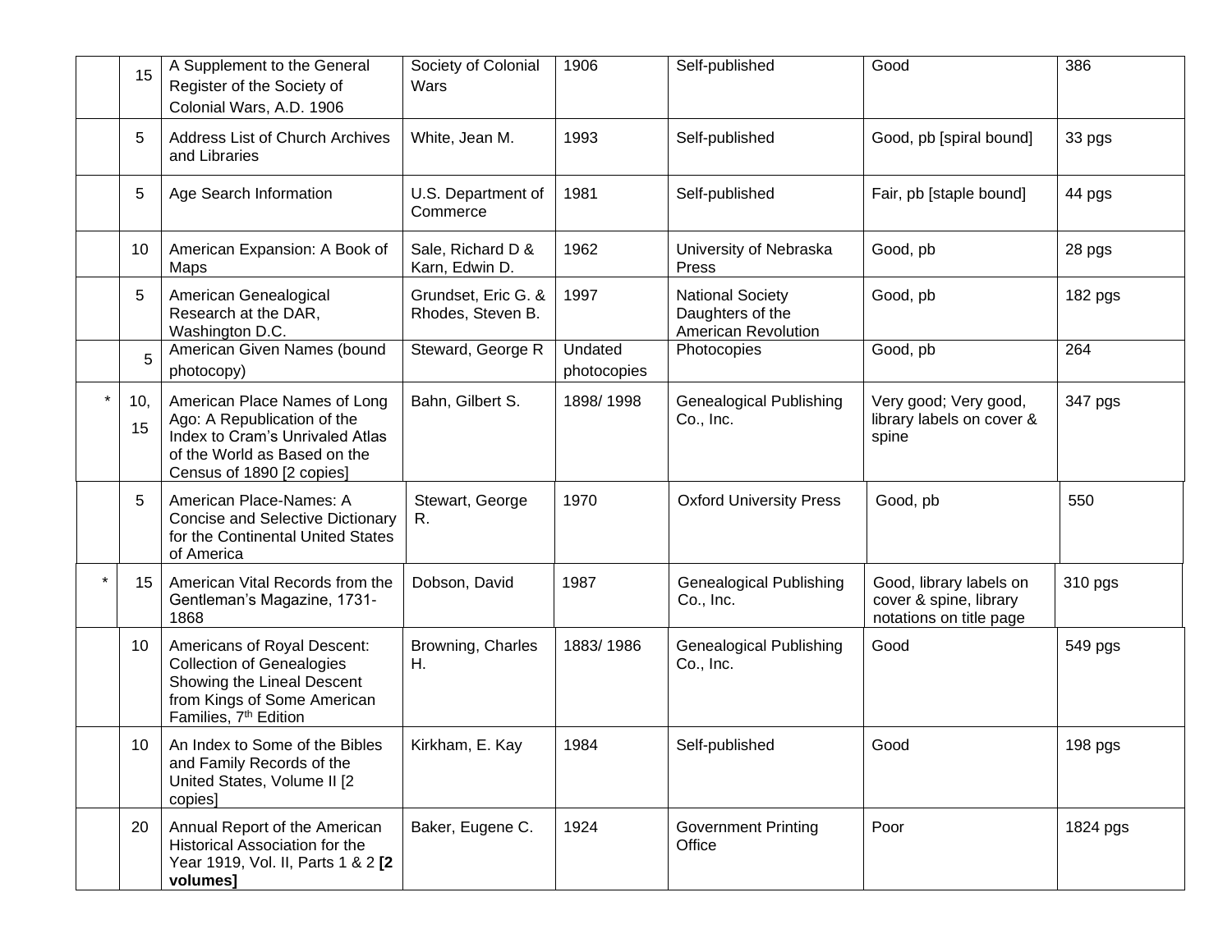| | | | | | | | |
|---|---|---|---|---|---|---|---|
| | 15 | A Supplement to the General Register of the Society of Colonial Wars, A.D. 1906 | Society of Colonial Wars | 1906 | Self-published | Good | 386 |
| | 5 | Address List of Church Archives and Libraries | White, Jean M. | 1993 | Self-published | Good, pb [spiral bound] | 33 pgs |
| | 5 | Age Search Information | U.S. Department of Commerce | 1981 | Self-published | Fair, pb [staple bound] | 44 pgs |
| | 10 | American Expansion: A Book of Maps | Sale, Richard D & Karn, Edwin D. | 1962 | University of Nebraska Press | Good, pb | 28 pgs |
| | 5 | American Genealogical Research at the DAR, Washington D.C. | Grundset, Eric G. & Rhodes, Steven B. | 1997 | National Society Daughters of the American Revolution | Good, pb | 182 pgs |
| | 5 | American Given Names (bound photocopy) | Steward, George R | Undated photocopies | Photocopies | Good, pb | 264 |
| * | 10, 15 | American Place Names of Long Ago: A Republication of the Index to Cram's Unrivaled Atlas of the World as Based on the Census of 1890 [2 copies] | Bahn, Gilbert S. | 1898/ 1998 | Genealogical Publishing Co., Inc. | Very good; Very good, library labels on cover & spine | 347 pgs |
| | 5 | American Place-Names: A Concise and Selective Dictionary for the Continental United States of America | Stewart, George R. | 1970 | Oxford University Press | Good, pb | 550 |
| * | 15 | American Vital Records from the Gentleman's Magazine, 1731-1868 | Dobson, David | 1987 | Genealogical Publishing Co., Inc. | Good, library labels on cover & spine, library notations on title page | 310 pgs |
| | 10 | Americans of Royal Descent: Collection of Genealogies Showing the Lineal Descent from Kings of Some American Families, 7th Edition | Browning, Charles H. | 1883/ 1986 | Genealogical Publishing Co., Inc. | Good | 549 pgs |
| | 10 | An Index to Some of the Bibles and Family Records of the United States, Volume II [2 copies] | Kirkham, E. Kay | 1984 | Self-published | Good | 198 pgs |
| | 20 | Annual Report of the American Historical Association for the Year 1919, Vol. II, Parts 1 & 2 **[2 volumes]** | Baker, Eugene C. | 1924 | Government Printing Office | Poor | 1824 pgs |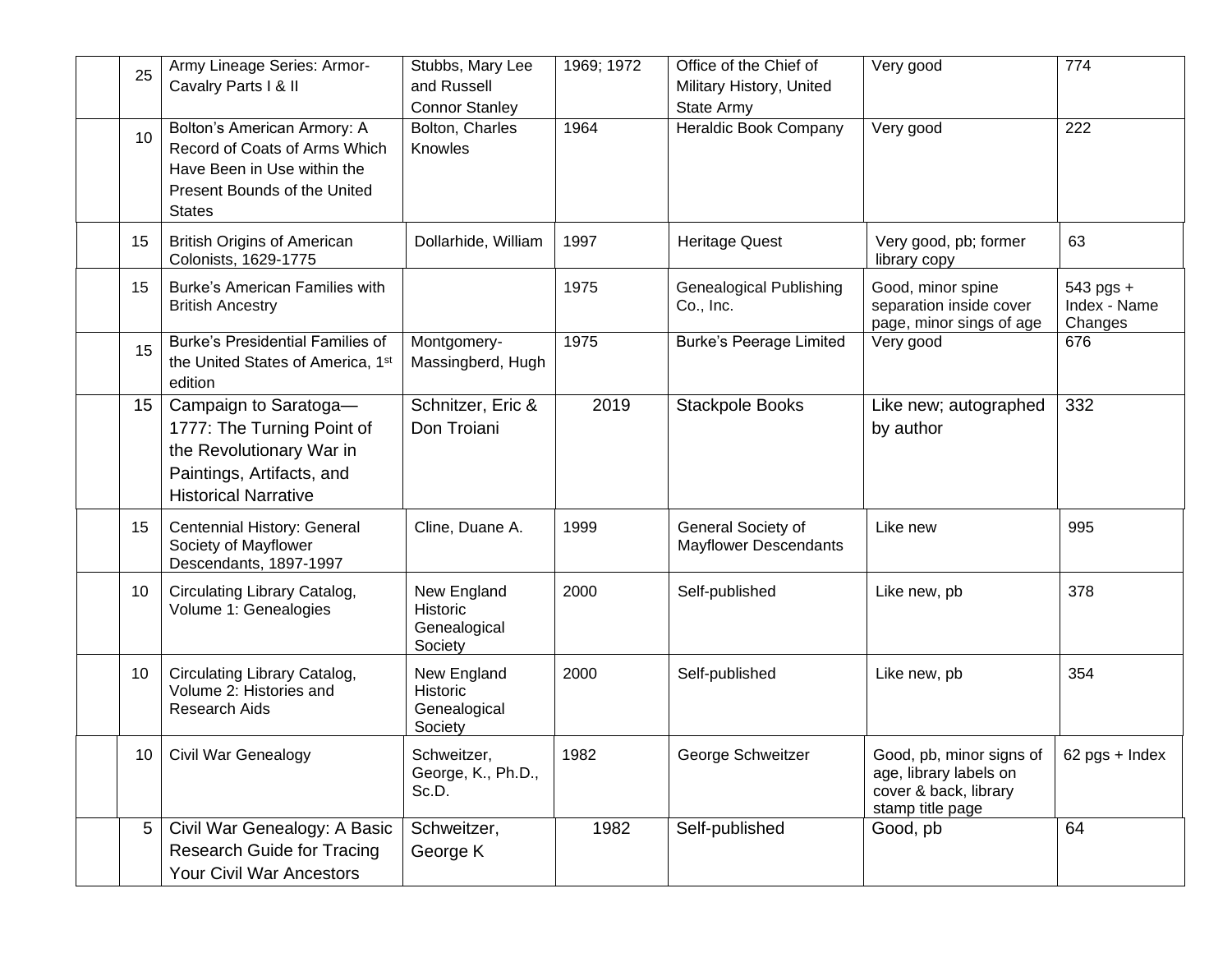|  |  |  |  |  |  |  |  |
|---|---|---|---|---|---|---|---|
|  | 25 | Army Lineage Series: Armor-Cavalry Parts I & II | Stubbs, Mary Lee and Russell Connor Stanley | 1969; 1972 | Office of the Chief of Military History, United State Army | Very good | 774 |
|  | 10 | Bolton's American Armory: A Record of Coats of Arms Which Have Been in Use within the Present Bounds of the United States | Bolton, Charles Knowles | 1964 | Heraldic Book Company | Very good | 222 |
|  | 15 | British Origins of American Colonists, 1629-1775 | Dollarhide, William | 1997 | Heritage Quest | Very good, pb; former library copy | 63 |
|  | 15 | Burke's American Families with British Ancestry |  | 1975 | Genealogical Publishing Co., Inc. | Good, minor spine separation inside cover page, minor sings of age | 543 pgs + Index - Name Changes |
|  | 15 | Burke's Presidential Families of the United States of America, 1st edition | Montgomery-Massingberd, Hugh | 1975 | Burke's Peerage Limited | Very good | 676 |
|  | 15 | Campaign to Saratoga—1777: The Turning Point of the Revolutionary War in Paintings, Artifacts, and Historical Narrative | Schnitzer, Eric & Don Troiani | 2019 | Stackpole Books | Like new; autographed by author | 332 |
|  | 15 | Centennial History: General Society of Mayflower Descendants, 1897-1997 | Cline, Duane A. | 1999 | General Society of Mayflower Descendants | Like new | 995 |
|  | 10 | Circulating Library Catalog, Volume 1: Genealogies | New England Historic Genealogical Society | 2000 | Self-published | Like new, pb | 378 |
|  | 10 | Circulating Library Catalog, Volume 2: Histories and Research Aids | New England Historic Genealogical Society | 2000 | Self-published | Like new, pb | 354 |
|  | 10 | Civil War Genealogy | Schweitzer, George, K., Ph.D., Sc.D. | 1982 | George Schweitzer | Good, pb, minor signs of age, library labels on cover & back, library stamp title page | 62 pgs + Index |
|  | 5 | Civil War Genealogy: A Basic Research Guide for Tracing Your Civil War Ancestors | Schweitzer, George K | 1982 | Self-published | Good, pb | 64 |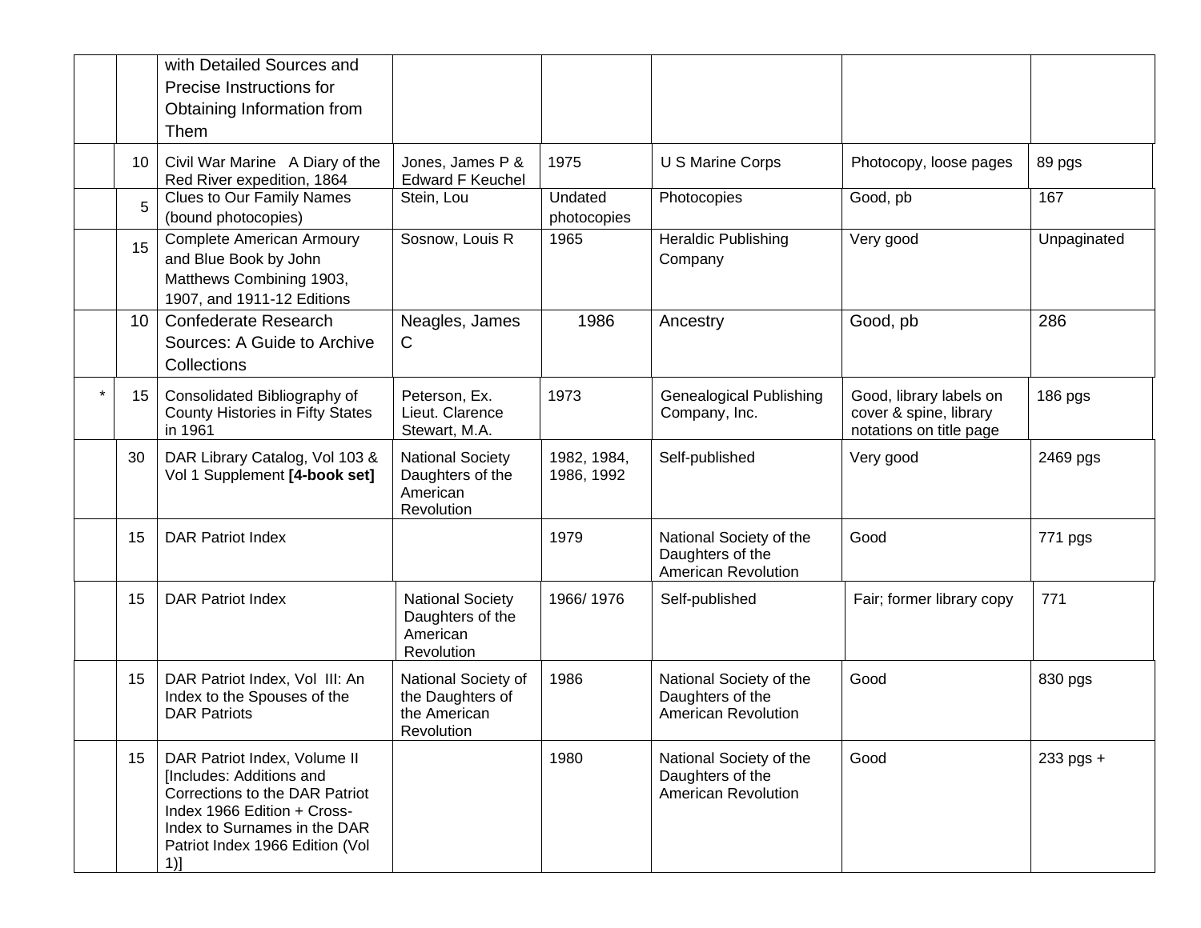| | | | | | | | |
|---|---|---|---|---|---|---|---|
| | | with Detailed Sources and Precise Instructions for Obtaining Information from Them | | | | | |
| | 10 | Civil War Marine A Diary of the Red River expedition, 1864 | Jones, James P & Edward F Keuchel | 1975 | U S Marine Corps | Photocopy, loose pages | 89 pgs |
| | 5 | Clues to Our Family Names (bound photocopies) | Stein, Lou | Undated photocopies | Photocopies | Good, pb | 167 |
| | 15 | Complete American Armoury and Blue Book by John Matthews Combining 1903, 1907, and 1911-12 Editions | Sosnow, Louis R | 1965 | Heraldic Publishing Company | Very good | Unpaginated |
| | 10 | Confederate Research Sources: A Guide to Archive Collections | Neagles, James C | 1986 | Ancestry | Good, pb | 286 |
| * | 15 | Consolidated Bibliography of County Histories in Fifty States in 1961 | Peterson, Ex. Lieut. Clarence Stewart, M.A. | 1973 | Genealogical Publishing Company, Inc. | Good, library labels on cover & spine, library notations on title page | 186 pgs |
| | 30 | DAR Library Catalog, Vol 103 & Vol 1 Supplement **[4-book set]** | National Society Daughters of the American Revolution | 1982, 1984, 1986, 1992 | Self-published | Very good | 2469 pgs |
| | 15 | DAR Patriot Index | | 1979 | National Society of the Daughters of the American Revolution | Good | 771 pgs |
| | 15 | DAR Patriot Index | National Society Daughters of the American Revolution | 1966/ 1976 | Self-published | Fair; former library copy | 771 |
| | 15 | DAR Patriot Index, Vol III: An Index to the Spouses of the DAR Patriots | National Society of the Daughters of the American Revolution | 1986 | National Society of the Daughters of the American Revolution | Good | 830 pgs |
| | 15 | DAR Patriot Index, Volume II [Includes: Additions and Corrections to the DAR Patriot Index 1966 Edition + Cross-Index to Surnames in the DAR Patriot Index 1966 Edition (Vol 1)] | | 1980 | National Society of the Daughters of the American Revolution | Good | 233 pgs + |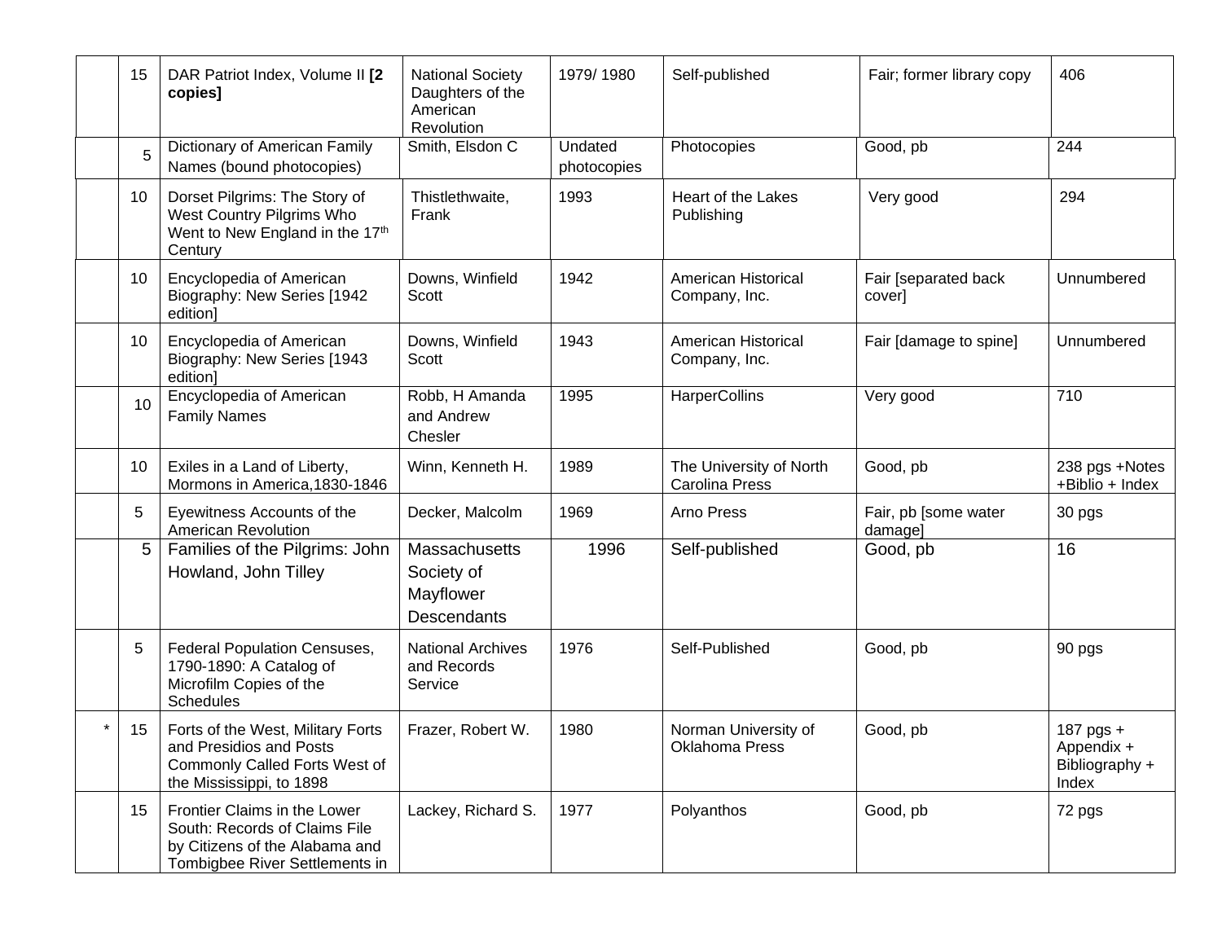| | | | | | | | |
|---|---|---|---|---|---|---|---|
| | 15 | DAR Patriot Index, Volume II **[2 copies]** | National Society Daughters of the American Revolution | 1979/ 1980 | Self-published | Fair; former library copy | 406 |
| | 5 | Dictionary of American Family Names (bound photocopies) | Smith, Elsdon C | Undated photocopies | Photocopies | Good, pb | 244 |
| | 10 | Dorset Pilgrims: The Story of West Country Pilgrims Who Went to New England in the 17th Century | Thistlethwaite, Frank | 1993 | Heart of the Lakes Publishing | Very good | 294 |
| | 10 | Encyclopedia of American Biography: New Series [1942 edition] | Downs, Winfield Scott | 1942 | American Historical Company, Inc. | Fair [separated back cover] | Unnumbered |
| | 10 | Encyclopedia of American Biography: New Series [1943 edition] | Downs, Winfield Scott | 1943 | American Historical Company, Inc. | Fair [damage to spine] | Unnumbered |
| | 10 | Encyclopedia of American Family Names | Robb, H Amanda and Andrew Chesler | 1995 | HarperCollins | Very good | 710 |
| | 10 | Exiles in a Land of Liberty, Mormons in America,1830-1846 | Winn, Kenneth H. | 1989 | The University of North Carolina Press | Good, pb | 238 pgs +Notes +Biblio + Index |
| | 5 | Eyewitness Accounts of the American Revolution | Decker, Malcolm | 1969 | Arno Press | Fair, pb [some water damage] | 30 pgs |
| | 5 | Families of the Pilgrims: John Howland, John Tilley | Massachusetts Society of Mayflower Descendants | 1996 | Self-published | Good, pb | 16 |
| | 5 | Federal Population Censuses, 1790-1890: A Catalog of Microfilm Copies of the Schedules | National Archives and Records Service | 1976 | Self-Published | Good, pb | 90 pgs |
| * | 15 | Forts of the West, Military Forts and Presidios and Posts Commonly Called Forts West of the Mississippi, to 1898 | Frazer, Robert W. | 1980 | Norman University of Oklahoma Press | Good, pb | 187 pgs + Appendix + Bibliography + Index |
| | 15 | Frontier Claims in the Lower South: Records of Claims File by Citizens of the Alabama and Tombigbee River Settlements in | Lackey, Richard S. | 1977 | Polyanthos | Good, pb | 72 pgs |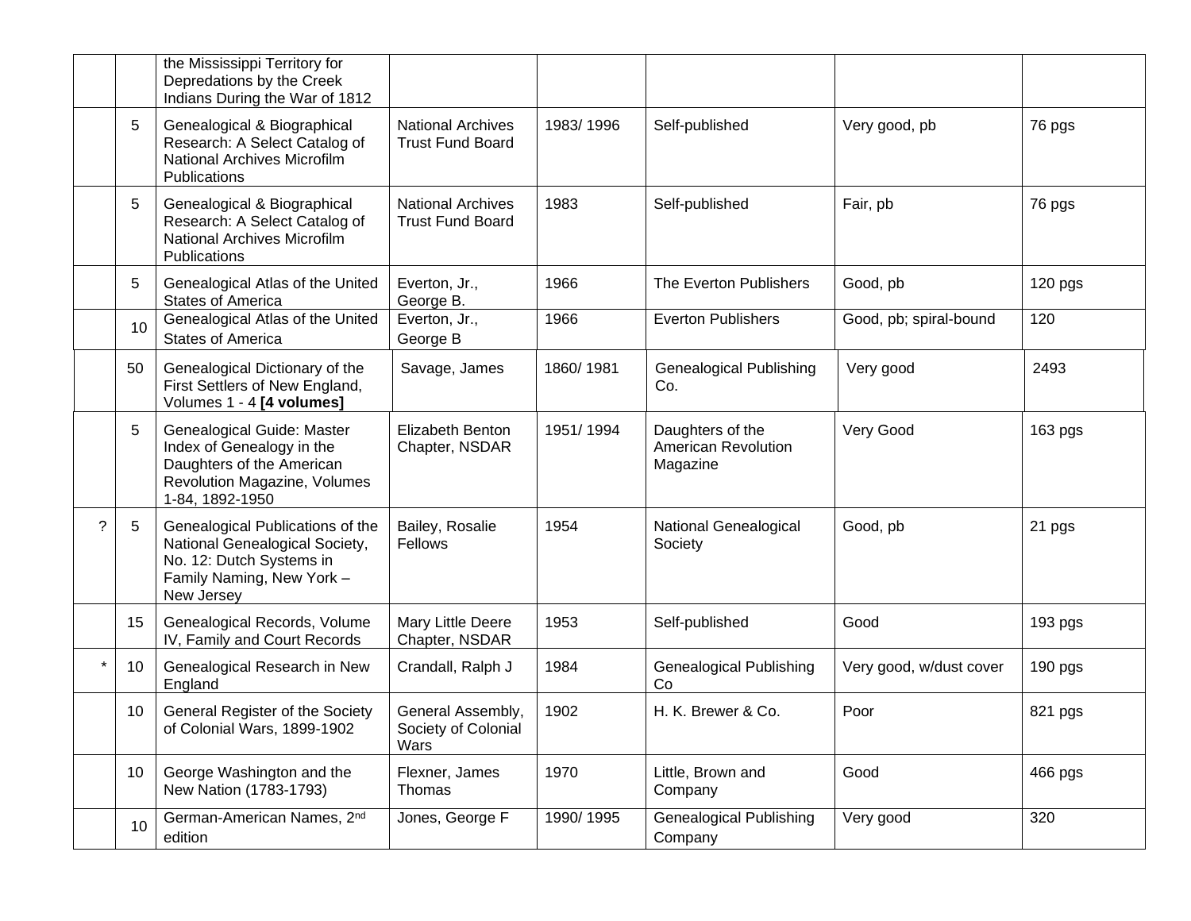| | | | | | | | |
|---|---|---|---|---|---|---|---|
| | | the Mississippi Territory for Depredations by the Creek Indians During the War of 1812 | | | | | |
| | 5 | Genealogical & Biographical Research: A Select Catalog of National Archives Microfilm Publications | National Archives Trust Fund Board | 1983/ 1996 | Self-published | Very good, pb | 76 pgs |
| | 5 | Genealogical & Biographical Research: A Select Catalog of National Archives Microfilm Publications | National Archives Trust Fund Board | 1983 | Self-published | Fair, pb | 76 pgs |
| | 5 | Genealogical Atlas of the United States of America | Everton, Jr., George B. | 1966 | The Everton Publishers | Good, pb | 120 pgs |
| | 10 | Genealogical Atlas of the United States of America | Everton, Jr., George B | 1966 | Everton Publishers | Good, pb; spiral-bound | 120 |
| | 50 | Genealogical Dictionary of the First Settlers of New England, Volumes 1 - 4 **[4 volumes]** | Savage, James | 1860/ 1981 | Genealogical Publishing Co. | Very good | 2493 |
| | 5 | Genealogical Guide: Master Index of Genealogy in the Daughters of the American Revolution Magazine, Volumes 1-84, 1892-1950 | Elizabeth Benton Chapter, NSDAR | 1951/ 1994 | Daughters of the American Revolution Magazine | Very Good | 163 pgs |
| ? | 5 | Genealogical Publications of the National Genealogical Society, No. 12: Dutch Systems in Family Naming, New York – New Jersey | Bailey, Rosalie Fellows | 1954 | National Genealogical Society | Good, pb | 21 pgs |
| | 15 | Genealogical Records, Volume IV, Family and Court Records | Mary Little Deere Chapter, NSDAR | 1953 | Self-published | Good | 193 pgs |
| * | 10 | Genealogical Research in New England | Crandall, Ralph J | 1984 | Genealogical Publishing Co | Very good, w/dust cover | 190 pgs |
| | 10 | General Register of the Society of Colonial Wars, 1899-1902 | General Assembly, Society of Colonial Wars | 1902 | H. K. Brewer & Co. | Poor | 821 pgs |
| | 10 | George Washington and the New Nation (1783-1793) | Flexner, James Thomas | 1970 | Little, Brown and Company | Good | 466 pgs |
| | 10 | German-American Names, 2nd edition | Jones, George F | 1990/ 1995 | Genealogical Publishing Company | Very good | 320 |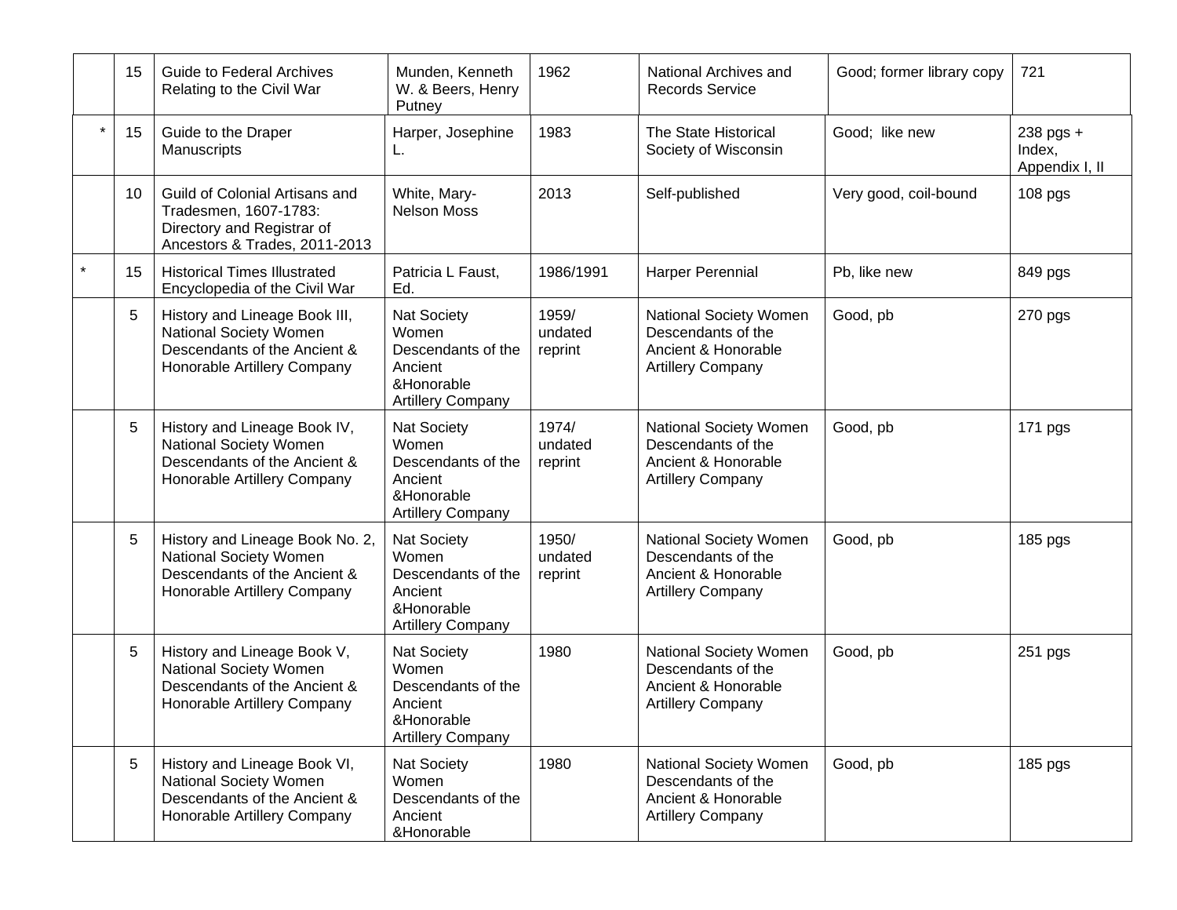| | | | | | | | |
|---|---|---|---|---|---|---|---|
| | 15 | Guide to Federal Archives Relating to the Civil War | Munden, Kenneth W. & Beers, Henry Putney | 1962 | National Archives and Records Service | Good; former library copy | 721 |
| * | 15 | Guide to the Draper Manuscripts | Harper, Josephine L. | 1983 | The State Historical Society of Wisconsin | Good; like new | 238 pgs + Index, Appendix I, II |
| | 10 | Guild of Colonial Artisans and Tradesmen, 1607-1783: Directory and Registrar of Ancestors & Trades, 2011-2013 | White, Mary-Nelson Moss | 2013 | Self-published | Very good, coil-bound | 108 pgs |
| * | 15 | Historical Times Illustrated Encyclopedia of the Civil War | Patricia L Faust, Ed. | 1986/1991 | Harper Perennial | Pb, like new | 849 pgs |
| | 5 | History and Lineage Book III, National Society Women Descendants of the Ancient & Honorable Artillery Company | Nat Society Women Descendants of the Ancient &Honorable Artillery Company | 1959/ undated reprint | National Society Women Descendants of the Ancient & Honorable Artillery Company | Good, pb | 270 pgs |
| | 5 | History and Lineage Book IV, National Society Women Descendants of the Ancient & Honorable Artillery Company | Nat Society Women Descendants of the Ancient &Honorable Artillery Company | 1974/ undated reprint | National Society Women Descendants of the Ancient & Honorable Artillery Company | Good, pb | 171 pgs |
| | 5 | History and Lineage Book No. 2, National Society Women Descendants of the Ancient & Honorable Artillery Company | Nat Society Women Descendants of the Ancient &Honorable Artillery Company | 1950/ undated reprint | National Society Women Descendants of the Ancient & Honorable Artillery Company | Good, pb | 185 pgs |
| | 5 | History and Lineage Book V, National Society Women Descendants of the Ancient & Honorable Artillery Company | Nat Society Women Descendants of the Ancient &Honorable Artillery Company | 1980 | National Society Women Descendants of the Ancient & Honorable Artillery Company | Good, pb | 251 pgs |
| | 5 | History and Lineage Book VI, National Society Women Descendants of the Ancient & Honorable Artillery Company | Nat Society Women Descendants of the Ancient &Honorable | 1980 | National Society Women Descendants of the Ancient & Honorable Artillery Company | Good, pb | 185 pgs |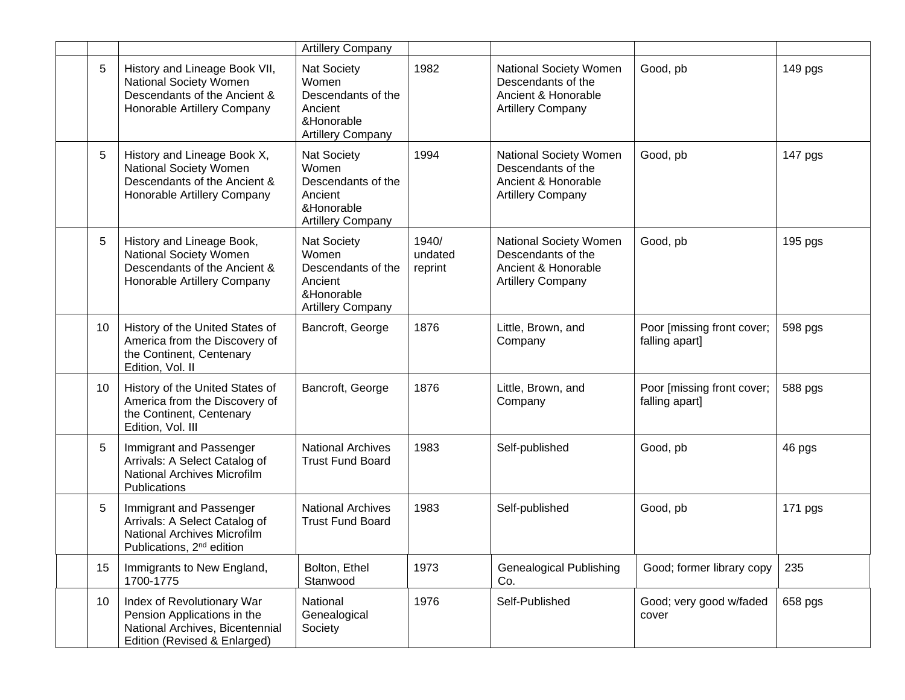| | | | Artillery Company | | | | |
|---|---|---|---|---|---|---|---|
| | 5 | History and Lineage Book VII, National Society Women Descendants of the Ancient & Honorable Artillery Company | Nat Society Women Descendants of the Ancient &Honorable Artillery Company | 1982 | National Society Women Descendants of the Ancient & Honorable Artillery Company | Good, pb | 149 pgs |
| | 5 | History and Lineage Book X, National Society Women Descendants of the Ancient & Honorable Artillery Company | Nat Society Women Descendants of the Ancient &Honorable Artillery Company | 1994 | National Society Women Descendants of the Ancient & Honorable Artillery Company | Good, pb | 147 pgs |
| | 5 | History and Lineage Book, National Society Women Descendants of the Ancient & Honorable Artillery Company | Nat Society Women Descendants of the Ancient &Honorable Artillery Company | 1940/ undated reprint | National Society Women Descendants of the Ancient & Honorable Artillery Company | Good, pb | 195 pgs |
| | 10 | History of the United States of America from the Discovery of the Continent, Centenary Edition, Vol. II | Bancroft, George | 1876 | Little, Brown, and Company | Poor [missing front cover; falling apart] | 598 pgs |
| | 10 | History of the United States of America from the Discovery of the Continent, Centenary Edition, Vol. III | Bancroft, George | 1876 | Little, Brown, and Company | Poor [missing front cover; falling apart] | 588 pgs |
| | 5 | Immigrant and Passenger Arrivals: A Select Catalog of National Archives Microfilm Publications | National Archives Trust Fund Board | 1983 | Self-published | Good, pb | 46 pgs |
| | 5 | Immigrant and Passenger Arrivals: A Select Catalog of National Archives Microfilm Publications, 2nd edition | National Archives Trust Fund Board | 1983 | Self-published | Good, pb | 171 pgs |
| | 15 | Immigrants to New England, 1700-1775 | Bolton, Ethel Stanwood | 1973 | Genealogical Publishing Co. | Good; former library copy | 235 |
| | 10 | Index of Revolutionary War Pension Applications in the National Archives, Bicentennial Edition (Revised & Enlarged) | National Genealogical Society | 1976 | Self-Published | Good; very good w/faded cover | 658 pgs |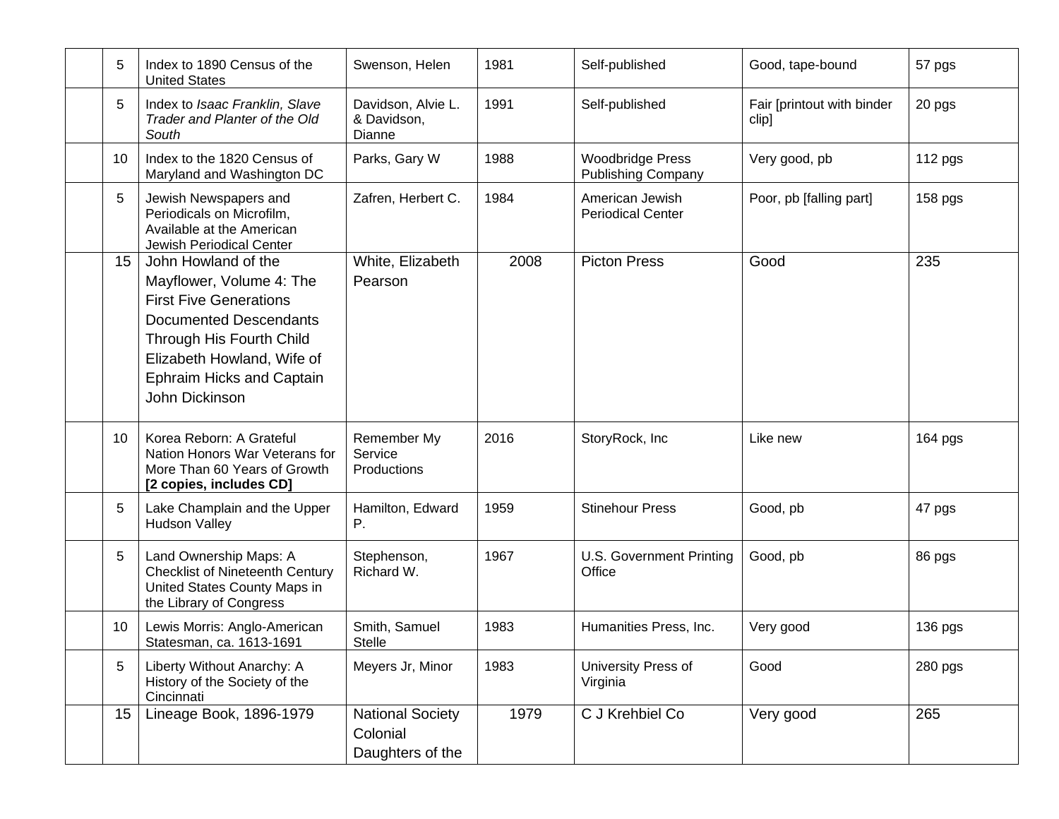| | | | | | | | |
|---|---|---|---|---|---|---|---|
| | 5 | Index to 1890 Census of the United States | Swenson, Helen | 1981 | Self-published | Good, tape-bound | 57 pgs |
| | 5 | Index to *Isaac Franklin, Slave Trader and Planter of the Old South* | Davidson, Alvie L. & Davidson, Dianne | 1991 | Self-published | Fair [printout with binder clip] | 20 pgs |
| | 10 | Index to the 1820 Census of Maryland and Washington DC | Parks, Gary W | 1988 | Woodbridge Press Publishing Company | Very good, pb | 112 pgs |
| | 5 | Jewish Newspapers and Periodicals on Microfilm, Available at the American Jewish Periodical Center | Zafren, Herbert C. | 1984 | American Jewish Periodical Center | Poor, pb [falling part] | 158 pgs |
| | 15 | John Howland of the Mayflower, Volume 4: The First Five Generations Documented Descendants Through His Fourth Child Elizabeth Howland, Wife of Ephraim Hicks and Captain John Dickinson | White, Elizabeth Pearson | 2008 | Picton Press | Good | 235 |
| | 10 | Korea Reborn: A Grateful Nation Honors War Veterans for More Than 60 Years of Growth **[2 copies, includes CD]** | Remember My Service Productions | 2016 | StoryRock, Inc | Like new | 164 pgs |
| | 5 | Lake Champlain and the Upper Hudson Valley | Hamilton, Edward P. | 1959 | Stinehour Press | Good, pb | 47 pgs |
| | 5 | Land Ownership Maps: A Checklist of Nineteenth Century United States County Maps in the Library of Congress | Stephenson, Richard W. | 1967 | U.S. Government Printing Office | Good, pb | 86 pgs |
| | 10 | Lewis Morris: Anglo-American Statesman, ca. 1613-1691 | Smith, Samuel Stelle | 1983 | Humanities Press, Inc. | Very good | 136 pgs |
| | 5 | Liberty Without Anarchy: A History of the Society of the Cincinnati | Meyers Jr, Minor | 1983 | University Press of Virginia | Good | 280 pgs |
| | 15 | Lineage Book, 1896-1979 | National Society Colonial Daughters of the | 1979 | C J Krehbiel Co | Very good | 265 |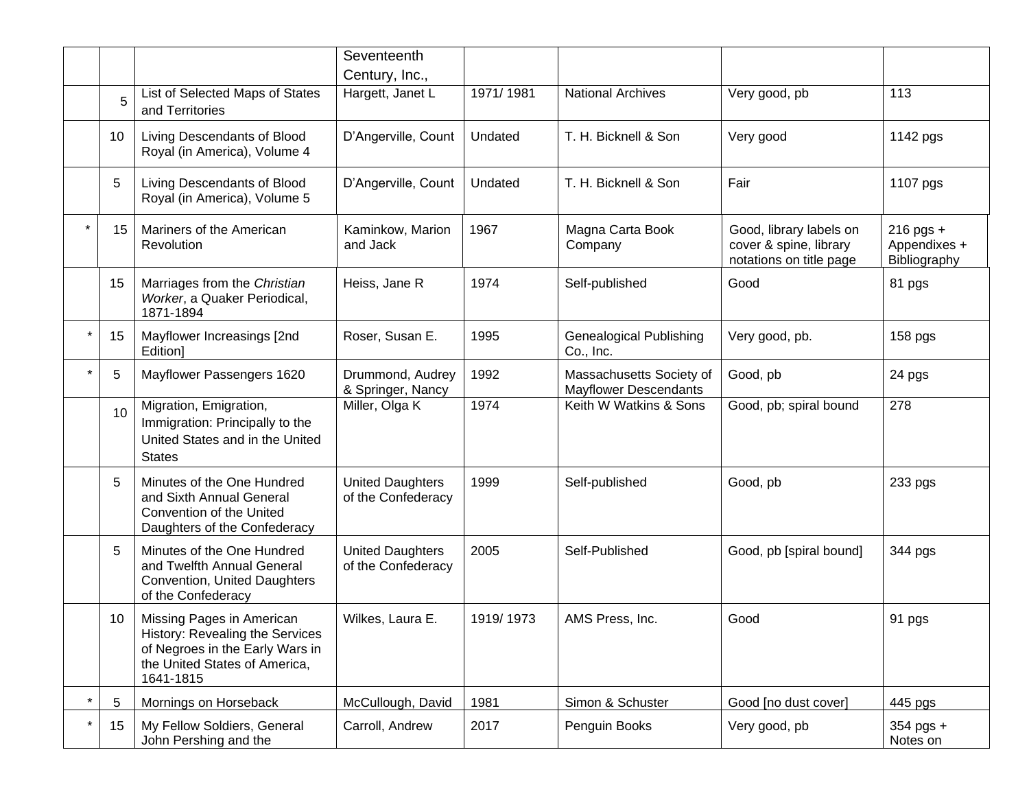| | | | Seventeenth Century, Inc., | | | | |
|---|---|---|---|---|---|---|---|
| | 5 | List of Selected Maps of States and Territories | Hargett, Janet L | 1971/ 1981 | National Archives | Very good, pb | 113 |
| | 10 | Living Descendants of Blood Royal (in America), Volume 4 | D'Angerville, Count | Undated | T. H. Bicknell & Son | Very good | 1142 pgs |
| | 5 | Living Descendants of Blood Royal (in America), Volume 5 | D'Angerville, Count | Undated | T. H. Bicknell & Son | Fair | 1107 pgs |
| * | 15 | Mariners of the American Revolution | Kaminkow, Marion and Jack | 1967 | Magna Carta Book Company | Good, library labels on cover & spine, library notations on title page | 216 pgs + Appendixes + Bibliography |
| | 15 | Marriages from the *Christian Worker*, a Quaker Periodical, 1871-1894 | Heiss, Jane R | 1974 | Self-published | Good | 81 pgs |
| * | 15 | Mayflower Increasings [2nd Edition] | Roser, Susan E. | 1995 | Genealogical Publishing Co., Inc. | Very good, pb. | 158 pgs |
| * | 5 | Mayflower Passengers 1620 | Drummond, Audrey & Springer, Nancy | 1992 | Massachusetts Society of Mayflower Descendants | Good, pb | 24 pgs |
| | 10 | Migration, Emigration, Immigration: Principally to the United States and in the United States | Miller, Olga K | 1974 | Keith W Watkins & Sons | Good, pb; spiral bound | 278 |
| | 5 | Minutes of the One Hundred and Sixth Annual General Convention of the United Daughters of the Confederacy | United Daughters of the Confederacy | 1999 | Self-published | Good, pb | 233 pgs |
| | 5 | Minutes of the One Hundred and Twelfth Annual General Convention, United Daughters of the Confederacy | United Daughters of the Confederacy | 2005 | Self-Published | Good, pb [spiral bound] | 344 pgs |
| | 10 | Missing Pages in American History: Revealing the Services of Negroes in the Early Wars in the United States of America, 1641-1815 | Wilkes, Laura E. | 1919/ 1973 | AMS Press, Inc. | Good | 91 pgs |
| * | 5 | Mornings on Horseback | McCullough, David | 1981 | Simon & Schuster | Good [no dust cover] | 445 pgs |
| * | 15 | My Fellow Soldiers, General John Pershing and the | Carroll, Andrew | 2017 | Penguin Books | Very good, pb | 354 pgs + Notes on |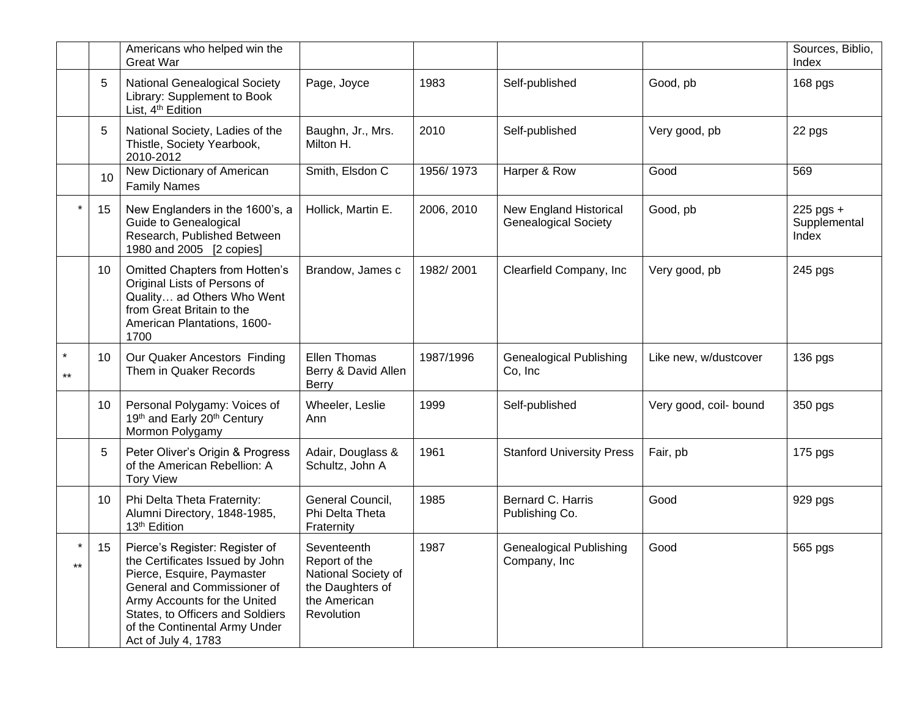| | | | | | | | |
|---|---|---|---|---|---|---|---|
| | | Americans who helped win the Great War | | | | | Sources, Biblio, Index |
| | 5 | National Genealogical Society Library: Supplement to Book List, 4th Edition | Page, Joyce | 1983 | Self-published | Good, pb | 168 pgs |
| | 5 | National Society, Ladies of the Thistle, Society Yearbook, 2010-2012 | Baughn, Jr., Mrs. Milton H. | 2010 | Self-published | Very good, pb | 22 pgs |
| | 10 | New Dictionary of American Family Names | Smith, Elsdon C | 1956/ 1973 | Harper & Row | Good | 569 |
| * | 15 | New Englanders in the 1600's, a Guide to Genealogical Research, Published Between 1980 and 2005 [2 copies] | Hollick, Martin E. | 2006, 2010 | New England Historical Genealogical Society | Good, pb | 225 pgs + Supplemental Index |
| | 10 | Omitted Chapters from Hotten's Original Lists of Persons of Quality… ad Others Who Went from Great Britain to the American Plantations, 1600-1700 | Brandow, James c | 1982/ 2001 | Clearfield Company, Inc | Very good, pb | 245 pgs |
| * ** | 10 | Our Quaker Ancestors Finding Them in Quaker Records | Ellen Thomas Berry & David Allen Berry | 1987/1996 | Genealogical Publishing Co, Inc | Like new, w/dustcover | 136 pgs |
| | 10 | Personal Polygamy: Voices of 19th and Early 20th Century Mormon Polygamy | Wheeler, Leslie Ann | 1999 | Self-published | Very good, coil- bound | 350 pgs |
| | 5 | Peter Oliver's Origin & Progress of the American Rebellion: A Tory View | Adair, Douglass & Schultz, John A | 1961 | Stanford University Press | Fair, pb | 175 pgs |
| | 10 | Phi Delta Theta Fraternity: Alumni Directory, 1848-1985, 13th Edition | General Council, Phi Delta Theta Fraternity | 1985 | Bernard C. Harris Publishing Co. | Good | 929 pgs |
| * ** | 15 | Pierce's Register: Register of the Certificates Issued by John Pierce, Esquire, Paymaster General and Commissioner of Army Accounts for the United States, to Officers and Soldiers of the Continental Army Under Act of July 4, 1783 | Seventeenth Report of the National Society of the Daughters of the American Revolution | 1987 | Genealogical Publishing Company, Inc | Good | 565 pgs |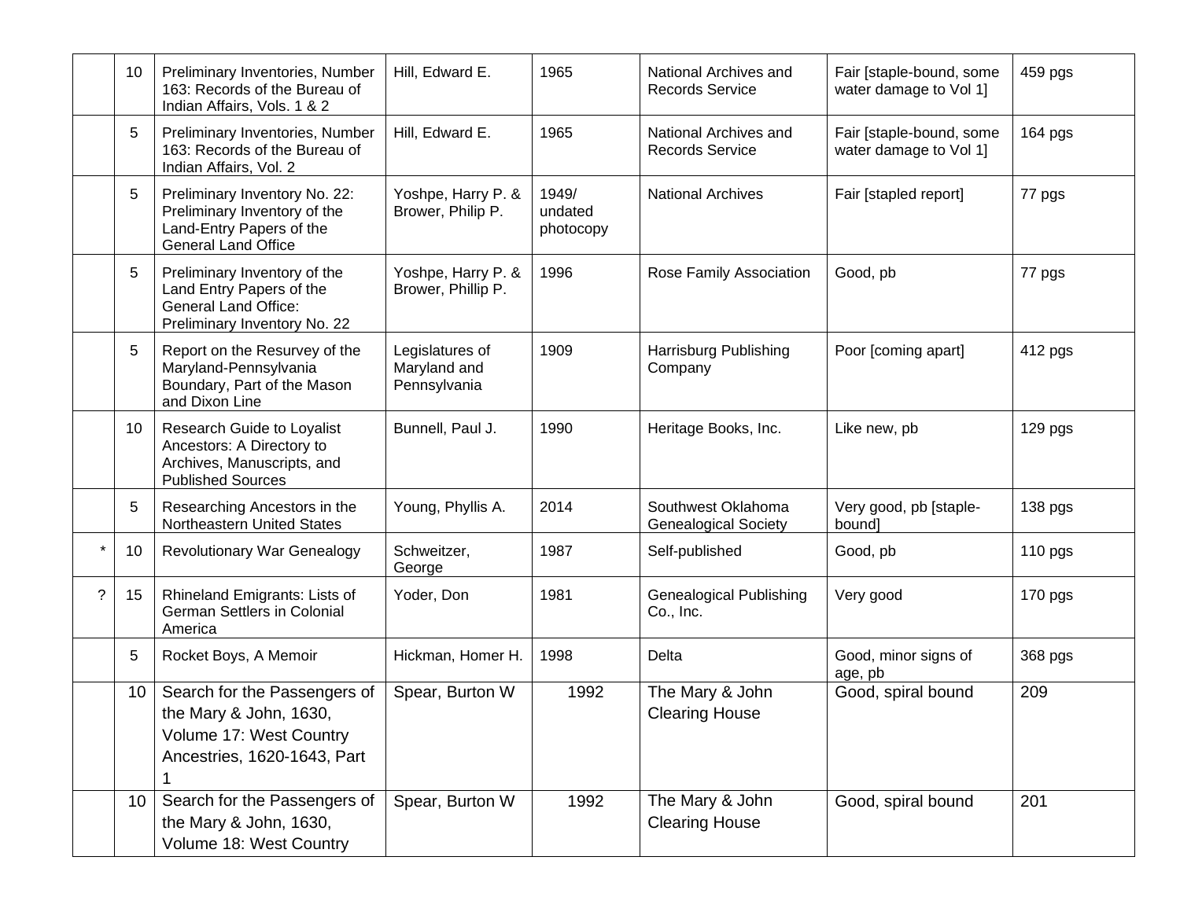|  | 10 | Preliminary Inventories, Number 163: Records of the Bureau of Indian Affairs, Vols. 1 & 2 | Hill, Edward E. | 1965 | National Archives and Records Service | Fair [staple-bound, some water damage to Vol 1] | 459 pgs |
|---|---|---|---|---|---|---|---|
|  | 5 | Preliminary Inventories, Number 163: Records of the Bureau of Indian Affairs, Vol. 2 | Hill, Edward E. | 1965 | National Archives and Records Service | Fair [staple-bound, some water damage to Vol 1] | 164 pgs |
|  | 5 | Preliminary Inventory No. 22: Preliminary Inventory of the Land-Entry Papers of the General Land Office | Yoshpe, Harry P. & Brower, Philip P. | 1949/ undated photocopy | National Archives | Fair [stapled report] | 77 pgs |
|  | 5 | Preliminary Inventory of the Land Entry Papers of the General Land Office: Preliminary Inventory No. 22 | Yoshpe, Harry P. & Brower, Phillip P. | 1996 | Rose Family Association | Good, pb | 77 pgs |
|  | 5 | Report on the Resurvey of the Maryland-Pennsylvania Boundary, Part of the Mason and Dixon Line | Legislatures of Maryland and Pennsylvania | 1909 | Harrisburg Publishing Company | Poor [coming apart] | 412 pgs |
|  | 10 | Research Guide to Loyalist Ancestors: A Directory to Archives, Manuscripts, and Published Sources | Bunnell, Paul J. | 1990 | Heritage Books, Inc. | Like new, pb | 129 pgs |
|  | 5 | Researching Ancestors in the Northeastern United States | Young, Phyllis A. | 2014 | Southwest Oklahoma Genealogical Society | Very good, pb [staple-bound] | 138 pgs |
| * | 10 | Revolutionary War Genealogy | Schweitzer, George | 1987 | Self-published | Good, pb | 110 pgs |
| ? | 15 | Rhineland Emigrants: Lists of German Settlers in Colonial America | Yoder, Don | 1981 | Genealogical Publishing Co., Inc. | Very good | 170 pgs |
|  | 5 | Rocket Boys, A Memoir | Hickman, Homer H. | 1998 | Delta | Good, minor signs of age, pb | 368 pgs |
|  | 10 | Search for the Passengers of the Mary & John, 1630, Volume 17: West Country Ancestries, 1620-1643, Part 1 | Spear, Burton W | 1992 | The Mary & John Clearing House | Good, spiral bound | 209 |
|  | 10 | Search for the Passengers of the Mary & John, 1630, Volume 18: West Country | Spear, Burton W | 1992 | The Mary & John Clearing House | Good, spiral bound | 201 |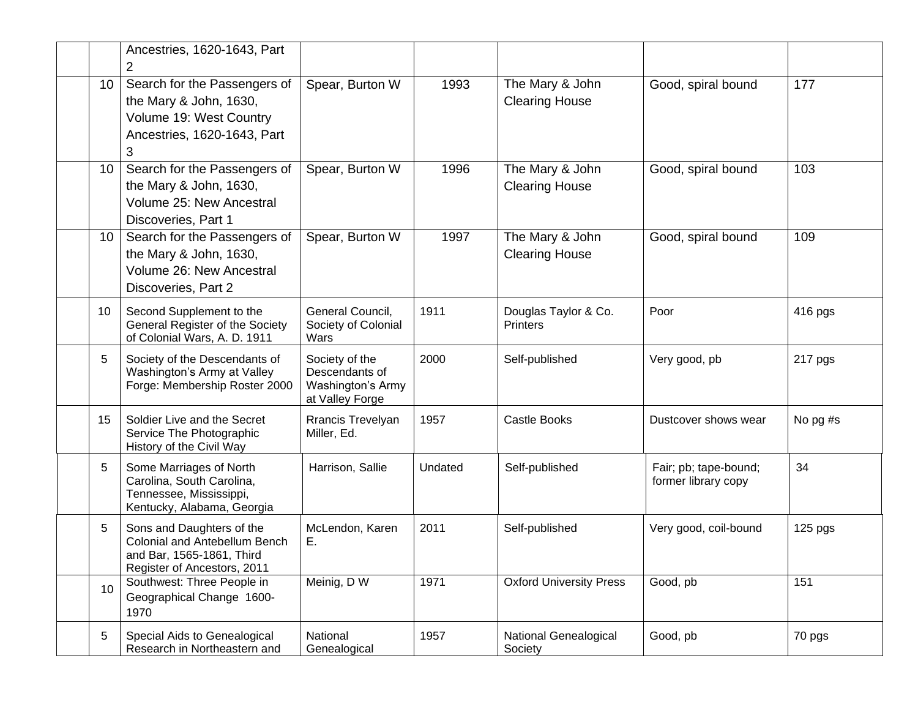| | | | | | | | |
|---|---|---|---|---|---|---|---|
| | | Ancestries, 1620-1643, Part 2 | | | | | |
| | 10 | Search for the Passengers of the Mary & John, 1630, Volume 19: West Country Ancestries, 1620-1643, Part 3 | Spear, Burton W | 1993 | The Mary & John Clearing House | Good, spiral bound | 177 |
| | 10 | Search for the Passengers of the Mary & John, 1630, Volume 25: New Ancestral Discoveries, Part 1 | Spear, Burton W | 1996 | The Mary & John Clearing House | Good, spiral bound | 103 |
| | 10 | Search for the Passengers of the Mary & John, 1630, Volume 26: New Ancestral Discoveries, Part 2 | Spear, Burton W | 1997 | The Mary & John Clearing House | Good, spiral bound | 109 |
| | 10 | Second Supplement to the General Register of the Society of Colonial Wars, A. D. 1911 | General Council, Society of Colonial Wars | 1911 | Douglas Taylor & Co. Printers | Poor | 416 pgs |
| | 5 | Society of the Descendants of Washington's Army at Valley Forge: Membership Roster 2000 | Society of the Descendants of Washington's Army at Valley Forge | 2000 | Self-published | Very good, pb | 217 pgs |
| | 15 | Soldier Live and the Secret Service The Photographic History of the Civil Way | Rrancis Trevelyan Miller, Ed. | 1957 | Castle Books | Dustcover shows wear | No pg #s |
| | 5 | Some Marriages of North Carolina, South Carolina, Tennessee, Mississippi, Kentucky, Alabama, Georgia | Harrison, Sallie | Undated | Self-published | Fair; pb; tape-bound; former library copy | 34 |
| | 5 | Sons and Daughters of the Colonial and Antebellum Bench and Bar, 1565-1861, Third Register of Ancestors, 2011 | McLendon, Karen E. | 2011 | Self-published | Very good, coil-bound | 125 pgs |
| | 10 | Southwest: Three People in Geographical Change 1600-1970 | Meinig, D W | 1971 | Oxford University Press | Good, pb | 151 |
| | 5 | Special Aids to Genealogical Research in Northeastern and | National Genealogical | 1957 | National Genealogical Society | Good, pb | 70 pgs |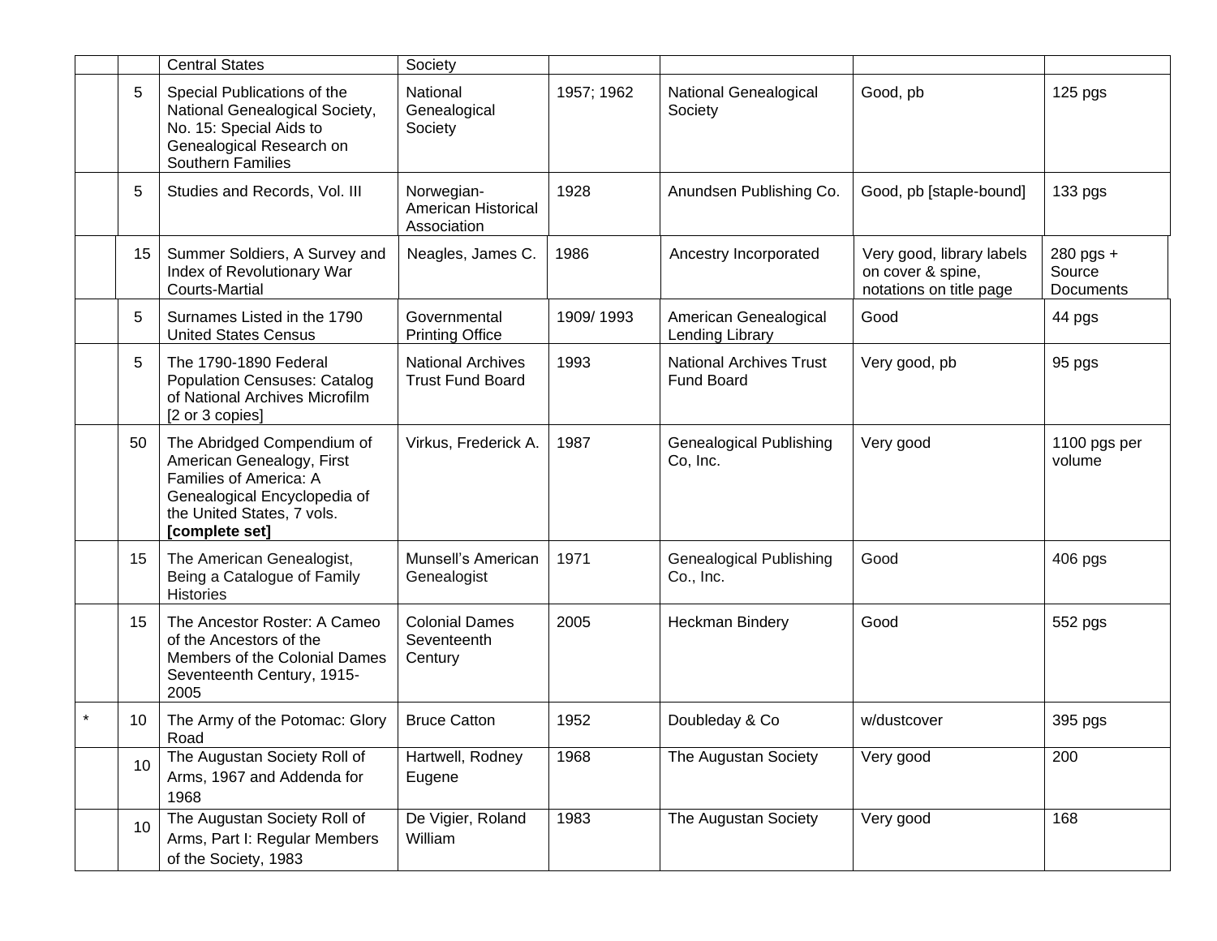| | | Central States | Society | | | | |
|---|---|---|---|---|---|---|---|
| | 5 | Special Publications of the National Genealogical Society, No. 15: Special Aids to Genealogical Research on Southern Families | National Genealogical Society | 1957; 1962 | National Genealogical Society | Good, pb | 125 pgs |
| | 5 | Studies and Records, Vol. III | Norwegian-American Historical Association | 1928 | Anundsen Publishing Co. | Good, pb [staple-bound] | 133 pgs |
| | 15 | Summer Soldiers, A Survey and Index of Revolutionary War Courts-Martial | Neagles, James C. | 1986 | Ancestry Incorporated | Very good, library labels on cover & spine, notations on title page | 280 pgs + Source Documents |
| | 5 | Surnames Listed in the 1790 United States Census | Governmental Printing Office | 1909/ 1993 | American Genealogical Lending Library | Good | 44 pgs |
| | 5 | The 1790-1890 Federal Population Censuses: Catalog of National Archives Microfilm [2 or 3 copies] | National Archives Trust Fund Board | 1993 | National Archives Trust Fund Board | Very good, pb | 95 pgs |
| | 50 | The Abridged Compendium of American Genealogy, First Families of America: A Genealogical Encyclopedia of the United States, 7 vols. **[complete set]** | Virkus, Frederick A. | 1987 | Genealogical Publishing Co, Inc. | Very good | 1100 pgs per volume |
| | 15 | The American Genealogist, Being a Catalogue of Family Histories | Munsell's American Genealogist | 1971 | Genealogical Publishing Co., Inc. | Good | 406 pgs |
| | 15 | The Ancestor Roster: A Cameo of the Ancestors of the Members of the Colonial Dames Seventeenth Century, 1915-2005 | Colonial Dames Seventeenth Century | 2005 | Heckman Bindery | Good | 552 pgs |
| * | 10 | The Army of the Potomac: Glory Road | Bruce Catton | 1952 | Doubleday & Co | w/dustcover | 395 pgs |
| | 10 | The Augustan Society Roll of Arms, 1967 and Addenda for 1968 | Hartwell, Rodney Eugene | 1968 | The Augustan Society | Very good | 200 |
| | 10 | The Augustan Society Roll of Arms, Part I: Regular Members of the Society, 1983 | De Vigier, Roland William | 1983 | The Augustan Society | Very good | 168 |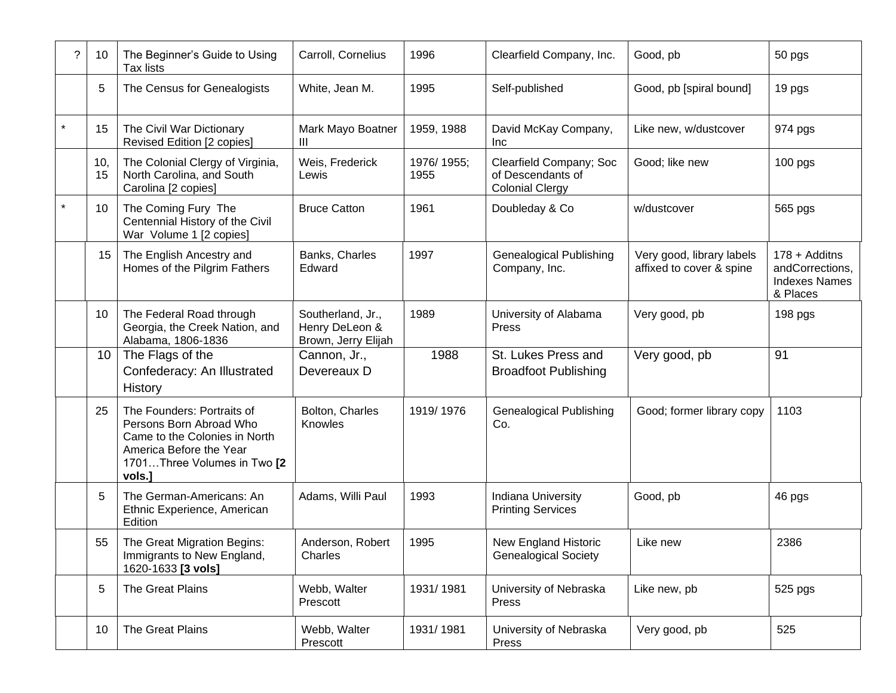| ? | 10 | The Beginner's Guide to Using Tax lists | Carroll, Cornelius | 1996 | Clearfield Company, Inc. | Good, pb | 50 pgs |
|---|---|---|---|---|---|---|---|
| | 5 | The Census for Genealogists | White, Jean M. | 1995 | Self-published | Good, pb [spiral bound] | 19 pgs |
| * | 15 | The Civil War Dictionary Revised Edition [2 copies] | Mark Mayo Boatner III | 1959, 1988 | David McKay Company, Inc | Like new, w/dustcover | 974 pgs |
| | 10, 15 | The Colonial Clergy of Virginia, North Carolina, and South Carolina [2 copies] | Weis, Frederick Lewis | 1976/ 1955; 1955 | Clearfield Company; Soc of Descendants of Colonial Clergy | Good; like new | 100 pgs |
| * | 10 | The Coming Fury  The Centennial History of the Civil War  Volume 1 [2 copies] | Bruce Catton | 1961 | Doubleday & Co | w/dustcover | 565 pgs |
| | 15 | The English Ancestry and Homes of the Pilgrim Fathers | Banks, Charles Edward | 1997 | Genealogical Publishing Company, Inc. | Very good, library labels affixed to cover & spine | 178 + Additns andCorrections, Indexes Names & Places |
| | 10 | The Federal Road through Georgia, the Creek Nation, and Alabama, 1806-1836 | Southerland, Jr., Henry DeLeon & Brown, Jerry Elijah | 1989 | University of Alabama Press | Very good, pb | 198 pgs |
| | 10 | The Flags of the Confederacy: An Illustrated History | Cannon, Jr., Devereaux D | 1988 | St. Lukes Press and Broadfoot Publishing | Very good, pb | 91 |
| | 25 | The Founders: Portraits of Persons Born Abroad Who Came to the Colonies in North America Before the Year 1701…Three Volumes in Two **[2 vols.]** | Bolton, Charles Knowles | 1919/ 1976 | Genealogical Publishing Co. | Good; former library copy | 1103 |
| | 5 | The German-Americans: An Ethnic Experience, American Edition | Adams, Willi Paul | 1993 | Indiana University Printing Services | Good, pb | 46 pgs |
| | 55 | The Great Migration Begins: Immigrants to New England, 1620-1633 **[3 vols]** | Anderson, Robert Charles | 1995 | New England Historic Genealogical Society | Like new | 2386 |
| | 5 | The Great Plains | Webb, Walter Prescott | 1931/ 1981 | University of Nebraska Press | Like new, pb | 525 pgs |
| | 10 | The Great Plains | Webb, Walter Prescott | 1931/ 1981 | University of Nebraska Press | Very good, pb | 525 |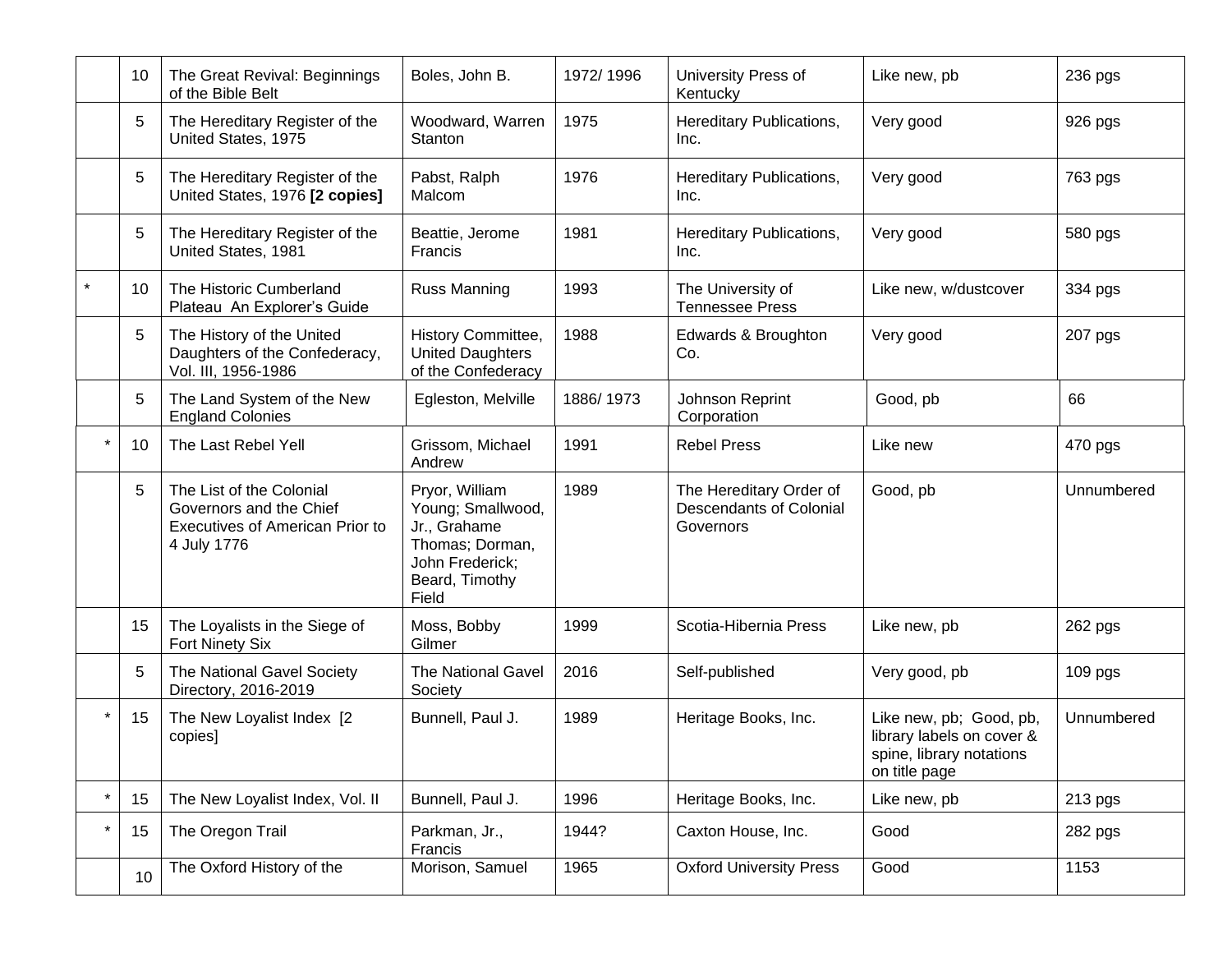|  | 10 | The Great Revival: Beginnings of the Bible Belt | Boles, John B. | 1972/ 1996 | University Press of Kentucky | Like new, pb | 236 pgs |
|---|---|---|---|---|---|---|---|
|  | 5 | The Hereditary Register of the United States, 1975 | Woodward, Warren Stanton | 1975 | Hereditary Publications, Inc. | Very good | 926 pgs |
|  | 5 | The Hereditary Register of the United States, 1976 **[2 copies]** | Pabst, Ralph Malcom | 1976 | Hereditary Publications, Inc. | Very good | 763 pgs |
|  | 5 | The Hereditary Register of the United States, 1981 | Beattie, Jerome Francis | 1981 | Hereditary Publications, Inc. | Very good | 580 pgs |
| * | 10 | The Historic Cumberland Plateau An Explorer's Guide | Russ Manning | 1993 | The University of Tennessee Press | Like new, w/dustcover | 334 pgs |
|  | 5 | The History of the United Daughters of the Confederacy, Vol. III, 1956-1986 | History Committee, United Daughters of the Confederacy | 1988 | Edwards & Broughton Co. | Very good | 207 pgs |
|  | 5 | The Land System of the New England Colonies | Egleston, Melville | 1886/ 1973 | Johnson Reprint Corporation | Good, pb | 66 |
| * | 10 | The Last Rebel Yell | Grissom, Michael Andrew | 1991 | Rebel Press | Like new | 470 pgs |
|  | 5 | The List of the Colonial Governors and the Chief Executives of American Prior to 4 July 1776 | Pryor, William Young; Smallwood, Jr., Grahame Thomas; Dorman, John Frederick; Beard, Timothy Field | 1989 | The Hereditary Order of Descendants of Colonial Governors | Good, pb | Unnumbered |
|  | 15 | The Loyalists in the Siege of Fort Ninety Six | Moss, Bobby Gilmer | 1999 | Scotia-Hibernia Press | Like new, pb | 262 pgs |
|  | 5 | The National Gavel Society Directory, 2016-2019 | The National Gavel Society | 2016 | Self-published | Very good, pb | 109 pgs |
| * | 15 | The New Loyalist Index [2 copies] | Bunnell, Paul J. | 1989 | Heritage Books, Inc. | Like new, pb; Good, pb, library labels on cover & spine, library notations on title page | Unnumbered |
| * | 15 | The New Loyalist Index, Vol. II | Bunnell, Paul J. | 1996 | Heritage Books, Inc. | Like new, pb | 213 pgs |
| * | 15 | The Oregon Trail | Parkman, Jr., Francis | 1944? | Caxton House, Inc. | Good | 282 pgs |
|  | 10 | The Oxford History of the | Morison, Samuel | 1965 | Oxford University Press | Good | 1153 |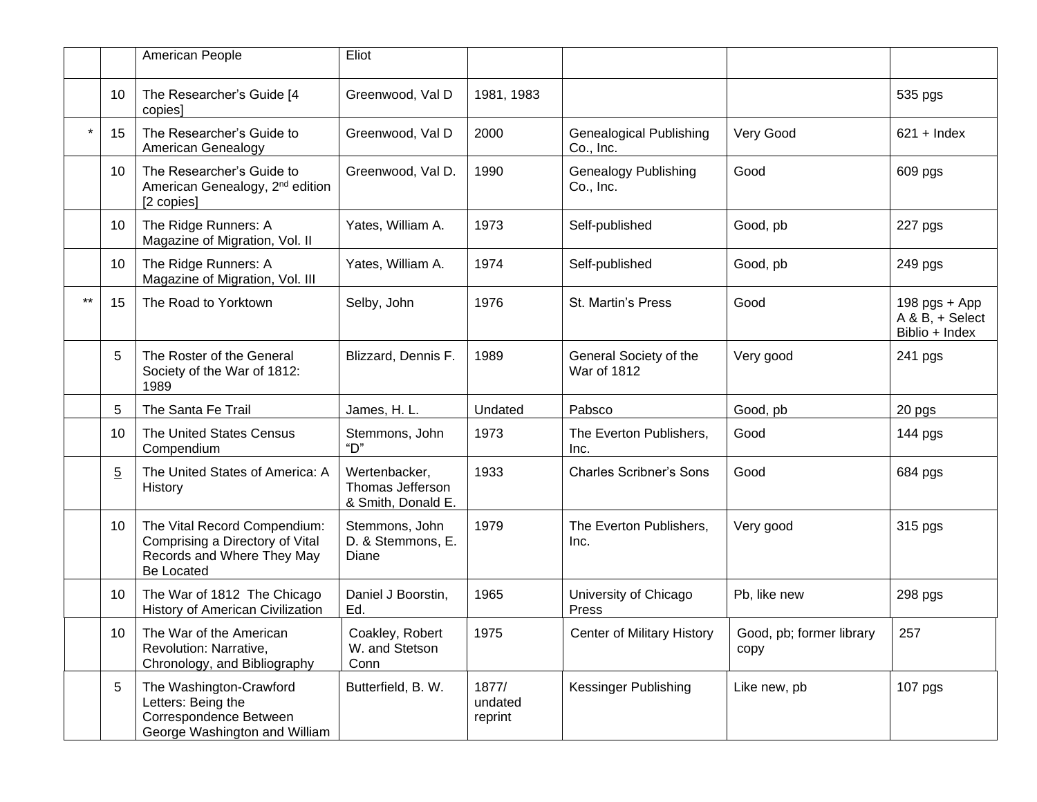| | | | | | | | |
|---|---|---|---|---|---|---|---|
| | | American People | Eliot | | | | |
| | 10 | The Researcher's Guide [4 copies] | Greenwood, Val D | 1981, 1983 | | | 535 pgs |
| * | 15 | The Researcher's Guide to American Genealogy | Greenwood, Val D | 2000 | Genealogical Publishing Co., Inc. | Very Good | 621 + Index |
| | 10 | The Researcher's Guide to American Genealogy, 2nd edition [2 copies] | Greenwood, Val D. | 1990 | Genealogy Publishing Co., Inc. | Good | 609 pgs |
| | 10 | The Ridge Runners: A Magazine of Migration, Vol. II | Yates, William A. | 1973 | Self-published | Good, pb | 227 pgs |
| | 10 | The Ridge Runners: A Magazine of Migration, Vol. III | Yates, William A. | 1974 | Self-published | Good, pb | 249 pgs |
| ** | 15 | The Road to Yorktown | Selby, John | 1976 | St. Martin's Press | Good | 198 pgs + App A & B, + Select Biblio + Index |
| | 5 | The Roster of the General Society of the War of 1812: 1989 | Blizzard, Dennis F. | 1989 | General Society of the War of 1812 | Very good | 241 pgs |
| | 5 | The Santa Fe Trail | James, H. L. | Undated | Pabsco | Good, pb | 20 pgs |
| | 10 | The United States Census Compendium | Stemmons, John "D" | 1973 | The Everton Publishers, Inc. | Good | 144 pgs |
| | 5 | The United States of America: A History | Wertenbacker, Thomas Jefferson & Smith, Donald E. | 1933 | Charles Scribner's Sons | Good | 684 pgs |
| | 10 | The Vital Record Compendium: Comprising a Directory of Vital Records and Where They May Be Located | Stemmons, John D. & Stemmons, E. Diane | 1979 | The Everton Publishers, Inc. | Very good | 315 pgs |
| | 10 | The War of 1812 The Chicago History of American Civilization | Daniel J Boorstin, Ed. | 1965 | University of Chicago Press | Pb, like new | 298 pgs |
| | 10 | The War of the American Revolution: Narrative, Chronology, and Bibliography | Coakley, Robert W. and Stetson Conn | 1975 | Center of Military History | Good, pb; former library copy | 257 |
| | 5 | The Washington-Crawford Letters: Being the Correspondence Between George Washington and William | Butterfield, B. W. | 1877/ undated reprint | Kessinger Publishing | Like new, pb | 107 pgs |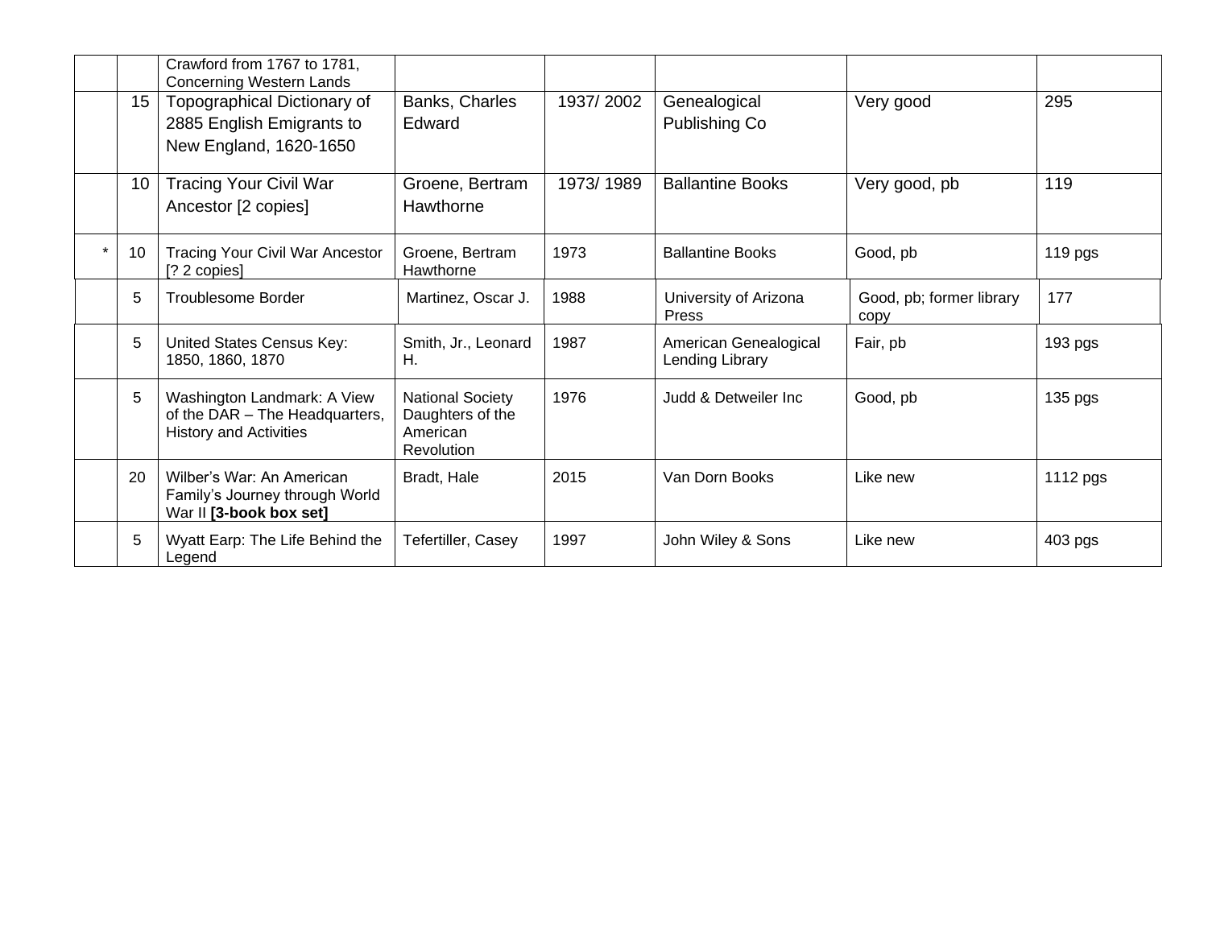| | | | | | | | |
|---|---|---|---|---|---|---|---|
| | | Crawford from 1767 to 1781, Concerning Western Lands | | | | | |
| | 15 | Topographical Dictionary of 2885 English Emigrants to New England, 1620-1650 | Banks, Charles Edward | 1937/ 2002 | Genealogical Publishing Co | Very good | 295 |
| | 10 | Tracing Your Civil War Ancestor [2 copies] | Groene, Bertram Hawthorne | 1973/ 1989 | Ballantine Books | Very good, pb | 119 |
| * | 10 | Tracing Your Civil War Ancestor [? 2 copies] | Groene, Bertram Hawthorne | 1973 | Ballantine Books | Good, pb | 119 pgs |
| | 5 | Troublesome Border | Martinez, Oscar J. | 1988 | University of Arizona Press | Good, pb; former library copy | 177 |
| | 5 | United States Census Key: 1850, 1860, 1870 | Smith, Jr., Leonard H. | 1987 | American Genealogical Lending Library | Fair, pb | 193 pgs |
| | 5 | Washington Landmark: A View of the DAR – The Headquarters, History and Activities | National Society Daughters of the American Revolution | 1976 | Judd & Detweiler Inc | Good, pb | 135 pgs |
| | 20 | Wilber's War: An American Family's Journey through World War II **[3-book box set]** | Bradt, Hale | 2015 | Van Dorn Books | Like new | 1112 pgs |
| | 5 | Wyatt Earp: The Life Behind the Legend | Tefertiller, Casey | 1997 | John Wiley & Sons | Like new | 403 pgs |